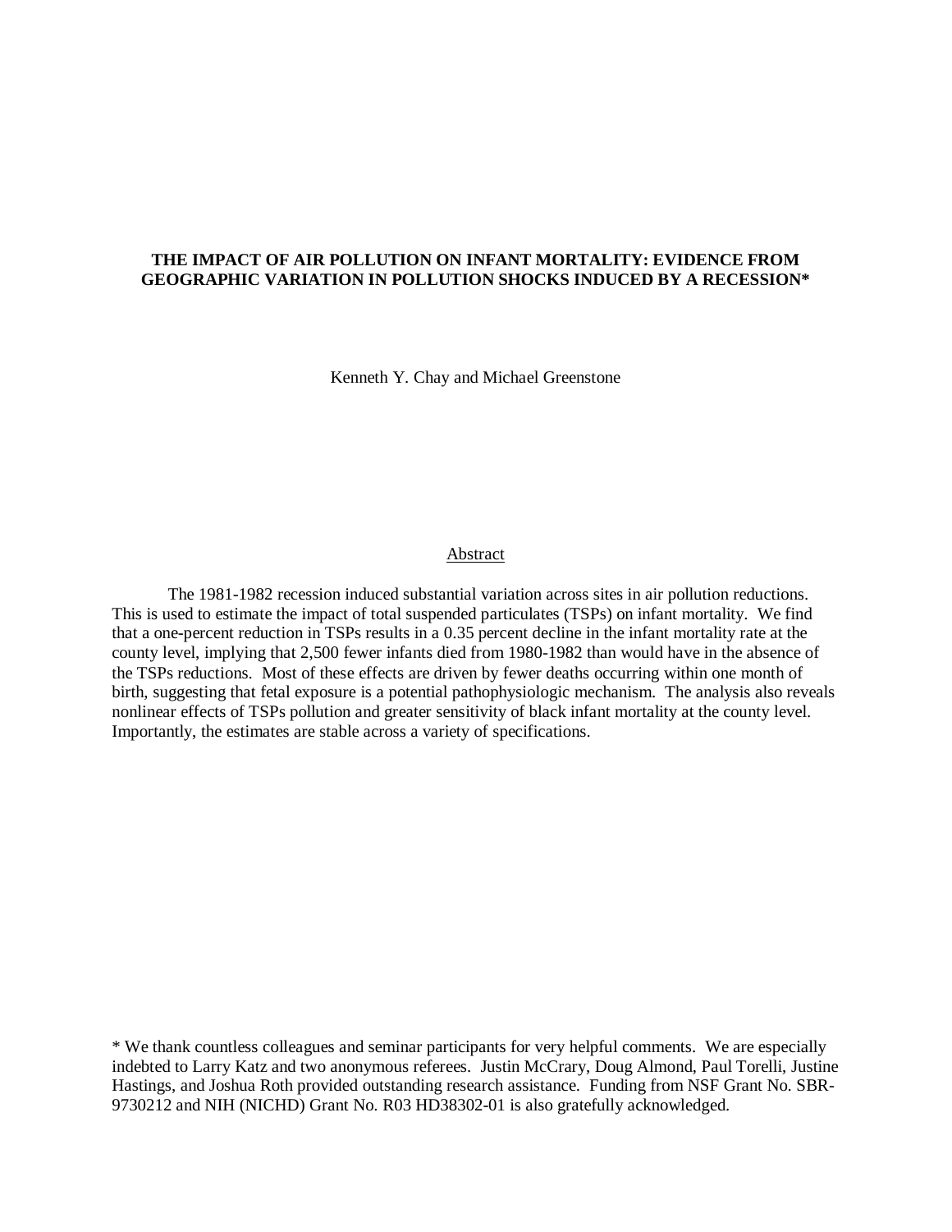# THE IMPACT OF AIR POLLUTION ON INFANT MORTALITY: EVIDENCE FROM GEOGRAPHIC VARIATION IN POLLUTION SHOCKS INDUCED BY A RECESSION*

Kenneth Y. Chay and Michael Greenstone

## Abstract

The 1981-1982 recession induced substantial variation across sites in air pollution reductions. This is used to estimate the impact of total suspended particulates (TSPs) on infant mortality. We find that a one-percent reduction in TSPs results in a 0.35 percent decline in the infant mortality rate at the county level, implying that 2,500 fewer infants died from 1980-1982 than would have in the absence of the TSPs reductions. Most of these effects are driven by fewer deaths occurring within one month of birth, suggesting that fetal exposure is a potential pathophysiologic mechanism. The analysis also reveals nonlinear effects of TSPs pollution and greater sensitivity of black infant mortality at the county level. Importantly, the estimates are stable across a variety of specifications.

\* We thank countless colleagues and seminar participants for very helpful comments. We are especially indebted to Larry Katz and two anonymous referees. Justin McCrary, Doug Almond, Paul Torelli, Justine Hastings, and Joshua Roth provided outstanding research assistance. Funding from NSF Grant No. SBR-9730212 and NIH (NICHD) Grant No. R03 HD38302-01 is also gratefully acknowledged.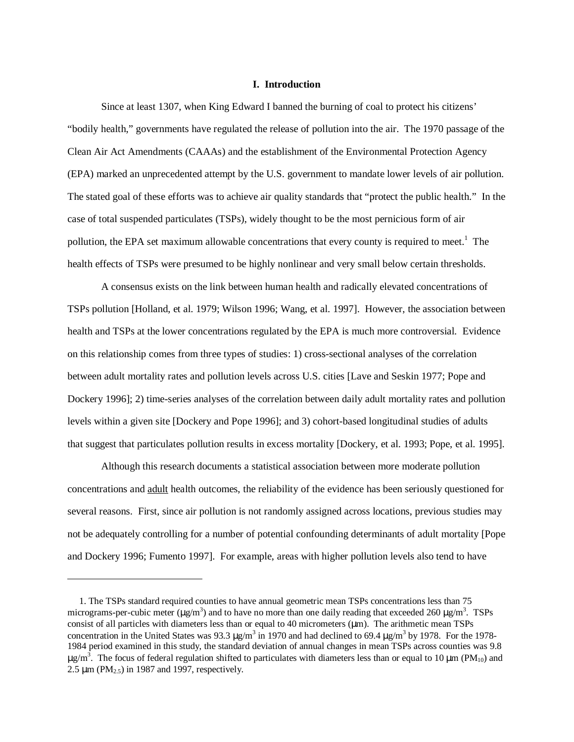## I. Introduction

Since at least 1307, when King Edward I banned the burning of coal to protect his citizens' "bodily health," governments have regulated the release of pollution into the air. The 1970 passage of the Clean Air Act Amendments (CAAAs) and the establishment of the Environmental Protection Agency (EPA) marked an unprecedented attempt by the U.S. government to mandate lower levels of air pollution. The stated goal of these efforts was to achieve air quality standards that "protect the public health." In the case of total suspended particulates (TSPs), widely thought to be the most pernicious form of air pollution, the EPA set maximum allowable concentrations that every county is required to meet.[1] The health effects of TSPs were presumed to be highly nonlinear and very small below certain thresholds.

A consensus exists on the link between human health and radically elevated concentrations of TSPs pollution [Holland, et al. 1979; Wilson 1996; Wang, et al. 1997]. However, the association between health and TSPs at the lower concentrations regulated by the EPA is much more controversial. Evidence on this relationship comes from three types of studies: 1) cross-sectional analyses of the correlation between adult mortality rates and pollution levels across U.S. cities [Lave and Seskin 1977; Pope and Dockery 1996]; 2) time-series analyses of the correlation between daily adult mortality rates and pollution levels within a given site [Dockery and Pope 1996]; and 3) cohort-based longitudinal studies of adults that suggest that particulates pollution results in excess mortality [Dockery, et al. 1993; Pope, et al. 1995].

Although this research documents a statistical association between more moderate pollution concentrations and adult health outcomes, the reliability of the evidence has been seriously questioned for several reasons. First, since air pollution is not randomly assigned across locations, previous studies may not be adequately controlling for a number of potential confounding determinants of adult mortality [Pope and Dockery 1996; Fumento 1997]. For example, areas with higher pollution levels also tend to have

---

1. The TSPs standard required counties to have annual geometric mean TSPs concentrations less than 75 micrograms-per-cubic meter ($\mu g/m^3$) and to have no more than one daily reading that exceeded 260 $\mu g/m^3$. TSPs consist of all particles with diameters less than or equal to 40 micrometers ($\mu m$). The arithmetic mean TSPs concentration in the United States was 93.3 $\mu g/m^3$ in 1970 and had declined to 69.4 $\mu g/m^3$ by 1978. For the 1978-1984 period examined in this study, the standard deviation of annual changes in mean TSPs across counties was 9.8 $\mu g/m^3$. The focus of federal regulation shifted to particulates with diameters less than or equal to 10 $\mu m$ ($PM_{10}$) and 2.5 $\mu m$ ($PM_{2.5}$) in 1987 and 1997, respectively.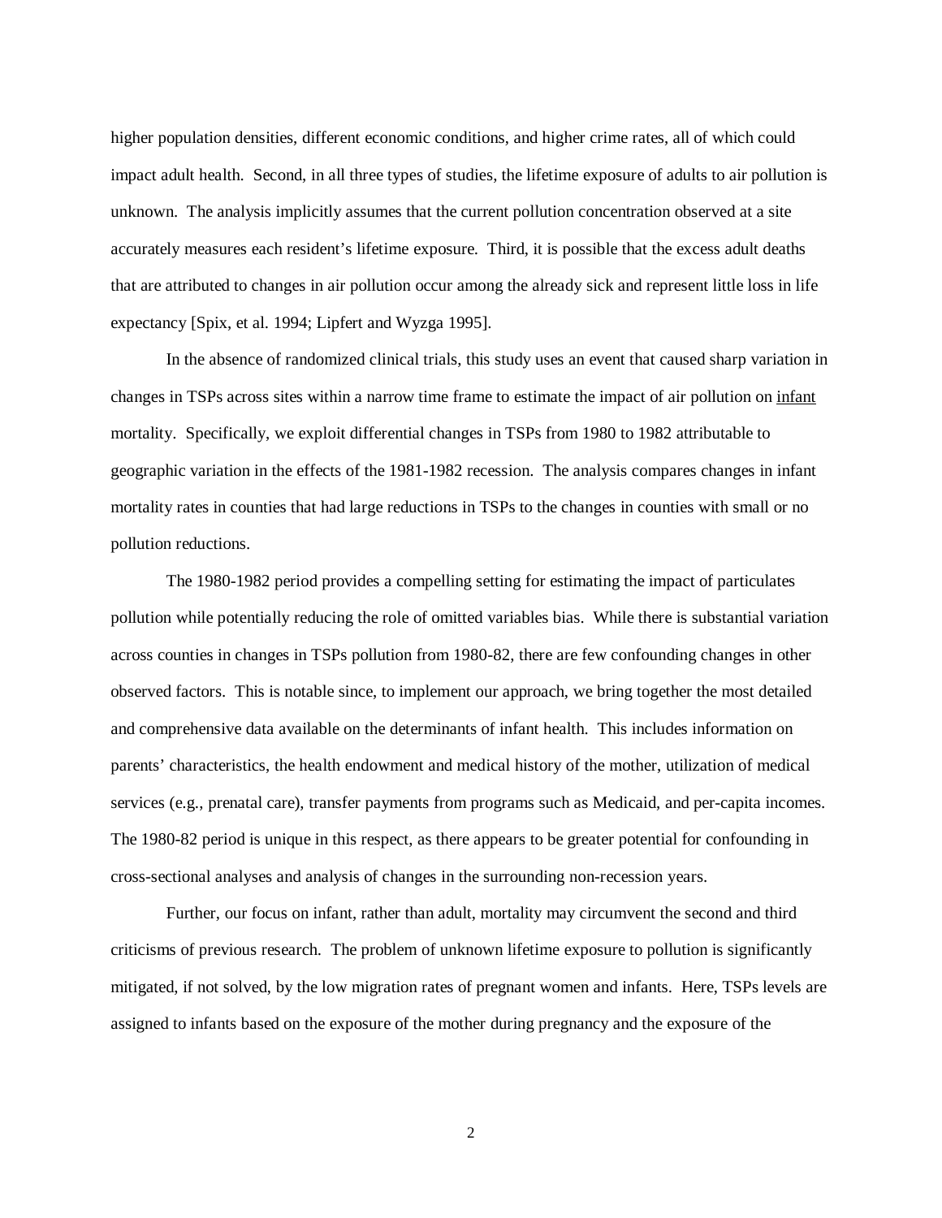higher population densities, different economic conditions, and higher crime rates, all of which could impact adult health. Second, in all three types of studies, the lifetime exposure of adults to air pollution is unknown. The analysis implicitly assumes that the current pollution concentration observed at a site accurately measures each resident's lifetime exposure. Third, it is possible that the excess adult deaths that are attributed to changes in air pollution occur among the already sick and represent little loss in life expectancy [Spix, et al. 1994; Lipfert and Wyzga 1995].

In the absence of randomized clinical trials, this study uses an event that caused sharp variation in changes in TSPs across sites within a narrow time frame to estimate the impact of air pollution on <u>infant</u> mortality. Specifically, we exploit differential changes in TSPs from 1980 to 1982 attributable to geographic variation in the effects of the 1981-1982 recession. The analysis compares changes in infant mortality rates in counties that had large reductions in TSPs to the changes in counties with small or no pollution reductions.

The 1980-1982 period provides a compelling setting for estimating the impact of particulates pollution while potentially reducing the role of omitted variables bias. While there is substantial variation across counties in changes in TSPs pollution from 1980-82, there are few confounding changes in other observed factors. This is notable since, to implement our approach, we bring together the most detailed and comprehensive data available on the determinants of infant health. This includes information on parents' characteristics, the health endowment and medical history of the mother, utilization of medical services (e.g., prenatal care), transfer payments from programs such as Medicaid, and per-capita incomes. The 1980-82 period is unique in this respect, as there appears to be greater potential for confounding in cross-sectional analyses and analysis of changes in the surrounding non-recession years.

Further, our focus on infant, rather than adult, mortality may circumvent the second and third criticisms of previous research. The problem of unknown lifetime exposure to pollution is significantly mitigated, if not solved, by the low migration rates of pregnant women and infants. Here, TSPs levels are assigned to infants based on the exposure of the mother during pregnancy and the exposure of the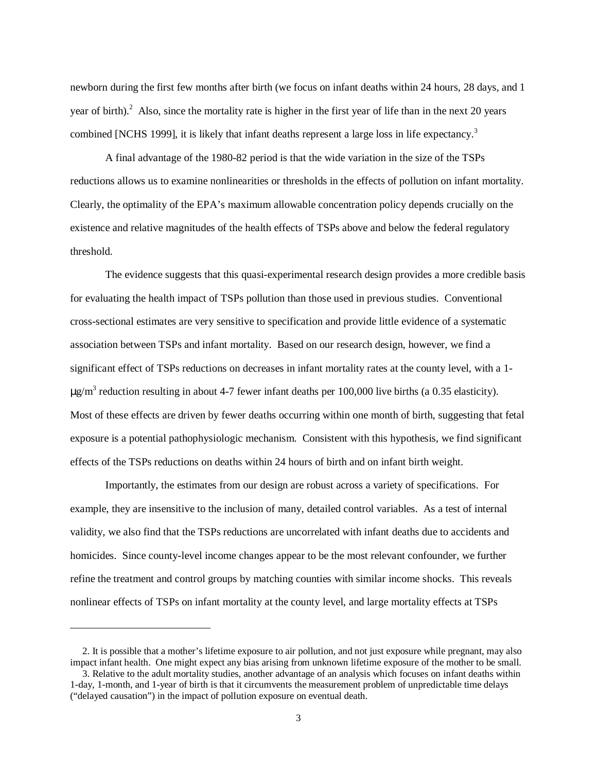newborn during the first few months after birth (we focus on infant deaths within 24 hours, 28 days, and 1 year of birth).[2] Also, since the mortality rate is higher in the first year of life than in the next 20 years combined [NCHS 1999], it is likely that infant deaths represent a large loss in life expectancy.[3]

A final advantage of the 1980-82 period is that the wide variation in the size of the TSPs reductions allows us to examine nonlinearities or thresholds in the effects of pollution on infant mortality. Clearly, the optimality of the EPA's maximum allowable concentration policy depends crucially on the existence and relative magnitudes of the health effects of TSPs above and below the federal regulatory threshold.

The evidence suggests that this quasi-experimental research design provides a more credible basis for evaluating the health impact of TSPs pollution than those used in previous studies. Conventional cross-sectional estimates are very sensitive to specification and provide little evidence of a systematic association between TSPs and infant mortality. Based on our research design, however, we find a significant effect of TSPs reductions on decreases in infant mortality rates at the county level, with a 1-$\mu g/m^3$ reduction resulting in about 4-7 fewer infant deaths per 100,000 live births (a 0.35 elasticity). Most of these effects are driven by fewer deaths occurring within one month of birth, suggesting that fetal exposure is a potential pathophysiologic mechanism. Consistent with this hypothesis, we find significant effects of the TSPs reductions on deaths within 24 hours of birth and on infant birth weight.

Importantly, the estimates from our design are robust across a variety of specifications. For example, they are insensitive to the inclusion of many, detailed control variables. As a test of internal validity, we also find that the TSPs reductions are uncorrelated with infant deaths due to accidents and homicides. Since county-level income changes appear to be the most relevant confounder, we further refine the treatment and control groups by matching counties with similar income shocks. This reveals nonlinear effects of TSPs on infant mortality at the county level, and large mortality effects at TSPs

---

2. It is possible that a mother's lifetime exposure to air pollution, and not just exposure while pregnant, may also impact infant health. One might expect any bias arising from unknown lifetime exposure of the mother to be small.

3. Relative to the adult mortality studies, another advantage of an analysis which focuses on infant deaths within 1-day, 1-month, and 1-year of birth is that it circumvents the measurement problem of unpredictable time delays ("delayed causation") in the impact of pollution exposure on eventual death.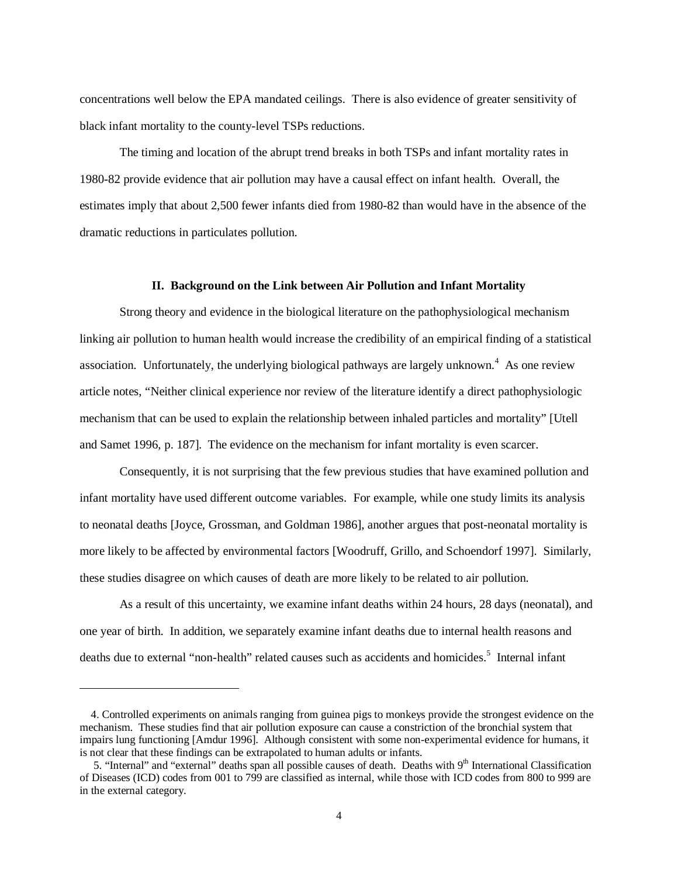concentrations well below the EPA mandated ceilings. There is also evidence of greater sensitivity of black infant mortality to the county-level TSPs reductions.

The timing and location of the abrupt trend breaks in both TSPs and infant mortality rates in 1980-82 provide evidence that air pollution may have a causal effect on infant health. Overall, the estimates imply that about 2,500 fewer infants died from 1980-82 than would have in the absence of the dramatic reductions in particulates pollution.

## II. Background on the Link between Air Pollution and Infant Mortality

Strong theory and evidence in the biological literature on the pathophysiological mechanism linking air pollution to human health would increase the credibility of an empirical finding of a statistical association. Unfortunately, the underlying biological pathways are largely unknown.[4] As one review article notes, "Neither clinical experience nor review of the literature identify a direct pathophysiologic mechanism that can be used to explain the relationship between inhaled particles and mortality" [Utell and Samet 1996, p. 187]. The evidence on the mechanism for infant mortality is even scarcer.

Consequently, it is not surprising that the few previous studies that have examined pollution and infant mortality have used different outcome variables. For example, while one study limits its analysis to neonatal deaths [Joyce, Grossman, and Goldman 1986], another argues that post-neonatal mortality is more likely to be affected by environmental factors [Woodruff, Grillo, and Schoendorf 1997]. Similarly, these studies disagree on which causes of death are more likely to be related to air pollution.

As a result of this uncertainty, we examine infant deaths within 24 hours, 28 days (neonatal), and one year of birth. In addition, we separately examine infant deaths due to internal health reasons and deaths due to external "non-health" related causes such as accidents and homicides.[5] Internal infant

---

4. Controlled experiments on animals ranging from guinea pigs to monkeys provide the strongest evidence on the mechanism. These studies find that air pollution exposure can cause a constriction of the bronchial system that impairs lung functioning [Amdur 1996]. Although consistent with some non-experimental evidence for humans, it is not clear that these findings can be extrapolated to human adults or infants.

5. "Internal" and "external" deaths span all possible causes of death. Deaths with 9th International Classification of Diseases (ICD) codes from 001 to 799 are classified as internal, while those with ICD codes from 800 to 999 are in the external category.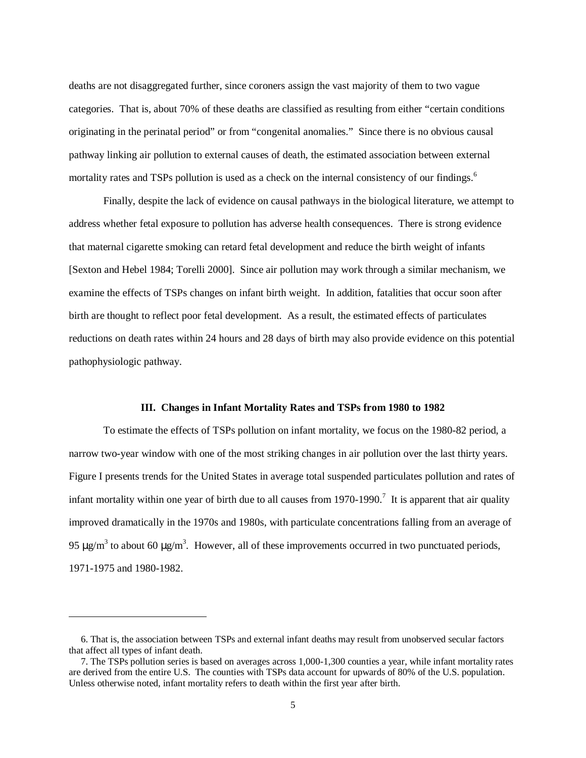deaths are not disaggregated further, since coroners assign the vast majority of them to two vague categories. That is, about 70% of these deaths are classified as resulting from either "certain conditions originating in the perinatal period" or from "congenital anomalies." Since there is no obvious causal pathway linking air pollution to external causes of death, the estimated association between external mortality rates and TSPs pollution is used as a check on the internal consistency of our findings.[6]

Finally, despite the lack of evidence on causal pathways in the biological literature, we attempt to address whether fetal exposure to pollution has adverse health consequences. There is strong evidence that maternal cigarette smoking can retard fetal development and reduce the birth weight of infants [Sexton and Hebel 1984; Torelli 2000]. Since air pollution may work through a similar mechanism, we examine the effects of TSPs changes on infant birth weight. In addition, fatalities that occur soon after birth are thought to reflect poor fetal development. As a result, the estimated effects of particulates reductions on death rates within 24 hours and 28 days of birth may also provide evidence on this potential pathophysiologic pathway.

### III. Changes in Infant Mortality Rates and TSPs from 1980 to 1982

To estimate the effects of TSPs pollution on infant mortality, we focus on the 1980-82 period, a narrow two-year window with one of the most striking changes in air pollution over the last thirty years. Figure I presents trends for the United States in average total suspended particulates pollution and rates of infant mortality within one year of birth due to all causes from 1970-1990.[7] It is apparent that air quality improved dramatically in the 1970s and 1980s, with particulate concentrations falling from an average of 95 $\mu g/m^3$ to about 60 $\mu g/m^3$. However, all of these improvements occurred in two punctuated periods, 1971-1975 and 1980-1982.

---

6. That is, the association between TSPs and external infant deaths may result from unobserved secular factors that affect all types of infant death.

7. The TSPs pollution series is based on averages across 1,000-1,300 counties a year, while infant mortality rates are derived from the entire U.S. The counties with TSPs data account for upwards of 80% of the U.S. population. Unless otherwise noted, infant mortality refers to death within the first year after birth.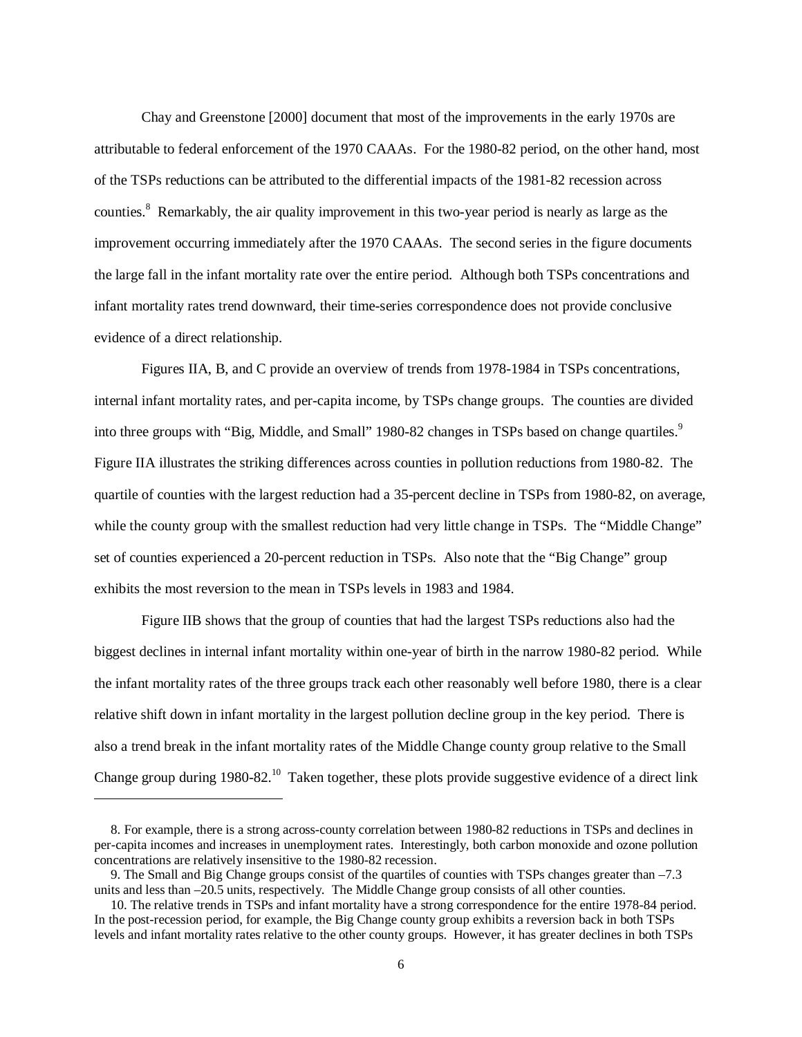Chay and Greenstone [2000] document that most of the improvements in the early 1970s are attributable to federal enforcement of the 1970 CAAAs. For the 1980-82 period, on the other hand, most of the TSPs reductions can be attributed to the differential impacts of the 1981-82 recession across counties.[8] Remarkably, the air quality improvement in this two-year period is nearly as large as the improvement occurring immediately after the 1970 CAAAs. The second series in the figure documents the large fall in the infant mortality rate over the entire period. Although both TSPs concentrations and infant mortality rates trend downward, their time-series correspondence does not provide conclusive evidence of a direct relationship.

Figures IIA, B, and C provide an overview of trends from 1978-1984 in TSPs concentrations, internal infant mortality rates, and per-capita income, by TSPs change groups. The counties are divided into three groups with "Big, Middle, and Small" 1980-82 changes in TSPs based on change quartiles.[9] Figure IIA illustrates the striking differences across counties in pollution reductions from 1980-82. The quartile of counties with the largest reduction had a 35-percent decline in TSPs from 1980-82, on average, while the county group with the smallest reduction had very little change in TSPs. The "Middle Change" set of counties experienced a 20-percent reduction in TSPs. Also note that the "Big Change" group exhibits the most reversion to the mean in TSPs levels in 1983 and 1984.

Figure IIB shows that the group of counties that had the largest TSPs reductions also had the biggest declines in internal infant mortality within one-year of birth in the narrow 1980-82 period. While the infant mortality rates of the three groups track each other reasonably well before 1980, there is a clear relative shift down in infant mortality in the largest pollution decline group in the key period. There is also a trend break in the infant mortality rates of the Middle Change county group relative to the Small Change group during 1980-82.[10] Taken together, these plots provide suggestive evidence of a direct link

---

8. For example, there is a strong across-county correlation between 1980-82 reductions in TSPs and declines in per-capita incomes and increases in unemployment rates. Interestingly, both carbon monoxide and ozone pollution concentrations are relatively insensitive to the 1980-82 recession.

9. The Small and Big Change groups consist of the quartiles of counties with TSPs changes greater than –7.3 units and less than –20.5 units, respectively. The Middle Change group consists of all other counties.

10. The relative trends in TSPs and infant mortality have a strong correspondence for the entire 1978-84 period. In the post-recession period, for example, the Big Change county group exhibits a reversion back in both TSPs levels and infant mortality rates relative to the other county groups. However, it has greater declines in both TSPs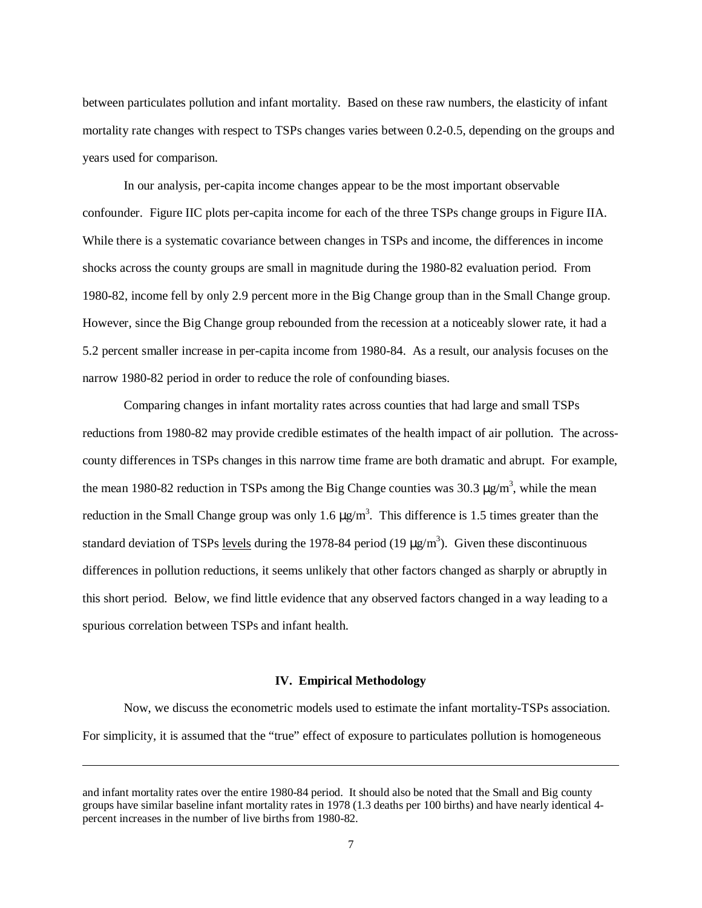between particulates pollution and infant mortality. Based on these raw numbers, the elasticity of infant mortality rate changes with respect to TSPs changes varies between 0.2-0.5, depending on the groups and years used for comparison.

In our analysis, per-capita income changes appear to be the most important observable confounder. Figure IIC plots per-capita income for each of the three TSPs change groups in Figure IIA. While there is a systematic covariance between changes in TSPs and income, the differences in income shocks across the county groups are small in magnitude during the 1980-82 evaluation period. From 1980-82, income fell by only 2.9 percent more in the Big Change group than in the Small Change group. However, since the Big Change group rebounded from the recession at a noticeably slower rate, it had a 5.2 percent smaller increase in per-capita income from 1980-84. As a result, our analysis focuses on the narrow 1980-82 period in order to reduce the role of confounding biases.

Comparing changes in infant mortality rates across counties that had large and small TSPs reductions from 1980-82 may provide credible estimates of the health impact of air pollution. The across-county differences in TSPs changes in this narrow time frame are both dramatic and abrupt. For example, the mean 1980-82 reduction in TSPs among the Big Change counties was 30.3 $\mu g/m^3$, while the mean reduction in the Small Change group was only 1.6 $\mu g/m^3$. This difference is 1.5 times greater than the standard deviation of TSPs levels during the 1978-84 period (19 $\mu g/m^3$). Given these discontinuous differences in pollution reductions, it seems unlikely that other factors changed as sharply or abruptly in this short period. Below, we find little evidence that any observed factors changed in a way leading to a spurious correlation between TSPs and infant health.

## IV. Empirical Methodology

Now, we discuss the econometric models used to estimate the infant mortality-TSPs association. For simplicity, it is assumed that the "true" effect of exposure to particulates pollution is homogeneous

---

and infant mortality rates over the entire 1980-84 period. It should also be noted that the Small and Big county groups have similar baseline infant mortality rates in 1978 (1.3 deaths per 100 births) and have nearly identical 4-percent increases in the number of live births from 1980-82.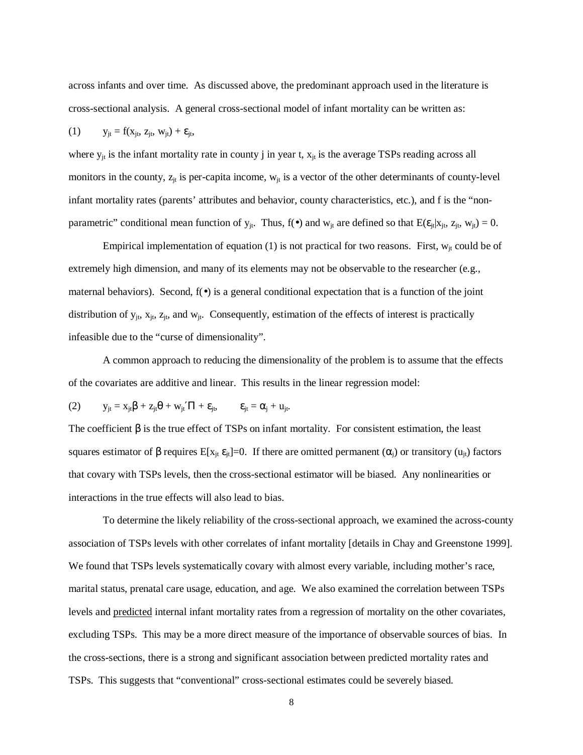across infants and over time. As discussed above, the predominant approach used in the literature is cross-sectional analysis. A general cross-sectional model of infant mortality can be written as:

$$(1) \qquad y_{jt} = f(x_{jt}, z_{jt}, w_{jt}) + \varepsilon_{jt},$$

where $y_{jt}$ is the infant mortality rate in county j in year t, $x_{jt}$ is the average TSPs reading across all monitors in the county, $z_{jt}$ is per-capita income, $w_{jt}$ is a vector of the other determinants of county-level infant mortality rates (parents' attributes and behavior, county characteristics, etc.), and f is the "non-parametric" conditional mean function of $y_{jt}$. Thus, $f(\bullet)$ and $w_{jt}$ are defined so that $E(\varepsilon_{jt}|x_{jt}, z_{jt}, w_{jt}) = 0$.

Empirical implementation of equation (1) is not practical for two reasons. First, $w_{jt}$ could be of extremely high dimension, and many of its elements may not be observable to the researcher (e.g., maternal behaviors). Second, $f(\bullet)$ is a general conditional expectation that is a function of the joint distribution of $y_{jt}$, $x_{jt}$, $z_{jt}$, and $w_{jt}$. Consequently, estimation of the effects of interest is practically infeasible due to the "curse of dimensionality".

A common approach to reducing the dimensionality of the problem is to assume that the effects of the covariates are additive and linear. This results in the linear regression model:

$$(2) \qquad y_{jt} = x_{jt}\beta + z_{jt}\theta + w_{jt}'\Pi + \varepsilon_{jt}, \qquad \varepsilon_{jt} = \alpha_j + u_{jt}.$$

The coefficient $\beta$ is the true effect of TSPs on infant mortality. For consistent estimation, the least squares estimator of $\beta$ requires $E[x_{jt}\,\varepsilon_{jt}]=0$. If there are omitted permanent ($\alpha_j$) or transitory ($u_{jt}$) factors that covary with TSPs levels, then the cross-sectional estimator will be biased. Any nonlinearities or interactions in the true effects will also lead to bias.

To determine the likely reliability of the cross-sectional approach, we examined the across-county association of TSPs levels with other correlates of infant mortality [details in Chay and Greenstone 1999]. We found that TSPs levels systematically covary with almost every variable, including mother's race, marital status, prenatal care usage, education, and age. We also examined the correlation between TSPs levels and predicted internal infant mortality rates from a regression of mortality on the other covariates, excluding TSPs. This may be a more direct measure of the importance of observable sources of bias. In the cross-sections, there is a strong and significant association between predicted mortality rates and TSPs. This suggests that "conventional" cross-sectional estimates could be severely biased.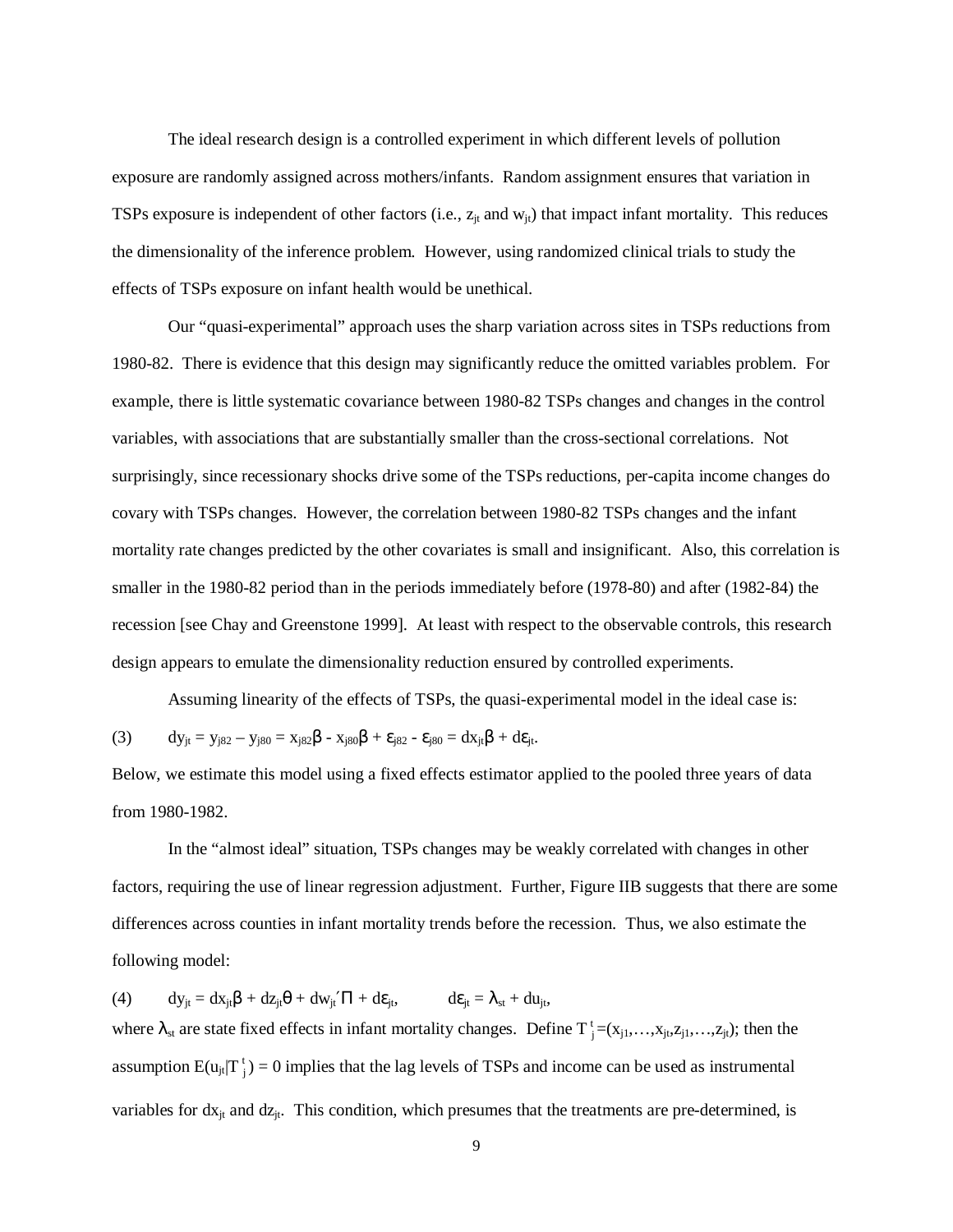The ideal research design is a controlled experiment in which different levels of pollution exposure are randomly assigned across mothers/infants. Random assignment ensures that variation in TSPs exposure is independent of other factors (i.e., $z_{jt}$ and $w_{jt}$) that impact infant mortality. This reduces the dimensionality of the inference problem. However, using randomized clinical trials to study the effects of TSPs exposure on infant health would be unethical.

Our "quasi-experimental" approach uses the sharp variation across sites in TSPs reductions from 1980-82. There is evidence that this design may significantly reduce the omitted variables problem. For example, there is little systematic covariance between 1980-82 TSPs changes and changes in the control variables, with associations that are substantially smaller than the cross-sectional correlations. Not surprisingly, since recessionary shocks drive some of the TSPs reductions, per-capita income changes do covary with TSPs changes. However, the correlation between 1980-82 TSPs changes and the infant mortality rate changes predicted by the other covariates is small and insignificant. Also, this correlation is smaller in the 1980-82 period than in the periods immediately before (1978-80) and after (1982-84) the recession [see Chay and Greenstone 1999]. At least with respect to the observable controls, this research design appears to emulate the dimensionality reduction ensured by controlled experiments.

Assuming linearity of the effects of TSPs, the quasi-experimental model in the ideal case is:

$$(3) \qquad dy_{jt} = y_{j82} - y_{j80} = x_{j82}\beta - x_{j80}\beta + \varepsilon_{j82} - \varepsilon_{j80} = dx_{jt}\beta + d\varepsilon_{jt}.$$

Below, we estimate this model using a fixed effects estimator applied to the pooled three years of data from 1980-1982.

In the "almost ideal" situation, TSPs changes may be weakly correlated with changes in other factors, requiring the use of linear regression adjustment. Further, Figure IIB suggests that there are some differences across counties in infant mortality trends before the recession. Thus, we also estimate the following model:

$$(4) \qquad dy_{jt} = dx_{jt}\beta + dz_{jt}\theta + dw_{jt}'\Pi + d\varepsilon_{jt}, \qquad d\varepsilon_{jt} = \lambda_{st} + du_{jt},$$

where $\lambda_{st}$ are state fixed effects in infant mortality changes. Define $T_j^t = (x_{j1}, \ldots, x_{jt}, z_{j1}, \ldots, z_{jt})$; then the assumption $E(u_{jt}|T_j^t) = 0$ implies that the lag levels of TSPs and income can be used as instrumental variables for $dx_{jt}$ and $dz_{jt}$. This condition, which presumes that the treatments are pre-determined, is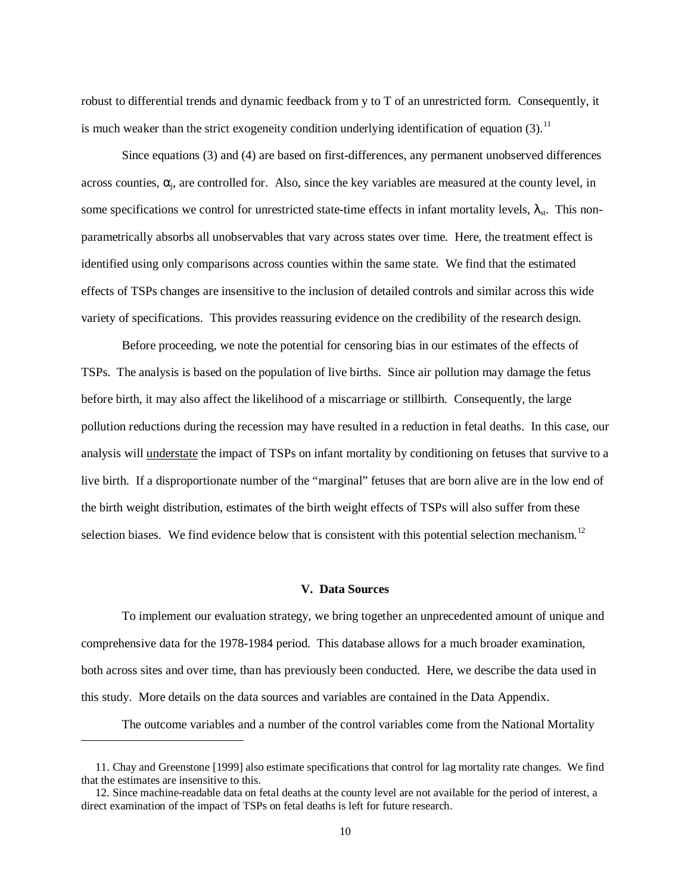robust to differential trends and dynamic feedback from y to T of an unrestricted form. Consequently, it is much weaker than the strict exogeneity condition underlying identification of equation (3).[11]

Since equations (3) and (4) are based on first-differences, any permanent unobserved differences across counties, $\alpha_j$, are controlled for. Also, since the key variables are measured at the county level, in some specifications we control for unrestricted state-time effects in infant mortality levels, $\lambda_{st}$. This non-parametrically absorbs all unobservables that vary across states over time. Here, the treatment effect is identified using only comparisons across counties within the same state. We find that the estimated effects of TSPs changes are insensitive to the inclusion of detailed controls and similar across this wide variety of specifications. This provides reassuring evidence on the credibility of the research design.

Before proceeding, we note the potential for censoring bias in our estimates of the effects of TSPs. The analysis is based on the population of live births. Since air pollution may damage the fetus before birth, it may also affect the likelihood of a miscarriage or stillbirth. Consequently, the large pollution reductions during the recession may have resulted in a reduction in fetal deaths. In this case, our analysis will understate the impact of TSPs on infant mortality by conditioning on fetuses that survive to a live birth. If a disproportionate number of the "marginal" fetuses that are born alive are in the low end of the birth weight distribution, estimates of the birth weight effects of TSPs will also suffer from these selection biases. We find evidence below that is consistent with this potential selection mechanism.[12]

## V. Data Sources

To implement our evaluation strategy, we bring together an unprecedented amount of unique and comprehensive data for the 1978-1984 period. This database allows for a much broader examination, both across sites and over time, than has previously been conducted. Here, we describe the data used in this study. More details on the data sources and variables are contained in the Data Appendix.

The outcome variables and a number of the control variables come from the National Mortality

---

11. Chay and Greenstone [1999] also estimate specifications that control for lag mortality rate changes. We find that the estimates are insensitive to this.

12. Since machine-readable data on fetal deaths at the county level are not available for the period of interest, a direct examination of the impact of TSPs on fetal deaths is left for future research.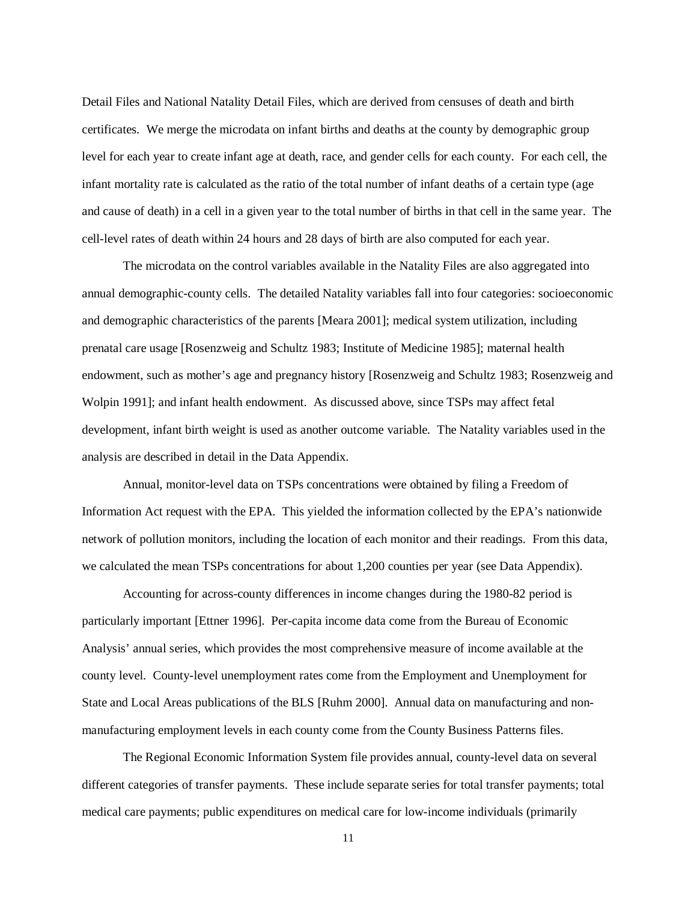Detail Files and National Natality Detail Files, which are derived from censuses of death and birth certificates. We merge the microdata on infant births and deaths at the county by demographic group level for each year to create infant age at death, race, and gender cells for each county. For each cell, the infant mortality rate is calculated as the ratio of the total number of infant deaths of a certain type (age and cause of death) in a cell in a given year to the total number of births in that cell in the same year. The cell-level rates of death within 24 hours and 28 days of birth are also computed for each year.

The microdata on the control variables available in the Natality Files are also aggregated into annual demographic-county cells. The detailed Natality variables fall into four categories: socioeconomic and demographic characteristics of the parents [Meara 2001]; medical system utilization, including prenatal care usage [Rosenzweig and Schultz 1983; Institute of Medicine 1985]; maternal health endowment, such as mother's age and pregnancy history [Rosenzweig and Schultz 1983; Rosenzweig and Wolpin 1991]; and infant health endowment. As discussed above, since TSPs may affect fetal development, infant birth weight is used as another outcome variable. The Natality variables used in the analysis are described in detail in the Data Appendix.

Annual, monitor-level data on TSPs concentrations were obtained by filing a Freedom of Information Act request with the EPA. This yielded the information collected by the EPA's nationwide network of pollution monitors, including the location of each monitor and their readings. From this data, we calculated the mean TSPs concentrations for about 1,200 counties per year (see Data Appendix).

Accounting for across-county differences in income changes during the 1980-82 period is particularly important [Ettner 1996]. Per-capita income data come from the Bureau of Economic Analysis' annual series, which provides the most comprehensive measure of income available at the county level. County-level unemployment rates come from the Employment and Unemployment for State and Local Areas publications of the BLS [Ruhm 2000]. Annual data on manufacturing and non-manufacturing employment levels in each county come from the County Business Patterns files.

The Regional Economic Information System file provides annual, county-level data on several different categories of transfer payments. These include separate series for total transfer payments; total medical care payments; public expenditures on medical care for low-income individuals (primarily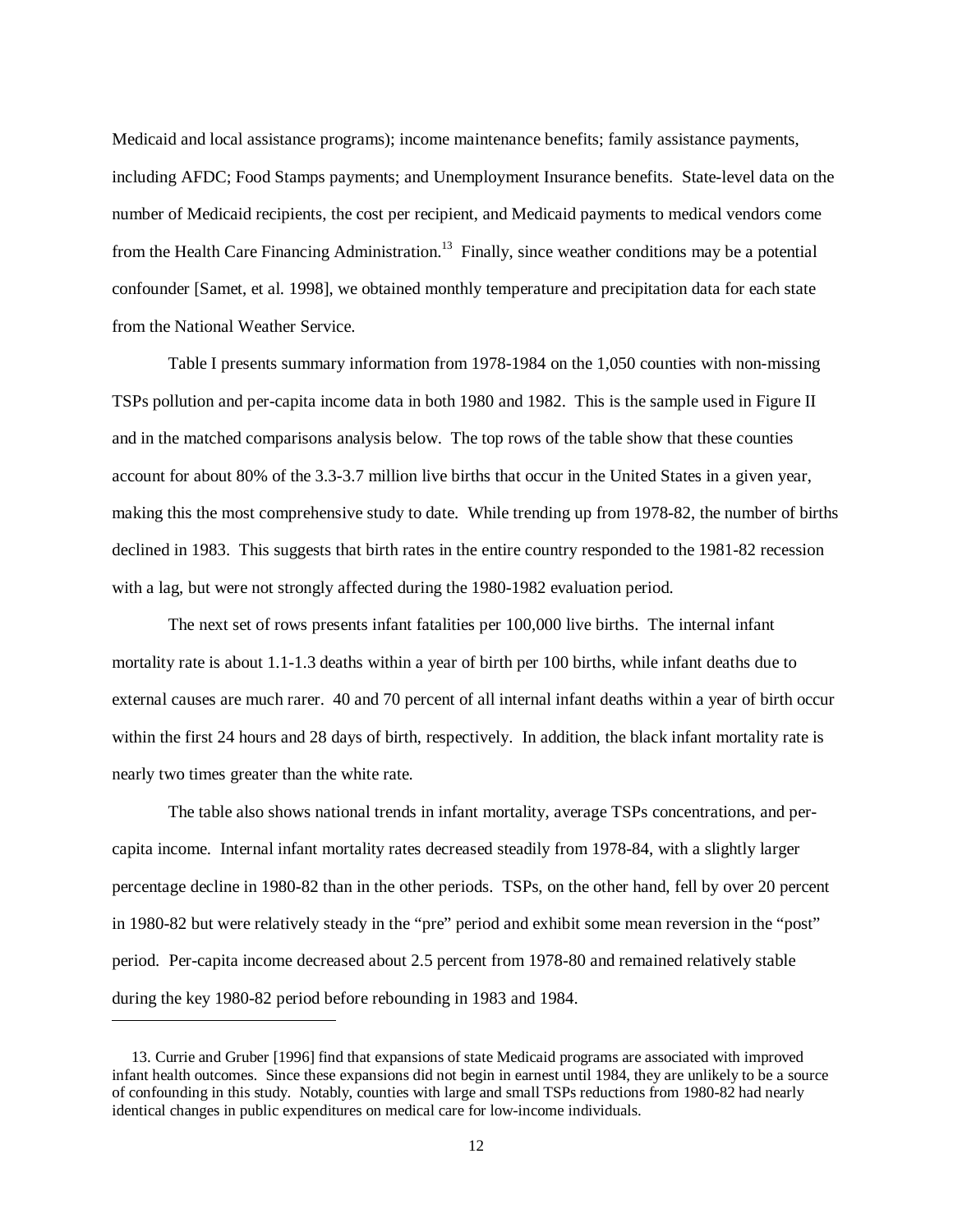Medicaid and local assistance programs); income maintenance benefits; family assistance payments, including AFDC; Food Stamps payments; and Unemployment Insurance benefits. State-level data on the number of Medicaid recipients, the cost per recipient, and Medicaid payments to medical vendors come from the Health Care Financing Administration.[13] Finally, since weather conditions may be a potential confounder [Samet, et al. 1998], we obtained monthly temperature and precipitation data for each state from the National Weather Service.

Table I presents summary information from 1978-1984 on the 1,050 counties with non-missing TSPs pollution and per-capita income data in both 1980 and 1982. This is the sample used in Figure II and in the matched comparisons analysis below. The top rows of the table show that these counties account for about 80% of the 3.3-3.7 million live births that occur in the United States in a given year, making this the most comprehensive study to date. While trending up from 1978-82, the number of births declined in 1983. This suggests that birth rates in the entire country responded to the 1981-82 recession with a lag, but were not strongly affected during the 1980-1982 evaluation period.

The next set of rows presents infant fatalities per 100,000 live births. The internal infant mortality rate is about 1.1-1.3 deaths within a year of birth per 100 births, while infant deaths due to external causes are much rarer. 40 and 70 percent of all internal infant deaths within a year of birth occur within the first 24 hours and 28 days of birth, respectively. In addition, the black infant mortality rate is nearly two times greater than the white rate.

The table also shows national trends in infant mortality, average TSPs concentrations, and per-capita income. Internal infant mortality rates decreased steadily from 1978-84, with a slightly larger percentage decline in 1980-82 than in the other periods. TSPs, on the other hand, fell by over 20 percent in 1980-82 but were relatively steady in the "pre" period and exhibit some mean reversion in the "post" period. Per-capita income decreased about 2.5 percent from 1978-80 and remained relatively stable during the key 1980-82 period before rebounding in 1983 and 1984.

---

13. Currie and Gruber [1996] find that expansions of state Medicaid programs are associated with improved infant health outcomes. Since these expansions did not begin in earnest until 1984, they are unlikely to be a source of confounding in this study. Notably, counties with large and small TSPs reductions from 1980-82 had nearly identical changes in public expenditures on medical care for low-income individuals.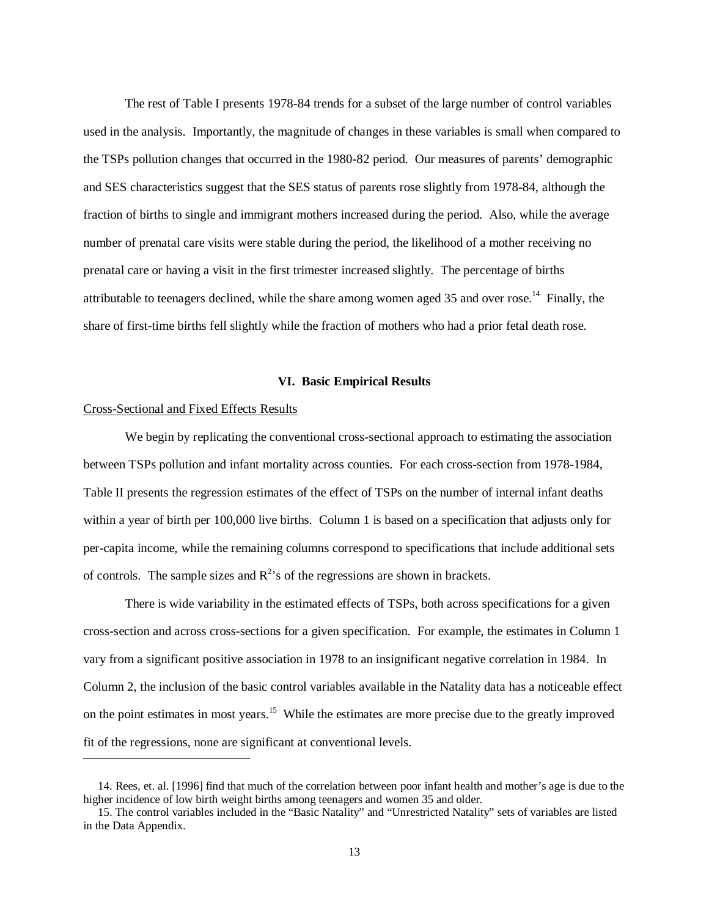The rest of Table I presents 1978-84 trends for a subset of the large number of control variables used in the analysis. Importantly, the magnitude of changes in these variables is small when compared to the TSPs pollution changes that occurred in the 1980-82 period. Our measures of parents' demographic and SES characteristics suggest that the SES status of parents rose slightly from 1978-84, although the fraction of births to single and immigrant mothers increased during the period. Also, while the average number of prenatal care visits were stable during the period, the likelihood of a mother receiving no prenatal care or having a visit in the first trimester increased slightly. The percentage of births attributable to teenagers declined, while the share among women aged 35 and over rose.[14] Finally, the share of first-time births fell slightly while the fraction of mothers who had a prior fetal death rose.

## VI. Basic Empirical Results

Cross-Sectional and Fixed Effects Results

We begin by replicating the conventional cross-sectional approach to estimating the association between TSPs pollution and infant mortality across counties. For each cross-section from 1978-1984, Table II presents the regression estimates of the effect of TSPs on the number of internal infant deaths within a year of birth per 100,000 live births. Column 1 is based on a specification that adjusts only for per-capita income, while the remaining columns correspond to specifications that include additional sets of controls. The sample sizes and $R^2$'s of the regressions are shown in brackets.

There is wide variability in the estimated effects of TSPs, both across specifications for a given cross-section and across cross-sections for a given specification. For example, the estimates in Column 1 vary from a significant positive association in 1978 to an insignificant negative correlation in 1984. In Column 2, the inclusion of the basic control variables available in the Natality data has a noticeable effect on the point estimates in most years.[15] While the estimates are more precise due to the greatly improved fit of the regressions, none are significant at conventional levels.

---

14. Rees, et. al. [1996] find that much of the correlation between poor infant health and mother's age is due to the higher incidence of low birth weight births among teenagers and women 35 and older.

15. The control variables included in the "Basic Natality" and "Unrestricted Natality" sets of variables are listed in the Data Appendix.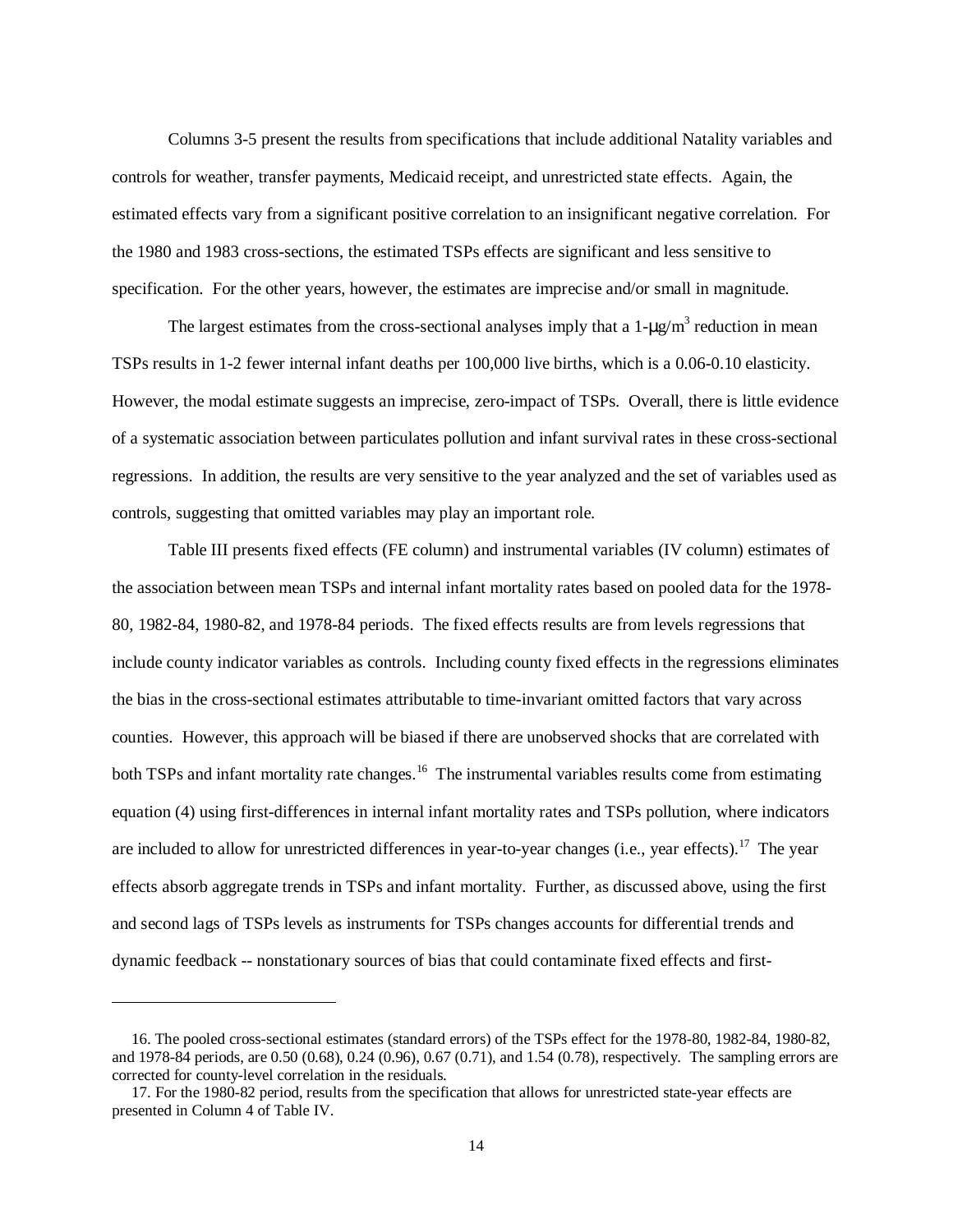Columns 3-5 present the results from specifications that include additional Natality variables and controls for weather, transfer payments, Medicaid receipt, and unrestricted state effects. Again, the estimated effects vary from a significant positive correlation to an insignificant negative correlation. For the 1980 and 1983 cross-sections, the estimated TSPs effects are significant and less sensitive to specification. For the other years, however, the estimates are imprecise and/or small in magnitude.

The largest estimates from the cross-sectional analyses imply that a 1-$\mu g/m^3$ reduction in mean TSPs results in 1-2 fewer internal infant deaths per 100,000 live births, which is a 0.06-0.10 elasticity. However, the modal estimate suggests an imprecise, zero-impact of TSPs. Overall, there is little evidence of a systematic association between particulates pollution and infant survival rates in these cross-sectional regressions. In addition, the results are very sensitive to the year analyzed and the set of variables used as controls, suggesting that omitted variables may play an important role.

Table III presents fixed effects (FE column) and instrumental variables (IV column) estimates of the association between mean TSPs and internal infant mortality rates based on pooled data for the 1978-80, 1982-84, 1980-82, and 1978-84 periods. The fixed effects results are from levels regressions that include county indicator variables as controls. Including county fixed effects in the regressions eliminates the bias in the cross-sectional estimates attributable to time-invariant omitted factors that vary across counties. However, this approach will be biased if there are unobserved shocks that are correlated with both TSPs and infant mortality rate changes.[16] The instrumental variables results come from estimating equation (4) using first-differences in internal infant mortality rates and TSPs pollution, where indicators are included to allow for unrestricted differences in year-to-year changes (i.e., year effects).[17] The year effects absorb aggregate trends in TSPs and infant mortality. Further, as discussed above, using the first and second lags of TSPs levels as instruments for TSPs changes accounts for differential trends and dynamic feedback -- nonstationary sources of bias that could contaminate fixed effects and first-

---

16. The pooled cross-sectional estimates (standard errors) of the TSPs effect for the 1978-80, 1982-84, 1980-82, and 1978-84 periods, are 0.50 (0.68), 0.24 (0.96), 0.67 (0.71), and 1.54 (0.78), respectively. The sampling errors are corrected for county-level correlation in the residuals.

17. For the 1980-82 period, results from the specification that allows for unrestricted state-year effects are presented in Column 4 of Table IV.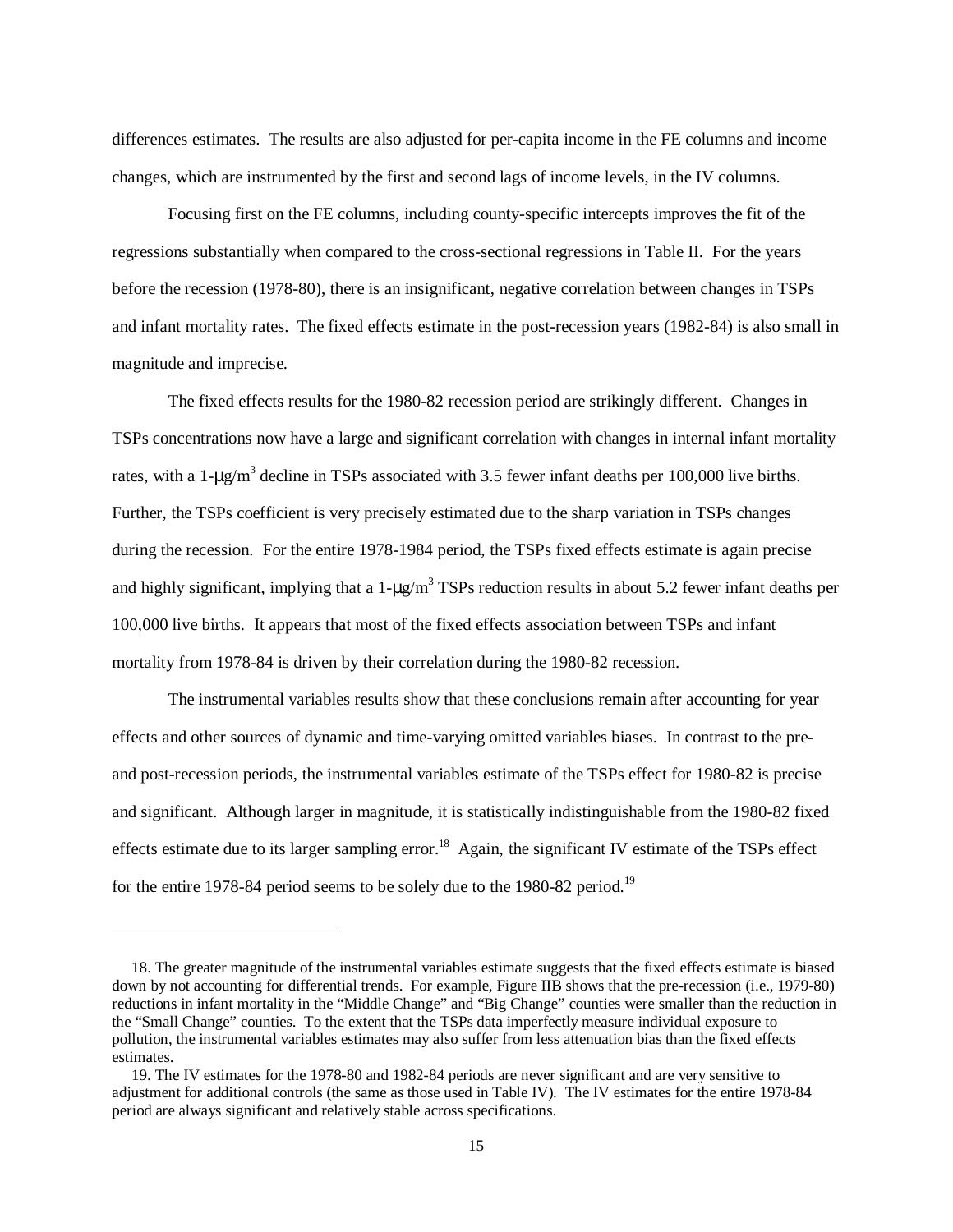differences estimates. The results are also adjusted for per-capita income in the FE columns and income changes, which are instrumented by the first and second lags of income levels, in the IV columns.

Focusing first on the FE columns, including county-specific intercepts improves the fit of the regressions substantially when compared to the cross-sectional regressions in Table II. For the years before the recession (1978-80), there is an insignificant, negative correlation between changes in TSPs and infant mortality rates. The fixed effects estimate in the post-recession years (1982-84) is also small in magnitude and imprecise.

The fixed effects results for the 1980-82 recession period are strikingly different. Changes in TSPs concentrations now have a large and significant correlation with changes in internal infant mortality rates, with a 1-$\mu g/m^3$ decline in TSPs associated with 3.5 fewer infant deaths per 100,000 live births. Further, the TSPs coefficient is very precisely estimated due to the sharp variation in TSPs changes during the recession. For the entire 1978-1984 period, the TSPs fixed effects estimate is again precise and highly significant, implying that a 1-$\mu g/m^3$ TSPs reduction results in about 5.2 fewer infant deaths per 100,000 live births. It appears that most of the fixed effects association between TSPs and infant mortality from 1978-84 is driven by their correlation during the 1980-82 recession.

The instrumental variables results show that these conclusions remain after accounting for year effects and other sources of dynamic and time-varying omitted variables biases. In contrast to the pre- and post-recession periods, the instrumental variables estimate of the TSPs effect for 1980-82 is precise and significant. Although larger in magnitude, it is statistically indistinguishable from the 1980-82 fixed effects estimate due to its larger sampling error.[18] Again, the significant IV estimate of the TSPs effect for the entire 1978-84 period seems to be solely due to the 1980-82 period.[19]

---

18. The greater magnitude of the instrumental variables estimate suggests that the fixed effects estimate is biased down by not accounting for differential trends. For example, Figure IIB shows that the pre-recession (i.e., 1979-80) reductions in infant mortality in the "Middle Change" and "Big Change" counties were smaller than the reduction in the "Small Change" counties. To the extent that the TSPs data imperfectly measure individual exposure to pollution, the instrumental variables estimates may also suffer from less attenuation bias than the fixed effects estimates.

19. The IV estimates for the 1978-80 and 1982-84 periods are never significant and are very sensitive to adjustment for additional controls (the same as those used in Table IV). The IV estimates for the entire 1978-84 period are always significant and relatively stable across specifications.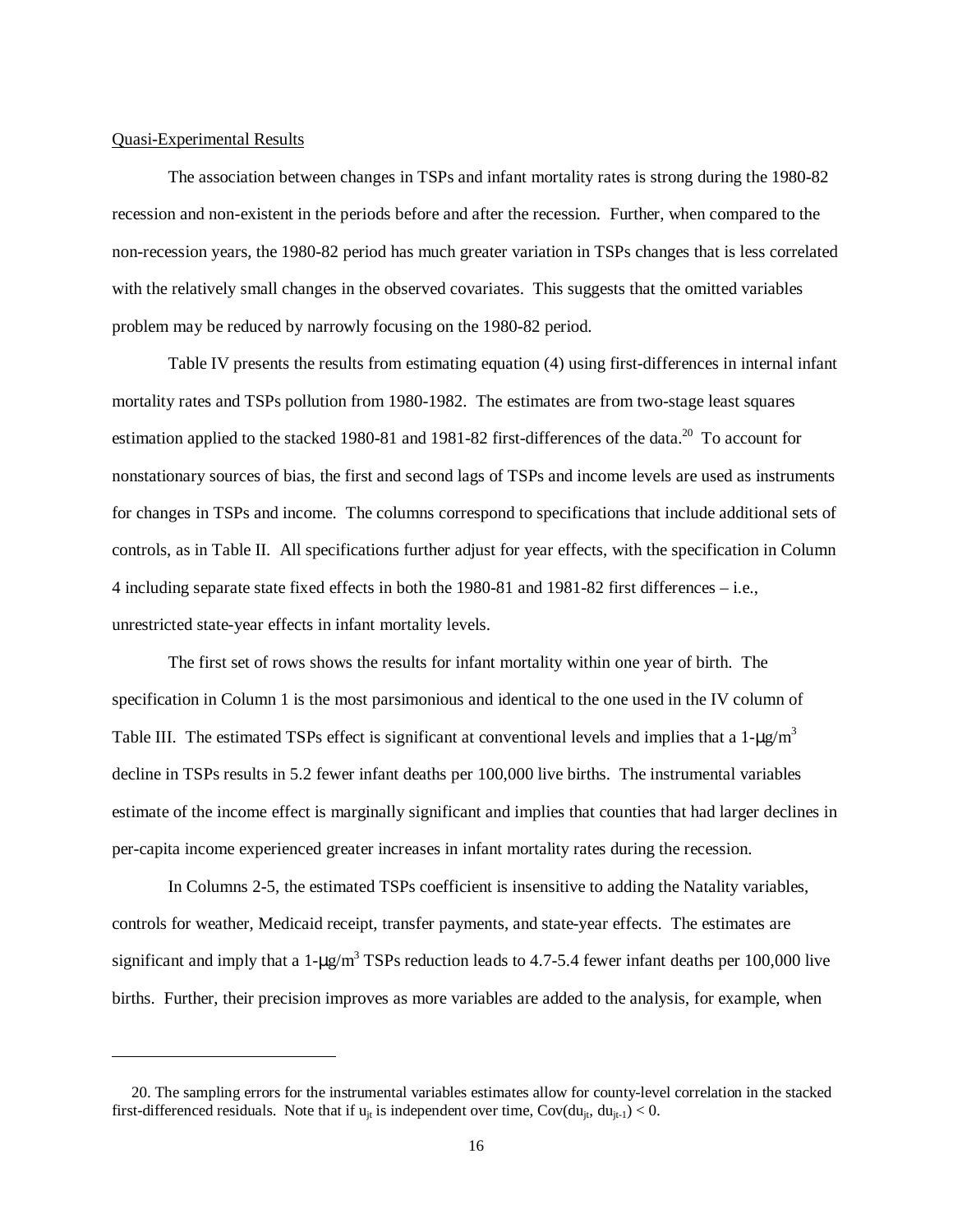Quasi-Experimental Results

The association between changes in TSPs and infant mortality rates is strong during the 1980-82 recession and non-existent in the periods before and after the recession. Further, when compared to the non-recession years, the 1980-82 period has much greater variation in TSPs changes that is less correlated with the relatively small changes in the observed covariates. This suggests that the omitted variables problem may be reduced by narrowly focusing on the 1980-82 period.

Table IV presents the results from estimating equation (4) using first-differences in internal infant mortality rates and TSPs pollution from 1980-1982. The estimates are from two-stage least squares estimation applied to the stacked 1980-81 and 1981-82 first-differences of the data.[20] To account for nonstationary sources of bias, the first and second lags of TSPs and income levels are used as instruments for changes in TSPs and income. The columns correspond to specifications that include additional sets of controls, as in Table II. All specifications further adjust for year effects, with the specification in Column 4 including separate state fixed effects in both the 1980-81 and 1981-82 first differences – i.e., unrestricted state-year effects in infant mortality levels.

The first set of rows shows the results for infant mortality within one year of birth. The specification in Column 1 is the most parsimonious and identical to the one used in the IV column of Table III. The estimated TSPs effect is significant at conventional levels and implies that a 1-$\mu g/m^3$ decline in TSPs results in 5.2 fewer infant deaths per 100,000 live births. The instrumental variables estimate of the income effect is marginally significant and implies that counties that had larger declines in per-capita income experienced greater increases in infant mortality rates during the recession.

In Columns 2-5, the estimated TSPs coefficient is insensitive to adding the Natality variables, controls for weather, Medicaid receipt, transfer payments, and state-year effects. The estimates are significant and imply that a 1-$\mu g/m^3$ TSPs reduction leads to 4.7-5.4 fewer infant deaths per 100,000 live births. Further, their precision improves as more variables are added to the analysis, for example, when

20. The sampling errors for the instrumental variables estimates allow for county-level correlation in the stacked first-differenced residuals. Note that if $u_{jt}$ is independent over time, $Cov(du_{jt}, du_{jt-1}) < 0$.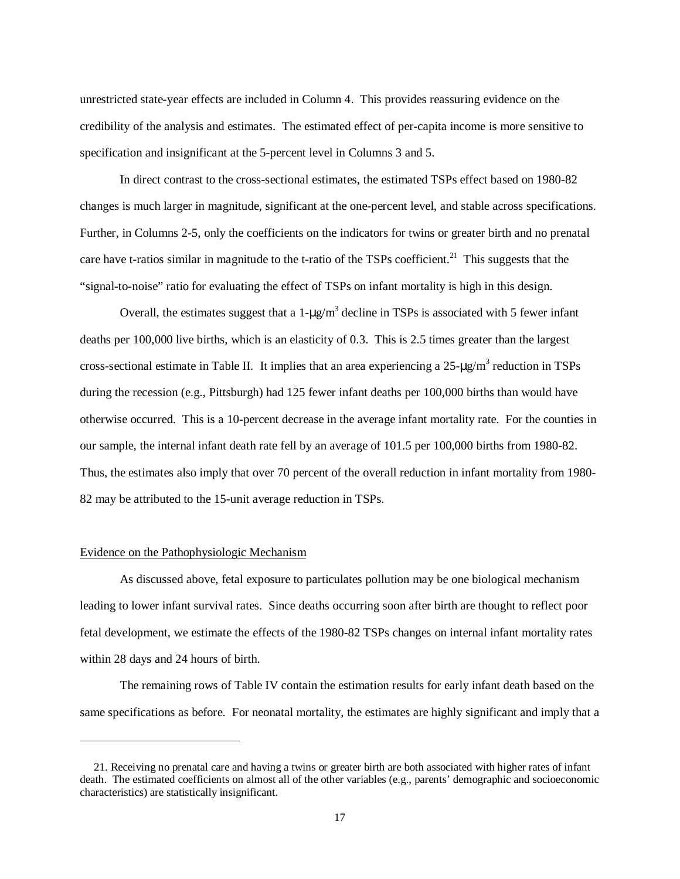unrestricted state-year effects are included in Column 4. This provides reassuring evidence on the credibility of the analysis and estimates. The estimated effect of per-capita income is more sensitive to specification and insignificant at the 5-percent level in Columns 3 and 5.

In direct contrast to the cross-sectional estimates, the estimated TSPs effect based on 1980-82 changes is much larger in magnitude, significant at the one-percent level, and stable across specifications. Further, in Columns 2-5, only the coefficients on the indicators for twins or greater birth and no prenatal care have t-ratios similar in magnitude to the t-ratio of the TSPs coefficient.[21] This suggests that the "signal-to-noise" ratio for evaluating the effect of TSPs on infant mortality is high in this design.

Overall, the estimates suggest that a 1-$\mu g/m^3$ decline in TSPs is associated with 5 fewer infant deaths per 100,000 live births, which is an elasticity of 0.3. This is 2.5 times greater than the largest cross-sectional estimate in Table II. It implies that an area experiencing a 25-$\mu g/m^3$ reduction in TSPs during the recession (e.g., Pittsburgh) had 125 fewer infant deaths per 100,000 births than would have otherwise occurred. This is a 10-percent decrease in the average infant mortality rate. For the counties in our sample, the internal infant death rate fell by an average of 101.5 per 100,000 births from 1980-82. Thus, the estimates also imply that over 70 percent of the overall reduction in infant mortality from 1980-82 may be attributed to the 15-unit average reduction in TSPs.

## Evidence on the Pathophysiologic Mechanism

As discussed above, fetal exposure to particulates pollution may be one biological mechanism leading to lower infant survival rates. Since deaths occurring soon after birth are thought to reflect poor fetal development, we estimate the effects of the 1980-82 TSPs changes on internal infant mortality rates within 28 days and 24 hours of birth.

The remaining rows of Table IV contain the estimation results for early infant death based on the same specifications as before. For neonatal mortality, the estimates are highly significant and imply that a

---

21. Receiving no prenatal care and having a twins or greater birth are both associated with higher rates of infant death. The estimated coefficients on almost all of the other variables (e.g., parents' demographic and socioeconomic characteristics) are statistically insignificant.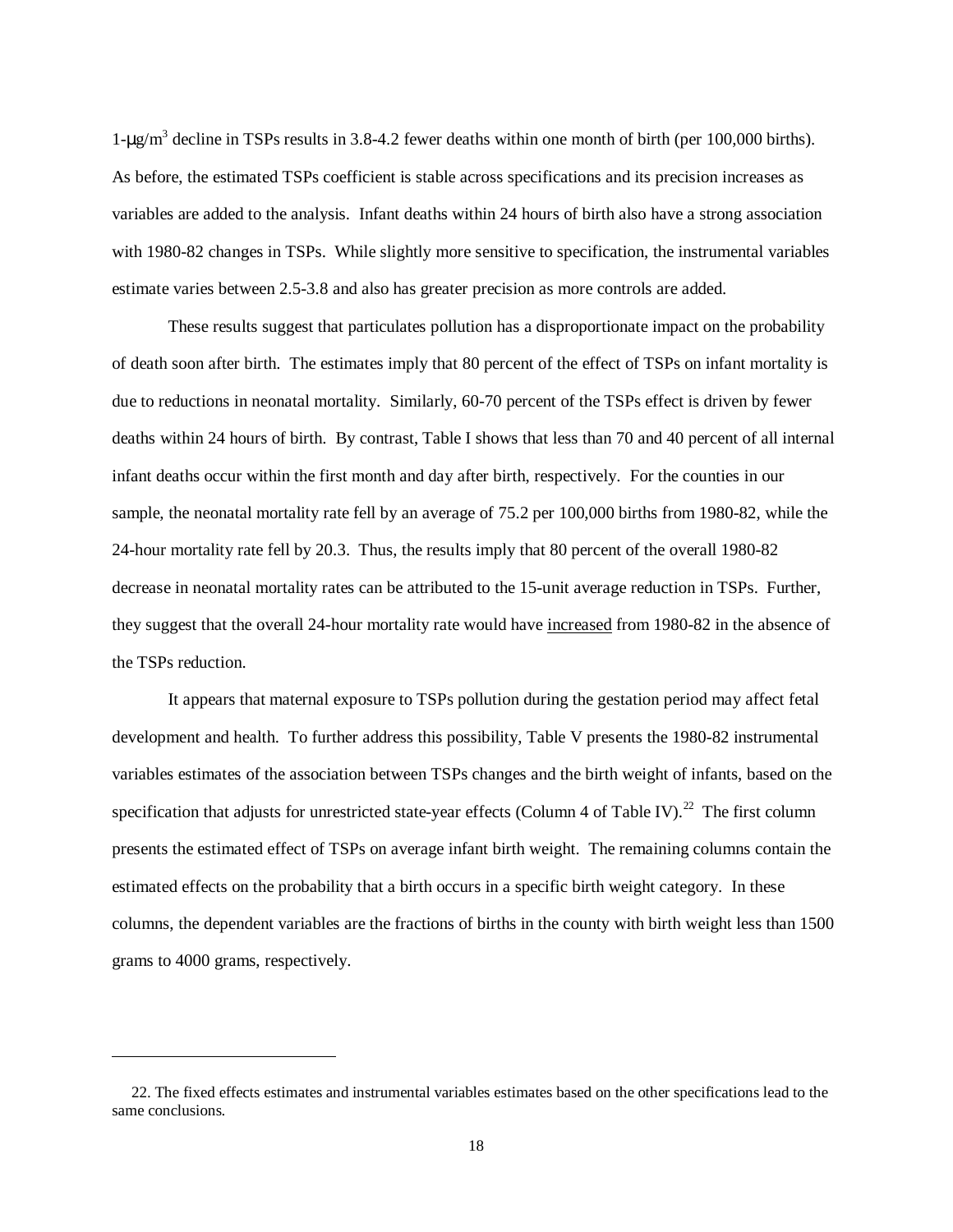1-$\mu g/m^3$ decline in TSPs results in 3.8-4.2 fewer deaths within one month of birth (per 100,000 births). As before, the estimated TSPs coefficient is stable across specifications and its precision increases as variables are added to the analysis. Infant deaths within 24 hours of birth also have a strong association with 1980-82 changes in TSPs. While slightly more sensitive to specification, the instrumental variables estimate varies between 2.5-3.8 and also has greater precision as more controls are added.

These results suggest that particulates pollution has a disproportionate impact on the probability of death soon after birth. The estimates imply that 80 percent of the effect of TSPs on infant mortality is due to reductions in neonatal mortality. Similarly, 60-70 percent of the TSPs effect is driven by fewer deaths within 24 hours of birth. By contrast, Table I shows that less than 70 and 40 percent of all internal infant deaths occur within the first month and day after birth, respectively. For the counties in our sample, the neonatal mortality rate fell by an average of 75.2 per 100,000 births from 1980-82, while the 24-hour mortality rate fell by 20.3. Thus, the results imply that 80 percent of the overall 1980-82 decrease in neonatal mortality rates can be attributed to the 15-unit average reduction in TSPs. Further, they suggest that the overall 24-hour mortality rate would have <u>increased</u> from 1980-82 in the absence of the TSPs reduction.

It appears that maternal exposure to TSPs pollution during the gestation period may affect fetal development and health. To further address this possibility, Table V presents the 1980-82 instrumental variables estimates of the association between TSPs changes and the birth weight of infants, based on the specification that adjusts for unrestricted state-year effects (Column 4 of Table IV).[22] The first column presents the estimated effect of TSPs on average infant birth weight. The remaining columns contain the estimated effects on the probability that a birth occurs in a specific birth weight category. In these columns, the dependent variables are the fractions of births in the county with birth weight less than 1500 grams to 4000 grams, respectively.

---

22. The fixed effects estimates and instrumental variables estimates based on the other specifications lead to the same conclusions.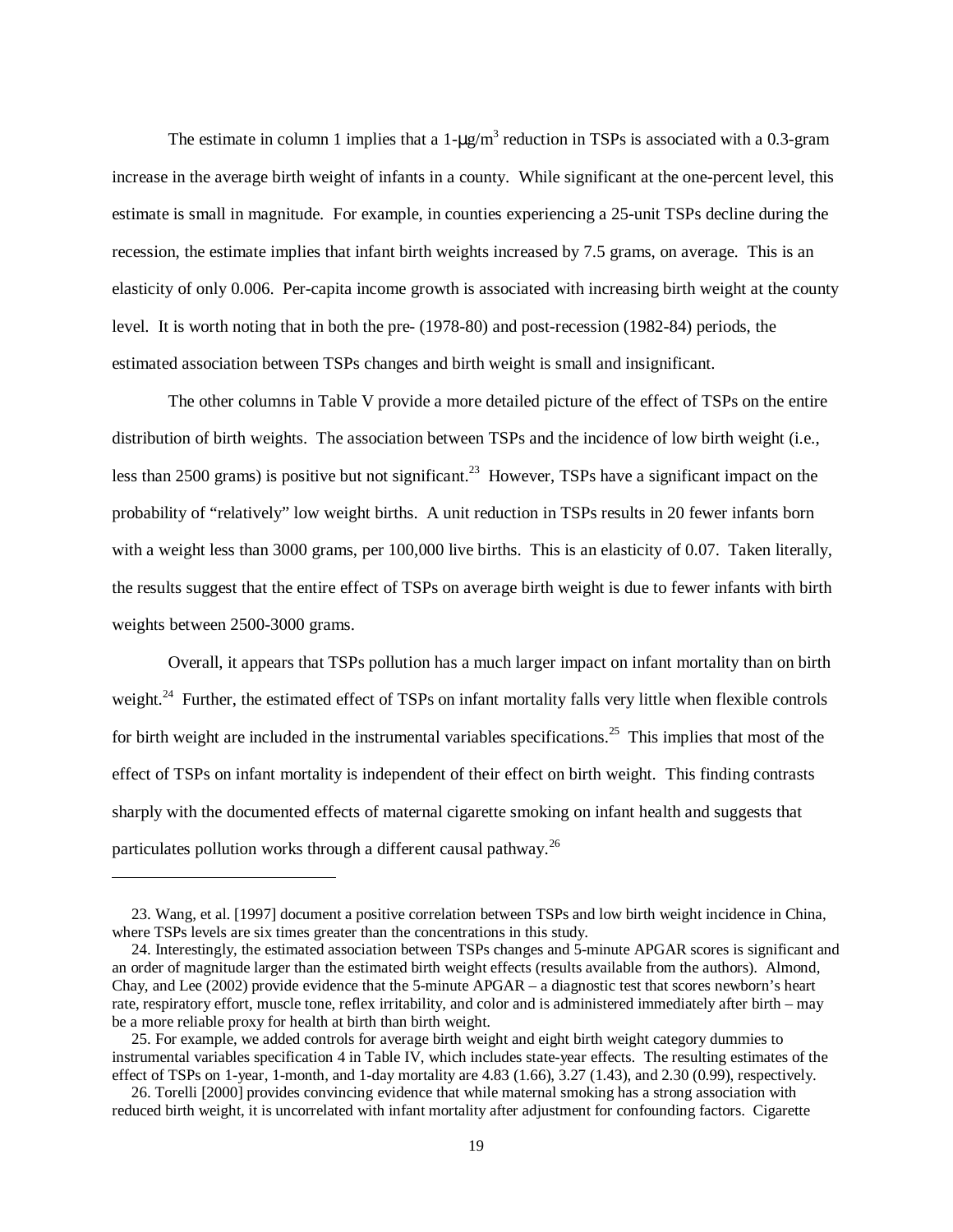The estimate in column 1 implies that a 1-$\mu g/m^3$ reduction in TSPs is associated with a 0.3-gram increase in the average birth weight of infants in a county. While significant at the one-percent level, this estimate is small in magnitude. For example, in counties experiencing a 25-unit TSPs decline during the recession, the estimate implies that infant birth weights increased by 7.5 grams, on average. This is an elasticity of only 0.006. Per-capita income growth is associated with increasing birth weight at the county level. It is worth noting that in both the pre- (1978-80) and post-recession (1982-84) periods, the estimated association between TSPs changes and birth weight is small and insignificant.

The other columns in Table V provide a more detailed picture of the effect of TSPs on the entire distribution of birth weights. The association between TSPs and the incidence of low birth weight (i.e., less than 2500 grams) is positive but not significant.[23] However, TSPs have a significant impact on the probability of "relatively" low weight births. A unit reduction in TSPs results in 20 fewer infants born with a weight less than 3000 grams, per 100,000 live births. This is an elasticity of 0.07. Taken literally, the results suggest that the entire effect of TSPs on average birth weight is due to fewer infants with birth weights between 2500-3000 grams.

Overall, it appears that TSPs pollution has a much larger impact on infant mortality than on birth weight.[24] Further, the estimated effect of TSPs on infant mortality falls very little when flexible controls for birth weight are included in the instrumental variables specifications.[25] This implies that most of the effect of TSPs on infant mortality is independent of their effect on birth weight. This finding contrasts sharply with the documented effects of maternal cigarette smoking on infant health and suggests that particulates pollution works through a different causal pathway.[26]

---

23. Wang, et al. [1997] document a positive correlation between TSPs and low birth weight incidence in China, where TSPs levels are six times greater than the concentrations in this study.

24. Interestingly, the estimated association between TSPs changes and 5-minute APGAR scores is significant and an order of magnitude larger than the estimated birth weight effects (results available from the authors). Almond, Chay, and Lee (2002) provide evidence that the 5-minute APGAR – a diagnostic test that scores newborn's heart rate, respiratory effort, muscle tone, reflex irritability, and color and is administered immediately after birth – may be a more reliable proxy for health at birth than birth weight.

25. For example, we added controls for average birth weight and eight birth weight category dummies to instrumental variables specification 4 in Table IV, which includes state-year effects. The resulting estimates of the effect of TSPs on 1-year, 1-month, and 1-day mortality are 4.83 (1.66), 3.27 (1.43), and 2.30 (0.99), respectively.

26. Torelli [2000] provides convincing evidence that while maternal smoking has a strong association with reduced birth weight, it is uncorrelated with infant mortality after adjustment for confounding factors. Cigarette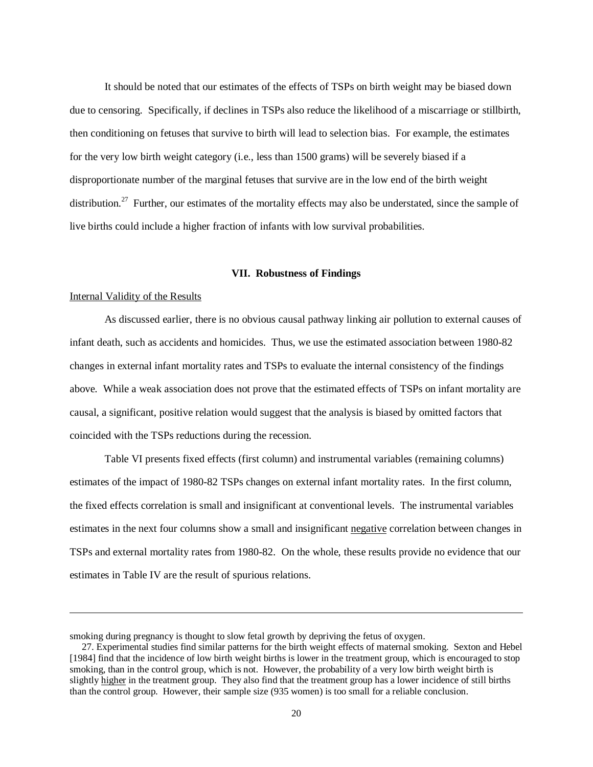It should be noted that our estimates of the effects of TSPs on birth weight may be biased down due to censoring. Specifically, if declines in TSPs also reduce the likelihood of a miscarriage or stillbirth, then conditioning on fetuses that survive to birth will lead to selection bias. For example, the estimates for the very low birth weight category (i.e., less than 1500 grams) will be severely biased if a disproportionate number of the marginal fetuses that survive are in the low end of the birth weight distribution.[27] Further, our estimates of the mortality effects may also be understated, since the sample of live births could include a higher fraction of infants with low survival probabilities.

### VII. Robustness of Findings

Internal Validity of the Results

As discussed earlier, there is no obvious causal pathway linking air pollution to external causes of infant death, such as accidents and homicides. Thus, we use the estimated association between 1980-82 changes in external infant mortality rates and TSPs to evaluate the internal consistency of the findings above. While a weak association does not prove that the estimated effects of TSPs on infant mortality are causal, a significant, positive relation would suggest that the analysis is biased by omitted factors that coincided with the TSPs reductions during the recession.

Table VI presents fixed effects (first column) and instrumental variables (remaining columns) estimates of the impact of 1980-82 TSPs changes on external infant mortality rates. In the first column, the fixed effects correlation is small and insignificant at conventional levels. The instrumental variables estimates in the next four columns show a small and insignificant negative correlation between changes in TSPs and external mortality rates from 1980-82. On the whole, these results provide no evidence that our estimates in Table IV are the result of spurious relations.

---

smoking during pregnancy is thought to slow fetal growth by depriving the fetus of oxygen.

27. Experimental studies find similar patterns for the birth weight effects of maternal smoking. Sexton and Hebel [1984] find that the incidence of low birth weight births is lower in the treatment group, which is encouraged to stop smoking, than in the control group, which is not. However, the probability of a very low birth weight birth is slightly higher in the treatment group. They also find that the treatment group has a lower incidence of still births than the control group. However, their sample size (935 women) is too small for a reliable conclusion.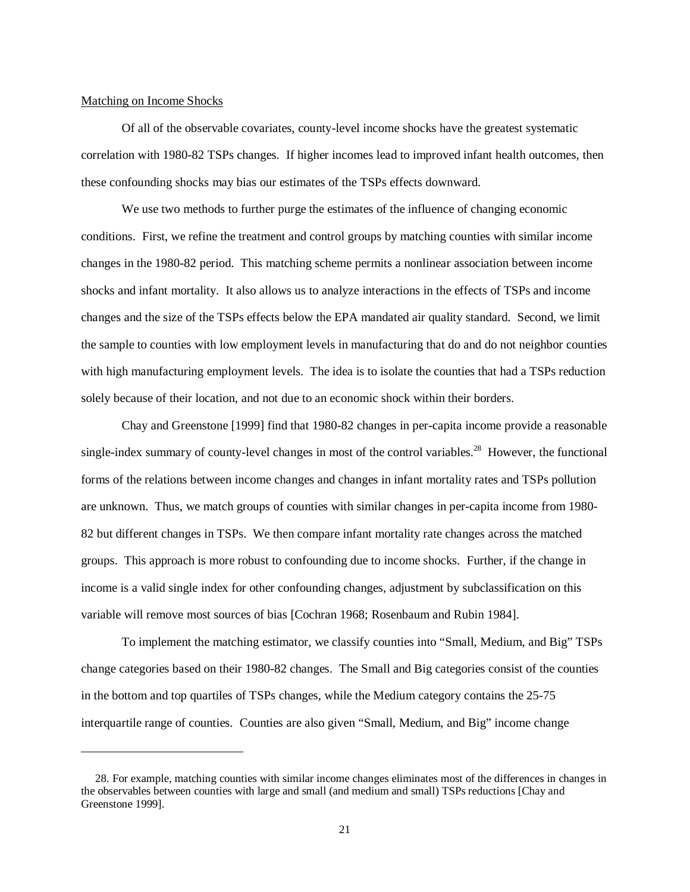Matching on Income Shocks

Of all of the observable covariates, county-level income shocks have the greatest systematic correlation with 1980-82 TSPs changes. If higher incomes lead to improved infant health outcomes, then these confounding shocks may bias our estimates of the TSPs effects downward.

We use two methods to further purge the estimates of the influence of changing economic conditions. First, we refine the treatment and control groups by matching counties with similar income changes in the 1980-82 period. This matching scheme permits a nonlinear association between income shocks and infant mortality. It also allows us to analyze interactions in the effects of TSPs and income changes and the size of the TSPs effects below the EPA mandated air quality standard. Second, we limit the sample to counties with low employment levels in manufacturing that do and do not neighbor counties with high manufacturing employment levels. The idea is to isolate the counties that had a TSPs reduction solely because of their location, and not due to an economic shock within their borders.

Chay and Greenstone [1999] find that 1980-82 changes in per-capita income provide a reasonable single-index summary of county-level changes in most of the control variables.[28] However, the functional forms of the relations between income changes and changes in infant mortality rates and TSPs pollution are unknown. Thus, we match groups of counties with similar changes in per-capita income from 1980-82 but different changes in TSPs. We then compare infant mortality rate changes across the matched groups. This approach is more robust to confounding due to income shocks. Further, if the change in income is a valid single index for other confounding changes, adjustment by subclassification on this variable will remove most sources of bias [Cochran 1968; Rosenbaum and Rubin 1984].

To implement the matching estimator, we classify counties into "Small, Medium, and Big" TSPs change categories based on their 1980-82 changes. The Small and Big categories consist of the counties in the bottom and top quartiles of TSPs changes, while the Medium category contains the 25-75 interquartile range of counties. Counties are also given "Small, Medium, and Big" income change

28. For example, matching counties with similar income changes eliminates most of the differences in changes in the observables between counties with large and small (and medium and small) TSPs reductions [Chay and Greenstone 1999].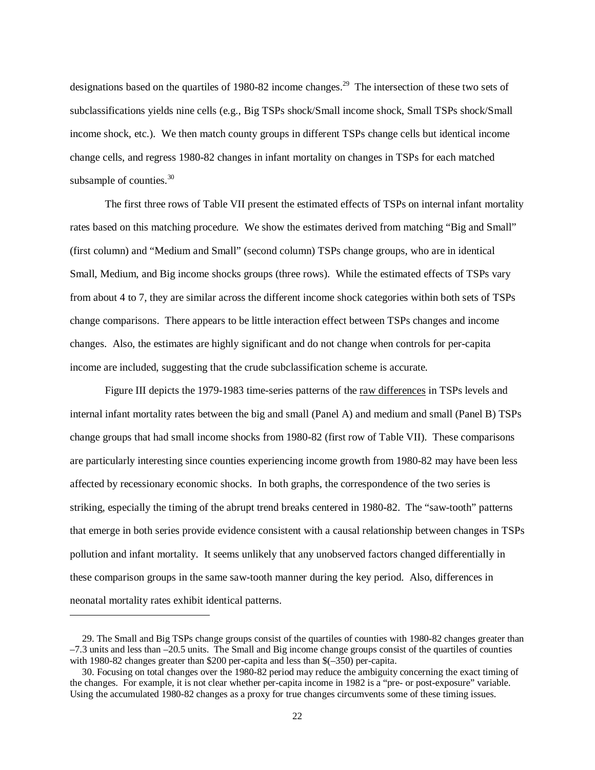designations based on the quartiles of 1980-82 income changes.[29] The intersection of these two sets of subclassifications yields nine cells (e.g., Big TSPs shock/Small income shock, Small TSPs shock/Small income shock, etc.). We then match county groups in different TSPs change cells but identical income change cells, and regress 1980-82 changes in infant mortality on changes in TSPs for each matched subsample of counties.[30]

The first three rows of Table VII present the estimated effects of TSPs on internal infant mortality rates based on this matching procedure. We show the estimates derived from matching "Big and Small" (first column) and "Medium and Small" (second column) TSPs change groups, who are in identical Small, Medium, and Big income shocks groups (three rows). While the estimated effects of TSPs vary from about 4 to 7, they are similar across the different income shock categories within both sets of TSPs change comparisons. There appears to be little interaction effect between TSPs changes and income changes. Also, the estimates are highly significant and do not change when controls for per-capita income are included, suggesting that the crude subclassification scheme is accurate.

Figure III depicts the 1979-1983 time-series patterns of the raw differences in TSPs levels and internal infant mortality rates between the big and small (Panel A) and medium and small (Panel B) TSPs change groups that had small income shocks from 1980-82 (first row of Table VII). These comparisons are particularly interesting since counties experiencing income growth from 1980-82 may have been less affected by recessionary economic shocks. In both graphs, the correspondence of the two series is striking, especially the timing of the abrupt trend breaks centered in 1980-82. The "saw-tooth" patterns that emerge in both series provide evidence consistent with a causal relationship between changes in TSPs pollution and infant mortality. It seems unlikely that any unobserved factors changed differentially in these comparison groups in the same saw-tooth manner during the key period. Also, differences in neonatal mortality rates exhibit identical patterns.

---

29. The Small and Big TSPs change groups consist of the quartiles of counties with 1980-82 changes greater than –7.3 units and less than –20.5 units. The Small and Big income change groups consist of the quartiles of counties with 1980-82 changes greater than $200 per-capita and less than $(–350) per-capita.

30. Focusing on total changes over the 1980-82 period may reduce the ambiguity concerning the exact timing of the changes. For example, it is not clear whether per-capita income in 1982 is a "pre- or post-exposure" variable. Using the accumulated 1980-82 changes as a proxy for true changes circumvents some of these timing issues.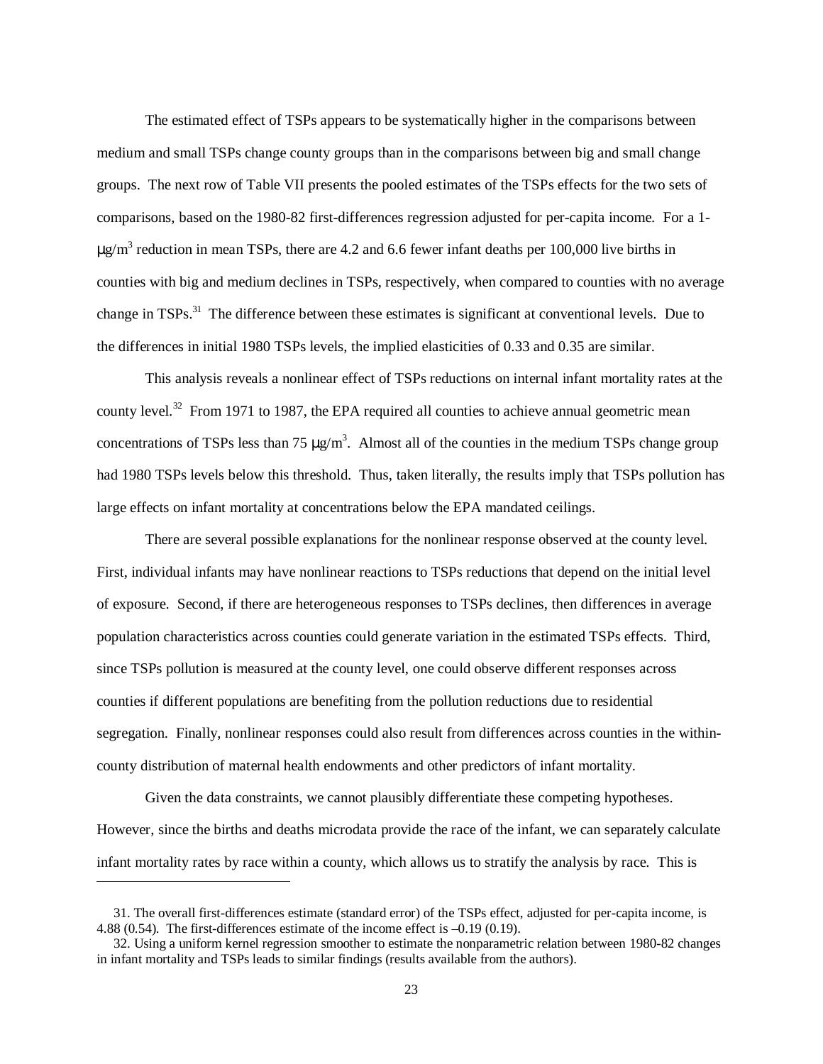The estimated effect of TSPs appears to be systematically higher in the comparisons between medium and small TSPs change county groups than in the comparisons between big and small change groups. The next row of Table VII presents the pooled estimates of the TSPs effects for the two sets of comparisons, based on the 1980-82 first-differences regression adjusted for per-capita income. For a 1-$\mu g/m^3$ reduction in mean TSPs, there are 4.2 and 6.6 fewer infant deaths per 100,000 live births in counties with big and medium declines in TSPs, respectively, when compared to counties with no average change in TSPs.[31] The difference between these estimates is significant at conventional levels. Due to the differences in initial 1980 TSPs levels, the implied elasticities of 0.33 and 0.35 are similar.

This analysis reveals a nonlinear effect of TSPs reductions on internal infant mortality rates at the county level.[32] From 1971 to 1987, the EPA required all counties to achieve annual geometric mean concentrations of TSPs less than 75 $\mu g/m^3$. Almost all of the counties in the medium TSPs change group had 1980 TSPs levels below this threshold. Thus, taken literally, the results imply that TSPs pollution has large effects on infant mortality at concentrations below the EPA mandated ceilings.

There are several possible explanations for the nonlinear response observed at the county level. First, individual infants may have nonlinear reactions to TSPs reductions that depend on the initial level of exposure. Second, if there are heterogeneous responses to TSPs declines, then differences in average population characteristics across counties could generate variation in the estimated TSPs effects. Third, since TSPs pollution is measured at the county level, one could observe different responses across counties if different populations are benefiting from the pollution reductions due to residential segregation. Finally, nonlinear responses could also result from differences across counties in the within-county distribution of maternal health endowments and other predictors of infant mortality.

Given the data constraints, we cannot plausibly differentiate these competing hypotheses. However, since the births and deaths microdata provide the race of the infant, we can separately calculate infant mortality rates by race within a county, which allows us to stratify the analysis by race. This is

---

31. The overall first-differences estimate (standard error) of the TSPs effect, adjusted for per-capita income, is 4.88 (0.54). The first-differences estimate of the income effect is –0.19 (0.19).

32. Using a uniform kernel regression smoother to estimate the nonparametric relation between 1980-82 changes in infant mortality and TSPs leads to similar findings (results available from the authors).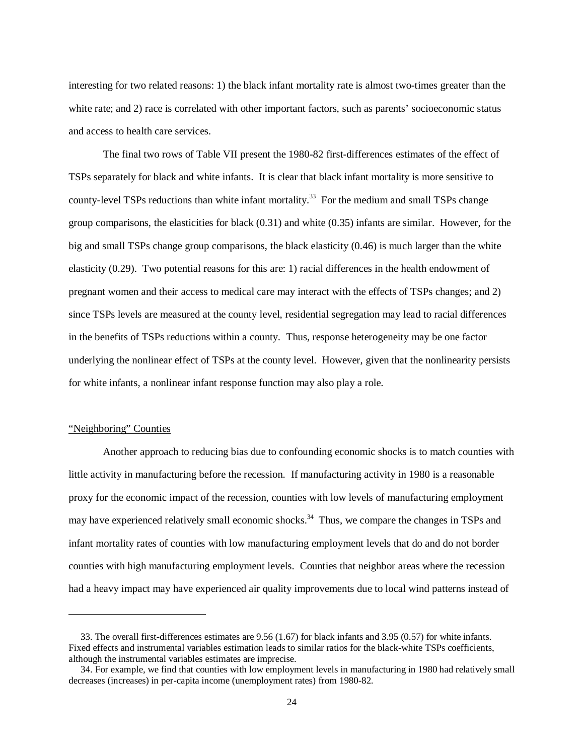interesting for two related reasons: 1) the black infant mortality rate is almost two-times greater than the white rate; and 2) race is correlated with other important factors, such as parents' socioeconomic status and access to health care services.

The final two rows of Table VII present the 1980-82 first-differences estimates of the effect of TSPs separately for black and white infants. It is clear that black infant mortality is more sensitive to county-level TSPs reductions than white infant mortality.[33] For the medium and small TSPs change group comparisons, the elasticities for black (0.31) and white (0.35) infants are similar. However, for the big and small TSPs change group comparisons, the black elasticity (0.46) is much larger than the white elasticity (0.29). Two potential reasons for this are: 1) racial differences in the health endowment of pregnant women and their access to medical care may interact with the effects of TSPs changes; and 2) since TSPs levels are measured at the county level, residential segregation may lead to racial differences in the benefits of TSPs reductions within a county. Thus, response heterogeneity may be one factor underlying the nonlinear effect of TSPs at the county level. However, given that the nonlinearity persists for white infants, a nonlinear infant response function may also play a role.

"Neighboring" Counties

Another approach to reducing bias due to confounding economic shocks is to match counties with little activity in manufacturing before the recession. If manufacturing activity in 1980 is a reasonable proxy for the economic impact of the recession, counties with low levels of manufacturing employment may have experienced relatively small economic shocks.[34] Thus, we compare the changes in TSPs and infant mortality rates of counties with low manufacturing employment levels that do and do not border counties with high manufacturing employment levels. Counties that neighbor areas where the recession had a heavy impact may have experienced air quality improvements due to local wind patterns instead of

33. The overall first-differences estimates are 9.56 (1.67) for black infants and 3.95 (0.57) for white infants. Fixed effects and instrumental variables estimation leads to similar ratios for the black-white TSPs coefficients, although the instrumental variables estimates are imprecise.

34. For example, we find that counties with low employment levels in manufacturing in 1980 had relatively small decreases (increases) in per-capita income (unemployment rates) from 1980-82.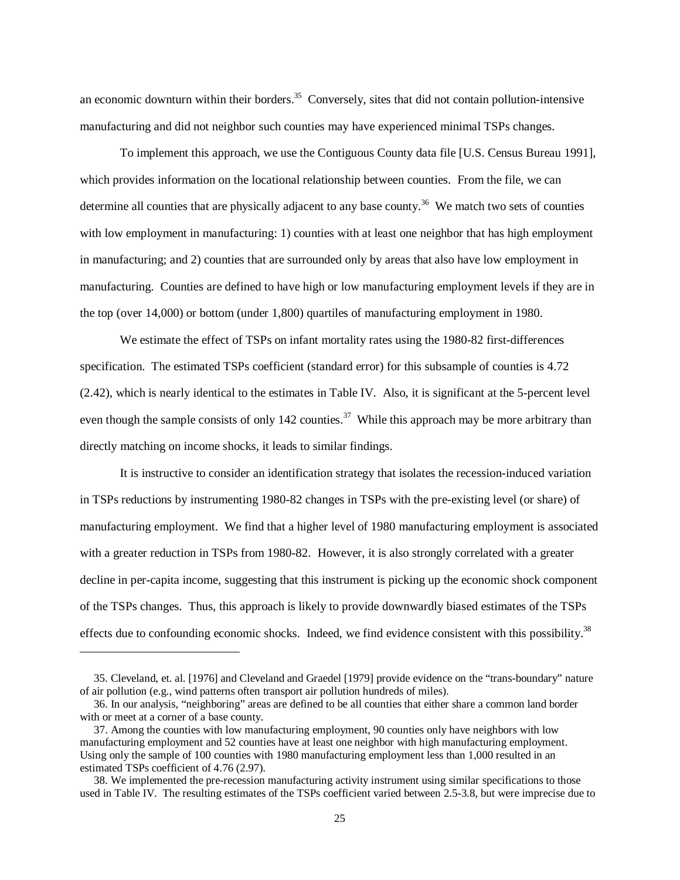an economic downturn within their borders.[35] Conversely, sites that did not contain pollution-intensive manufacturing and did not neighbor such counties may have experienced minimal TSPs changes.

To implement this approach, we use the Contiguous County data file [U.S. Census Bureau 1991], which provides information on the locational relationship between counties. From the file, we can determine all counties that are physically adjacent to any base county.[36] We match two sets of counties with low employment in manufacturing: 1) counties with at least one neighbor that has high employment in manufacturing; and 2) counties that are surrounded only by areas that also have low employment in manufacturing. Counties are defined to have high or low manufacturing employment levels if they are in the top (over 14,000) or bottom (under 1,800) quartiles of manufacturing employment in 1980.

We estimate the effect of TSPs on infant mortality rates using the 1980-82 first-differences specification. The estimated TSPs coefficient (standard error) for this subsample of counties is 4.72 (2.42), which is nearly identical to the estimates in Table IV. Also, it is significant at the 5-percent level even though the sample consists of only 142 counties.[37] While this approach may be more arbitrary than directly matching on income shocks, it leads to similar findings.

It is instructive to consider an identification strategy that isolates the recession-induced variation in TSPs reductions by instrumenting 1980-82 changes in TSPs with the pre-existing level (or share) of manufacturing employment. We find that a higher level of 1980 manufacturing employment is associated with a greater reduction in TSPs from 1980-82. However, it is also strongly correlated with a greater decline in per-capita income, suggesting that this instrument is picking up the economic shock component of the TSPs changes. Thus, this approach is likely to provide downwardly biased estimates of the TSPs effects due to confounding economic shocks. Indeed, we find evidence consistent with this possibility.[38]

---

35. Cleveland, et. al. [1976] and Cleveland and Graedel [1979] provide evidence on the "trans-boundary" nature of air pollution (e.g., wind patterns often transport air pollution hundreds of miles).

36. In our analysis, "neighboring" areas are defined to be all counties that either share a common land border with or meet at a corner of a base county.

37. Among the counties with low manufacturing employment, 90 counties only have neighbors with low manufacturing employment and 52 counties have at least one neighbor with high manufacturing employment. Using only the sample of 100 counties with 1980 manufacturing employment less than 1,000 resulted in an estimated TSPs coefficient of 4.76 (2.97).

38. We implemented the pre-recession manufacturing activity instrument using similar specifications to those used in Table IV. The resulting estimates of the TSPs coefficient varied between 2.5-3.8, but were imprecise due to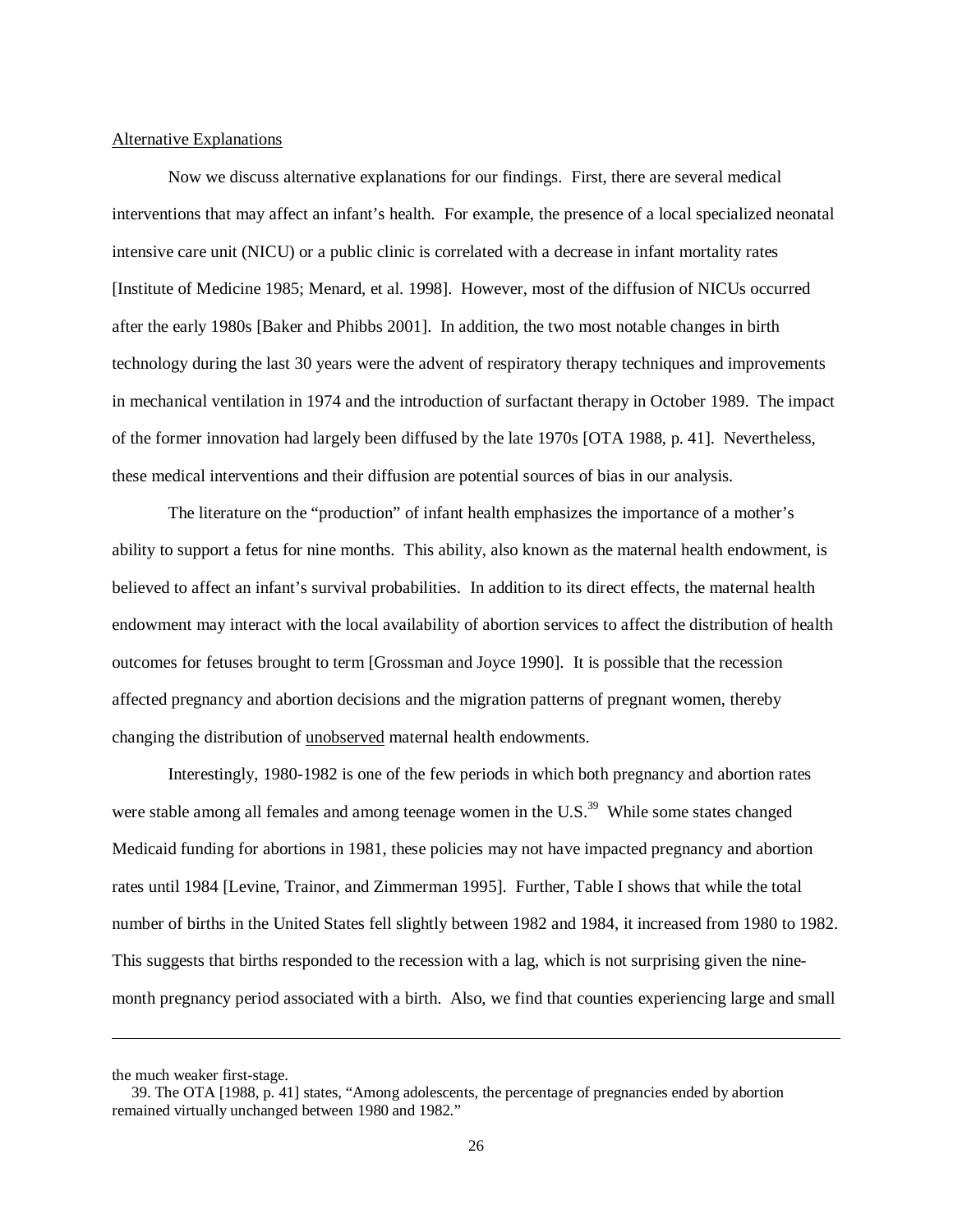Alternative Explanations

Now we discuss alternative explanations for our findings. First, there are several medical interventions that may affect an infant's health. For example, the presence of a local specialized neonatal intensive care unit (NICU) or a public clinic is correlated with a decrease in infant mortality rates [Institute of Medicine 1985; Menard, et al. 1998]. However, most of the diffusion of NICUs occurred after the early 1980s [Baker and Phibbs 2001]. In addition, the two most notable changes in birth technology during the last 30 years were the advent of respiratory therapy techniques and improvements in mechanical ventilation in 1974 and the introduction of surfactant therapy in October 1989. The impact of the former innovation had largely been diffused by the late 1970s [OTA 1988, p. 41]. Nevertheless, these medical interventions and their diffusion are potential sources of bias in our analysis.

The literature on the "production" of infant health emphasizes the importance of a mother's ability to support a fetus for nine months. This ability, also known as the maternal health endowment, is believed to affect an infant's survival probabilities. In addition to its direct effects, the maternal health endowment may interact with the local availability of abortion services to affect the distribution of health outcomes for fetuses brought to term [Grossman and Joyce 1990]. It is possible that the recession affected pregnancy and abortion decisions and the migration patterns of pregnant women, thereby changing the distribution of unobserved maternal health endowments.

Interestingly, 1980-1982 is one of the few periods in which both pregnancy and abortion rates were stable among all females and among teenage women in the U.S.[39] While some states changed Medicaid funding for abortions in 1981, these policies may not have impacted pregnancy and abortion rates until 1984 [Levine, Trainor, and Zimmerman 1995]. Further, Table I shows that while the total number of births in the United States fell slightly between 1982 and 1984, it increased from 1980 to 1982. This suggests that births responded to the recession with a lag, which is not surprising given the nine-month pregnancy period associated with a birth. Also, we find that counties experiencing large and small

---

the much weaker first-stage.

39. The OTA [1988, p. 41] states, "Among adolescents, the percentage of pregnancies ended by abortion remained virtually unchanged between 1980 and 1982."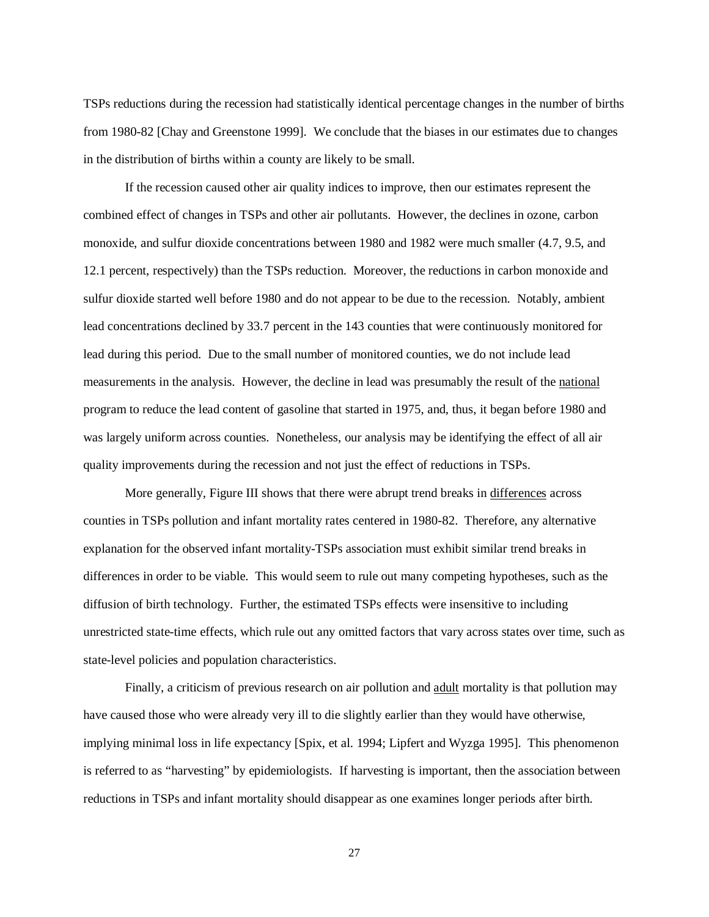TSPs reductions during the recession had statistically identical percentage changes in the number of births from 1980-82 [Chay and Greenstone 1999]. We conclude that the biases in our estimates due to changes in the distribution of births within a county are likely to be small.

If the recession caused other air quality indices to improve, then our estimates represent the combined effect of changes in TSPs and other air pollutants. However, the declines in ozone, carbon monoxide, and sulfur dioxide concentrations between 1980 and 1982 were much smaller (4.7, 9.5, and 12.1 percent, respectively) than the TSPs reduction. Moreover, the reductions in carbon monoxide and sulfur dioxide started well before 1980 and do not appear to be due to the recession. Notably, ambient lead concentrations declined by 33.7 percent in the 143 counties that were continuously monitored for lead during this period. Due to the small number of monitored counties, we do not include lead measurements in the analysis. However, the decline in lead was presumably the result of the national program to reduce the lead content of gasoline that started in 1975, and, thus, it began before 1980 and was largely uniform across counties. Nonetheless, our analysis may be identifying the effect of all air quality improvements during the recession and not just the effect of reductions in TSPs.

More generally, Figure III shows that there were abrupt trend breaks in differences across counties in TSPs pollution and infant mortality rates centered in 1980-82. Therefore, any alternative explanation for the observed infant mortality-TSPs association must exhibit similar trend breaks in differences in order to be viable. This would seem to rule out many competing hypotheses, such as the diffusion of birth technology. Further, the estimated TSPs effects were insensitive to including unrestricted state-time effects, which rule out any omitted factors that vary across states over time, such as state-level policies and population characteristics.

Finally, a criticism of previous research on air pollution and adult mortality is that pollution may have caused those who were already very ill to die slightly earlier than they would have otherwise, implying minimal loss in life expectancy [Spix, et al. 1994; Lipfert and Wyzga 1995]. This phenomenon is referred to as "harvesting" by epidemiologists. If harvesting is important, then the association between reductions in TSPs and infant mortality should disappear as one examines longer periods after birth.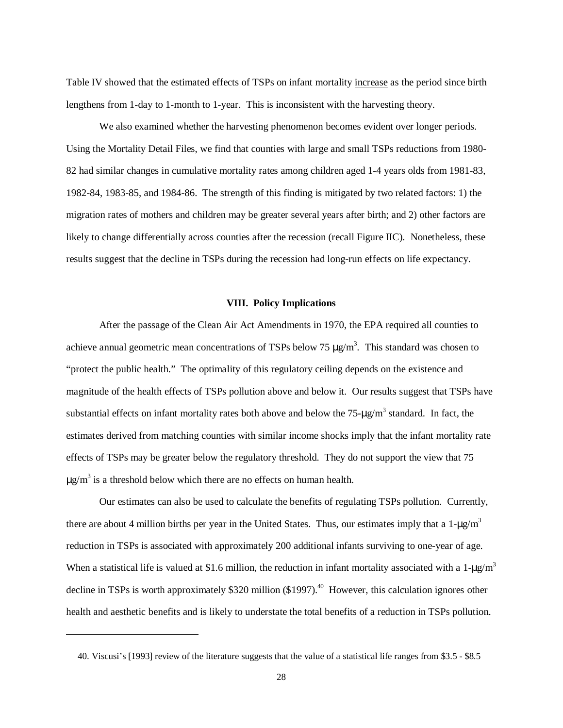Table IV showed that the estimated effects of TSPs on infant mortality increase as the period since birth lengthens from 1-day to 1-month to 1-year. This is inconsistent with the harvesting theory.

We also examined whether the harvesting phenomenon becomes evident over longer periods. Using the Mortality Detail Files, we find that counties with large and small TSPs reductions from 1980-82 had similar changes in cumulative mortality rates among children aged 1-4 years olds from 1981-83, 1982-84, 1983-85, and 1984-86. The strength of this finding is mitigated by two related factors: 1) the migration rates of mothers and children may be greater several years after birth; and 2) other factors are likely to change differentially across counties after the recession (recall Figure IIC). Nonetheless, these results suggest that the decline in TSPs during the recession had long-run effects on life expectancy.

## VIII. Policy Implications

After the passage of the Clean Air Act Amendments in 1970, the EPA required all counties to achieve annual geometric mean concentrations of TSPs below 75 $\mu g/m^3$. This standard was chosen to "protect the public health." The optimality of this regulatory ceiling depends on the existence and magnitude of the health effects of TSPs pollution above and below it. Our results suggest that TSPs have substantial effects on infant mortality rates both above and below the 75-$\mu g/m^3$ standard. In fact, the estimates derived from matching counties with similar income shocks imply that the infant mortality rate effects of TSPs may be greater below the regulatory threshold. They do not support the view that 75 $\mu g/m^3$ is a threshold below which there are no effects on human health.

Our estimates can also be used to calculate the benefits of regulating TSPs pollution. Currently, there are about 4 million births per year in the United States. Thus, our estimates imply that a 1-$\mu g/m^3$ reduction in TSPs is associated with approximately 200 additional infants surviving to one-year of age. When a statistical life is valued at \$1.6 million, the reduction in infant mortality associated with a 1-$\mu g/m^3$ decline in TSPs is worth approximately \$320 million (\$1997).[40] However, this calculation ignores other health and aesthetic benefits and is likely to understate the total benefits of a reduction in TSPs pollution.

---

40. Viscusi's [1993] review of the literature suggests that the value of a statistical life ranges from \$3.5 - \$8.5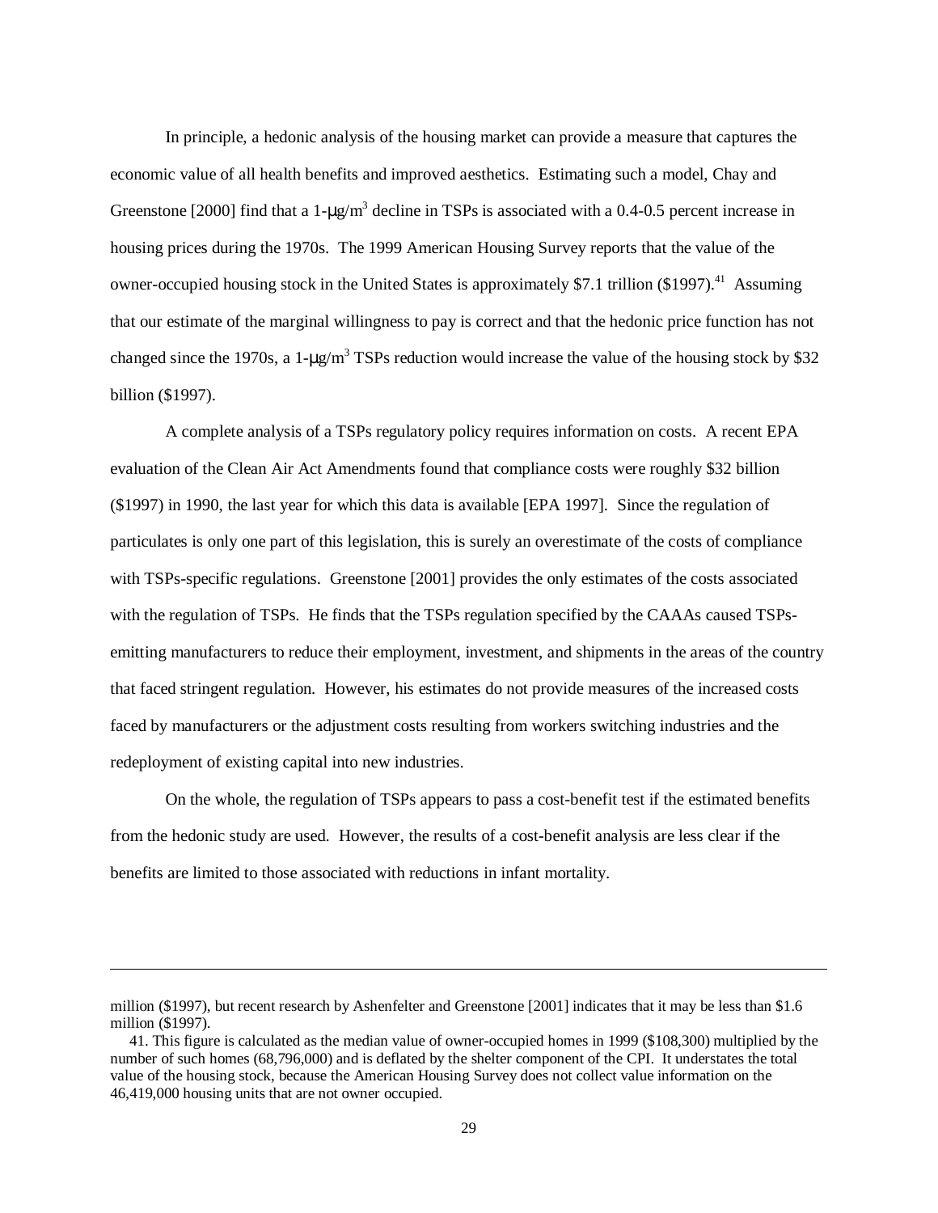In principle, a hedonic analysis of the housing market can provide a measure that captures the economic value of all health benefits and improved aesthetics. Estimating such a model, Chay and Greenstone [2000] find that a 1-$\mu g/m^3$ decline in TSPs is associated with a 0.4-0.5 percent increase in housing prices during the 1970s. The 1999 American Housing Survey reports that the value of the owner-occupied housing stock in the United States is approximately \$7.1 trillion (\$1997).[41] Assuming that our estimate of the marginal willingness to pay is correct and that the hedonic price function has not changed since the 1970s, a 1-$\mu g/m^3$ TSPs reduction would increase the value of the housing stock by \$32 billion (\$1997).

A complete analysis of a TSPs regulatory policy requires information on costs. A recent EPA evaluation of the Clean Air Act Amendments found that compliance costs were roughly \$32 billion (\$1997) in 1990, the last year for which this data is available [EPA 1997]. Since the regulation of particulates is only one part of this legislation, this is surely an overestimate of the costs of compliance with TSPs-specific regulations. Greenstone [2001] provides the only estimates of the costs associated with the regulation of TSPs. He finds that the TSPs regulation specified by the CAAAs caused TSPs-emitting manufacturers to reduce their employment, investment, and shipments in the areas of the country that faced stringent regulation. However, his estimates do not provide measures of the increased costs faced by manufacturers or the adjustment costs resulting from workers switching industries and the redeployment of existing capital into new industries.

On the whole, the regulation of TSPs appears to pass a cost-benefit test if the estimated benefits from the hedonic study are used. However, the results of a cost-benefit analysis are less clear if the benefits are limited to those associated with reductions in infant mortality.

---

million (\$1997), but recent research by Ashenfelter and Greenstone [2001] indicates that it may be less than \$1.6 million (\$1997).

41. This figure is calculated as the median value of owner-occupied homes in 1999 (\$108,300) multiplied by the number of such homes (68,796,000) and is deflated by the shelter component of the CPI. It understates the total value of the housing stock, because the American Housing Survey does not collect value information on the 46,419,000 housing units that are not owner occupied.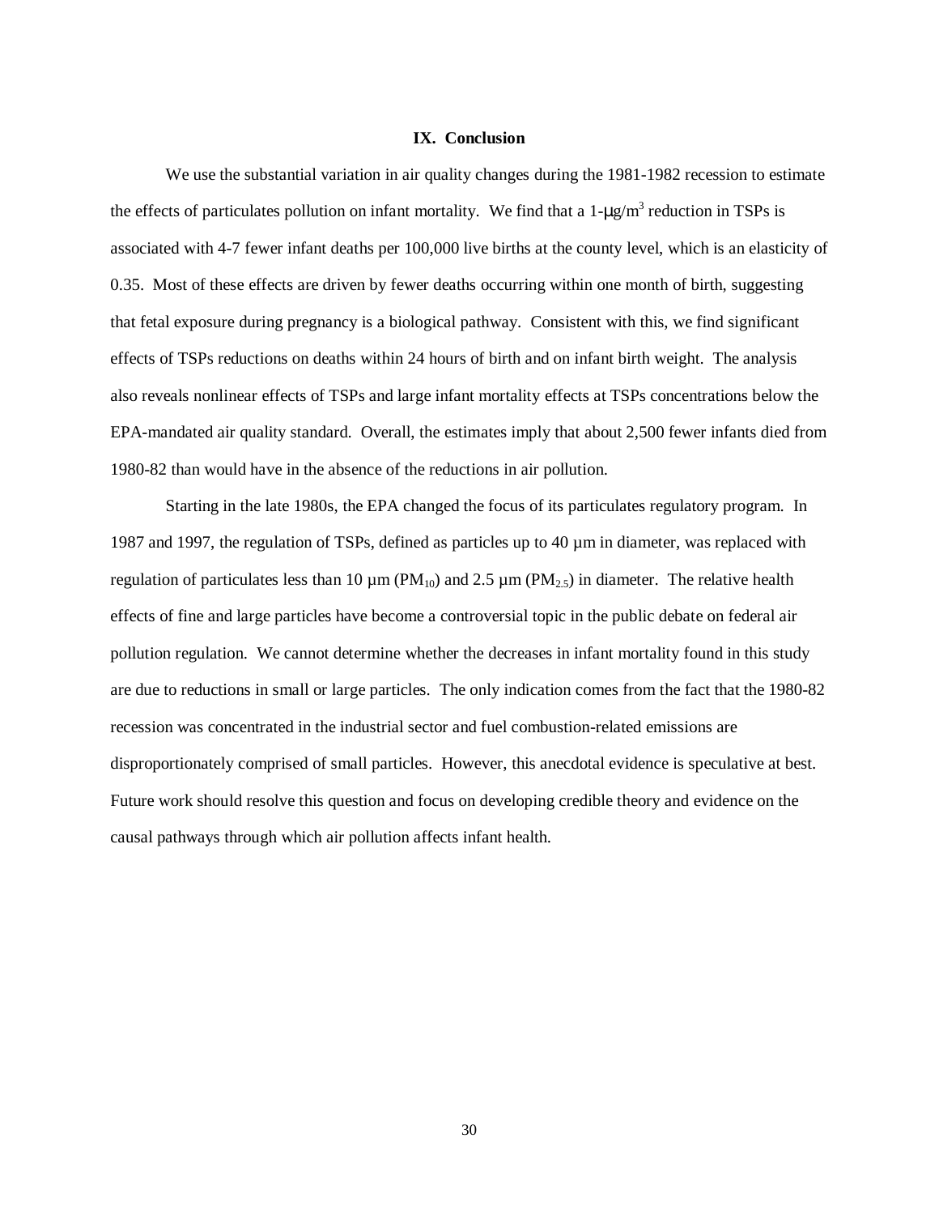## IX. Conclusion

We use the substantial variation in air quality changes during the 1981-1982 recession to estimate the effects of particulates pollution on infant mortality. We find that a 1-$\mu g/m^3$ reduction in TSPs is associated with 4-7 fewer infant deaths per 100,000 live births at the county level, which is an elasticity of 0.35. Most of these effects are driven by fewer deaths occurring within one month of birth, suggesting that fetal exposure during pregnancy is a biological pathway. Consistent with this, we find significant effects of TSPs reductions on deaths within 24 hours of birth and on infant birth weight. The analysis also reveals nonlinear effects of TSPs and large infant mortality effects at TSPs concentrations below the EPA-mandated air quality standard. Overall, the estimates imply that about 2,500 fewer infants died from 1980-82 than would have in the absence of the reductions in air pollution.

Starting in the late 1980s, the EPA changed the focus of its particulates regulatory program. In 1987 and 1997, the regulation of TSPs, defined as particles up to 40 µm in diameter, was replaced with regulation of particulates less than 10 µm ($PM_{10}$) and 2.5 µm ($PM_{2.5}$) in diameter. The relative health effects of fine and large particles have become a controversial topic in the public debate on federal air pollution regulation. We cannot determine whether the decreases in infant mortality found in this study are due to reductions in small or large particles. The only indication comes from the fact that the 1980-82 recession was concentrated in the industrial sector and fuel combustion-related emissions are disproportionately comprised of small particles. However, this anecdotal evidence is speculative at best. Future work should resolve this question and focus on developing credible theory and evidence on the causal pathways through which air pollution affects infant health.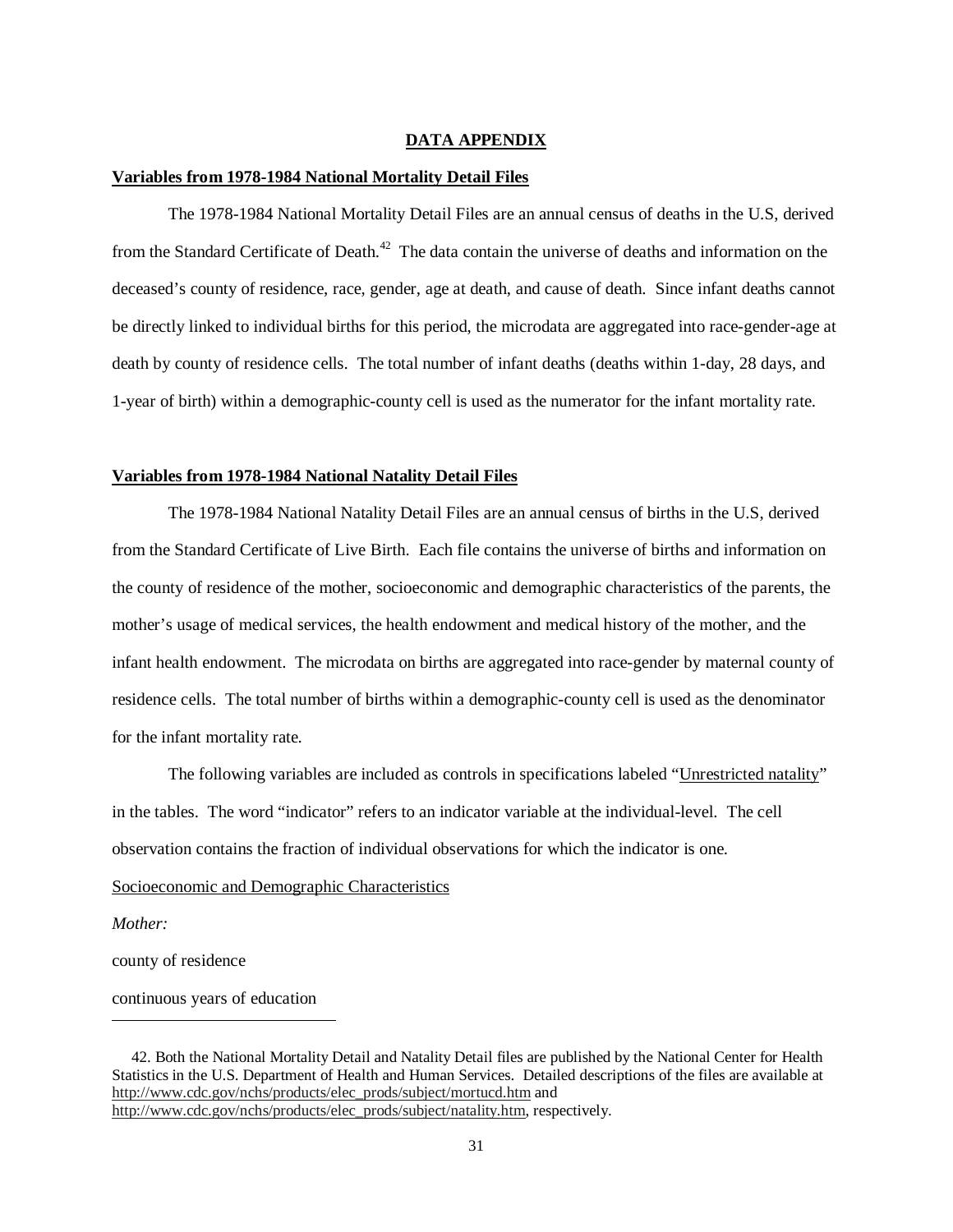## DATA APPENDIX

### Variables from 1978-1984 National Mortality Detail Files

The 1978-1984 National Mortality Detail Files are an annual census of deaths in the U.S, derived from the Standard Certificate of Death.[42] The data contain the universe of deaths and information on the deceased's county of residence, race, gender, age at death, and cause of death. Since infant deaths cannot be directly linked to individual births for this period, the microdata are aggregated into race-gender-age at death by county of residence cells. The total number of infant deaths (deaths within 1-day, 28 days, and 1-year of birth) within a demographic-county cell is used as the numerator for the infant mortality rate.

### Variables from 1978-1984 National Natality Detail Files

The 1978-1984 National Natality Detail Files are an annual census of births in the U.S, derived from the Standard Certificate of Live Birth. Each file contains the universe of births and information on the county of residence of the mother, socioeconomic and demographic characteristics of the parents, the mother's usage of medical services, the health endowment and medical history of the mother, and the infant health endowment. The microdata on births are aggregated into race-gender by maternal county of residence cells. The total number of births within a demographic-county cell is used as the denominator for the infant mortality rate.

The following variables are included as controls in specifications labeled "Unrestricted natality" in the tables. The word "indicator" refers to an indicator variable at the individual-level. The cell observation contains the fraction of individual observations for which the indicator is one.

Socioeconomic and Demographic Characteristics

*Mother:*

county of residence

continuous years of education

---

42. Both the National Mortality Detail and Natality Detail files are published by the National Center for Health Statistics in the U.S. Department of Health and Human Services. Detailed descriptions of the files are available at http://www.cdc.gov/nchs/products/elec_prods/subject/mortucd.htm and http://www.cdc.gov/nchs/products/elec_prods/subject/natality.htm, respectively.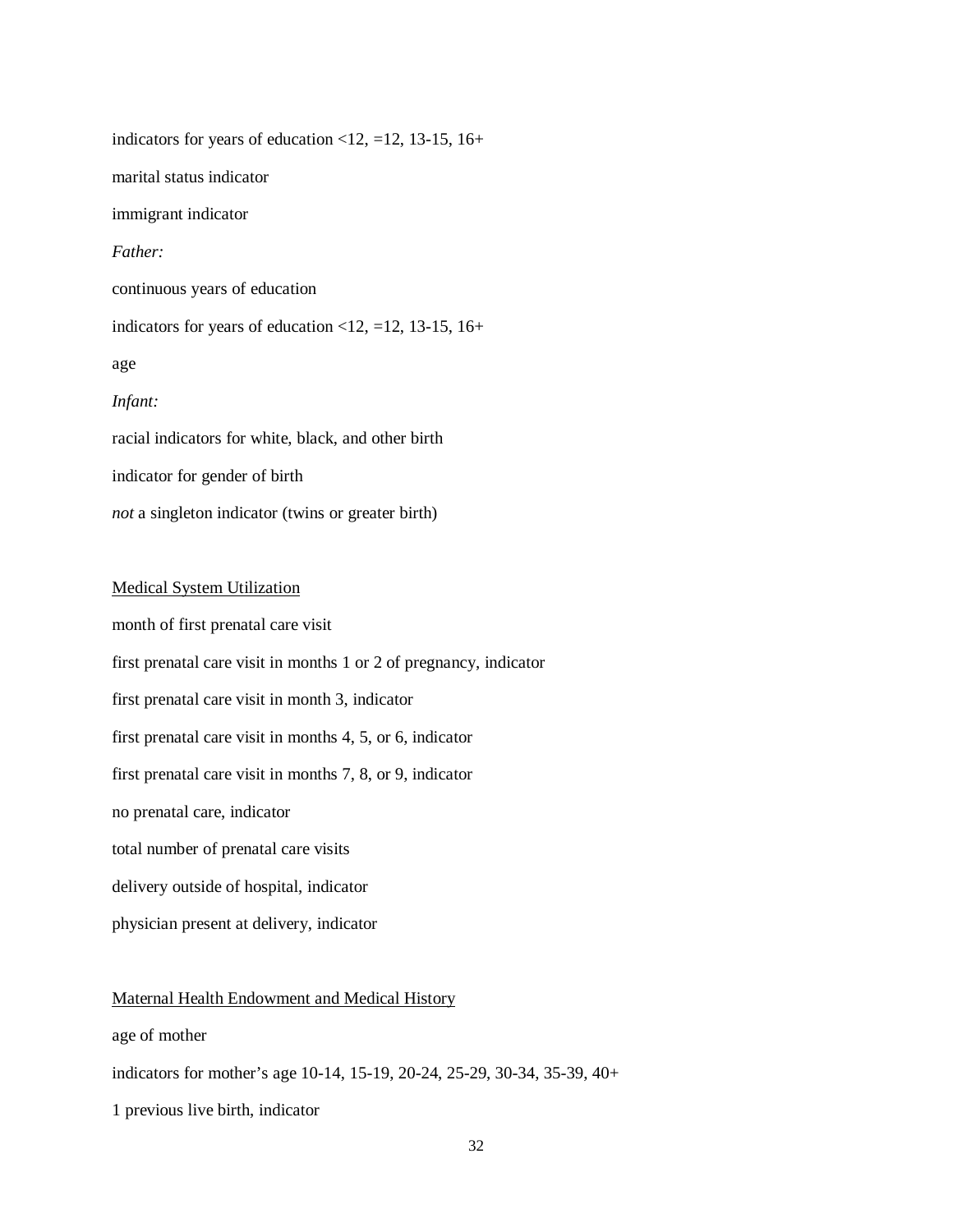indicators for years of education <12, =12, 13-15, 16+

marital status indicator

immigrant indicator

*Father:*

continuous years of education

indicators for years of education <12, =12, 13-15, 16+

age

*Infant:*

racial indicators for white, black, and other birth

indicator for gender of birth

*not* a singleton indicator (twins or greater birth)

<u>Medical System Utilization</u>

month of first prenatal care visit

first prenatal care visit in months 1 or 2 of pregnancy, indicator

first prenatal care visit in month 3, indicator

first prenatal care visit in months 4, 5, or 6, indicator

first prenatal care visit in months 7, 8, or 9, indicator

no prenatal care, indicator

total number of prenatal care visits

delivery outside of hospital, indicator

physician present at delivery, indicator

<u>Maternal Health Endowment and Medical History</u>

age of mother

indicators for mother's age 10-14, 15-19, 20-24, 25-29, 30-34, 35-39, 40+

1 previous live birth, indicator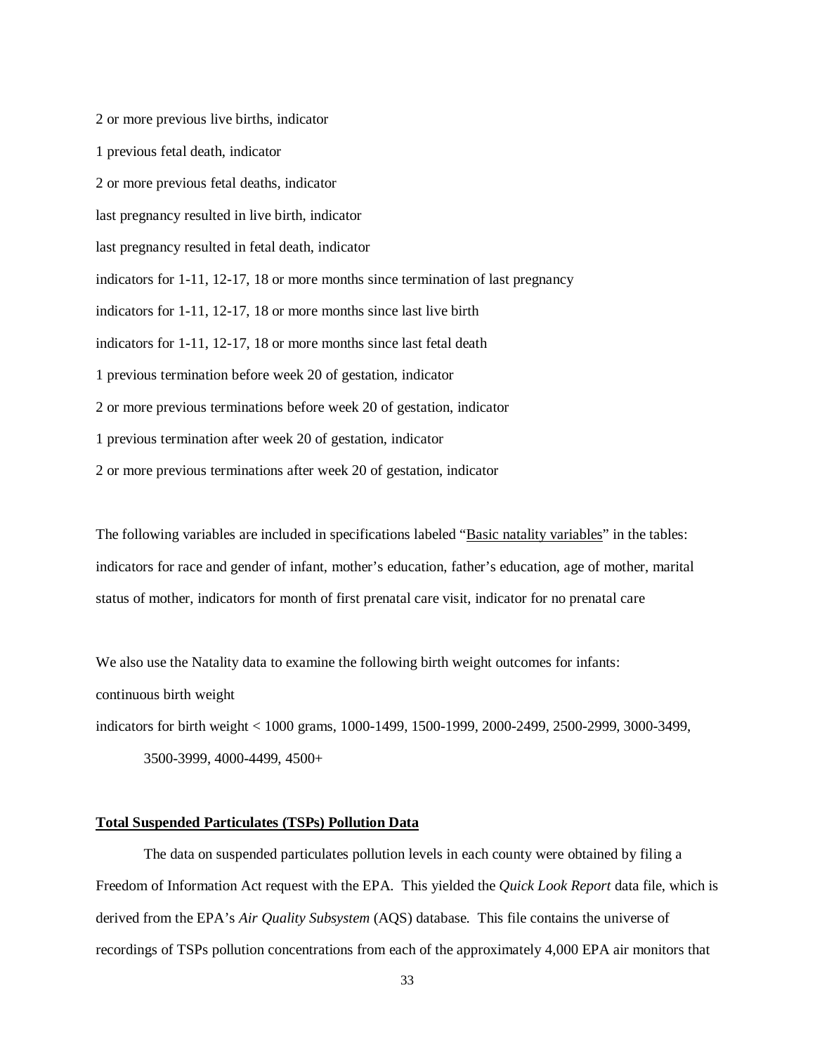2 or more previous live births, indicator

1 previous fetal death, indicator

2 or more previous fetal deaths, indicator

last pregnancy resulted in live birth, indicator

last pregnancy resulted in fetal death, indicator

indicators for 1-11, 12-17, 18 or more months since termination of last pregnancy

indicators for 1-11, 12-17, 18 or more months since last live birth

indicators for 1-11, 12-17, 18 or more months since last fetal death

1 previous termination before week 20 of gestation, indicator

2 or more previous terminations before week 20 of gestation, indicator

1 previous termination after week 20 of gestation, indicator

2 or more previous terminations after week 20 of gestation, indicator

The following variables are included in specifications labeled "Basic natality variables" in the tables: indicators for race and gender of infant, mother's education, father's education, age of mother, marital status of mother, indicators for month of first prenatal care visit, indicator for no prenatal care

We also use the Natality data to examine the following birth weight outcomes for infants:

continuous birth weight

indicators for birth weight < 1000 grams, 1000-1499, 1500-1999, 2000-2499, 2500-2999, 3000-3499, 3500-3999, 4000-4499, 4500+

**Total Suspended Particulates (TSPs) Pollution Data**

The data on suspended particulates pollution levels in each county were obtained by filing a Freedom of Information Act request with the EPA. This yielded the *Quick Look Report* data file, which is derived from the EPA's *Air Quality Subsystem* (AQS) database. This file contains the universe of recordings of TSPs pollution concentrations from each of the approximately 4,000 EPA air monitors that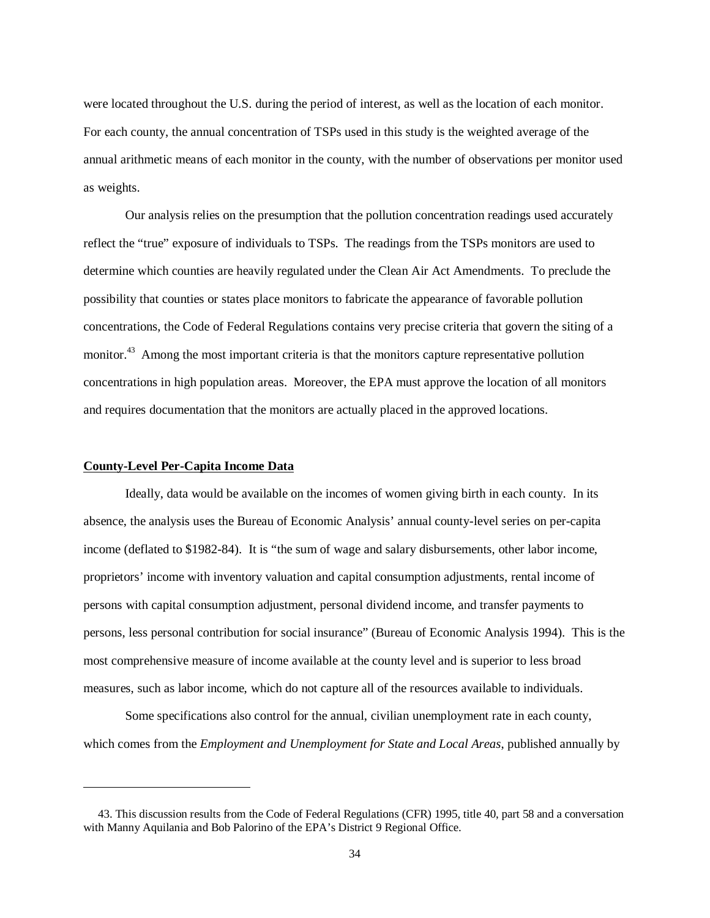were located throughout the U.S. during the period of interest, as well as the location of each monitor. For each county, the annual concentration of TSPs used in this study is the weighted average of the annual arithmetic means of each monitor in the county, with the number of observations per monitor used as weights.

Our analysis relies on the presumption that the pollution concentration readings used accurately reflect the "true" exposure of individuals to TSPs. The readings from the TSPs monitors are used to determine which counties are heavily regulated under the Clean Air Act Amendments. To preclude the possibility that counties or states place monitors to fabricate the appearance of favorable pollution concentrations, the Code of Federal Regulations contains very precise criteria that govern the siting of a monitor.[43] Among the most important criteria is that the monitors capture representative pollution concentrations in high population areas. Moreover, the EPA must approve the location of all monitors and requires documentation that the monitors are actually placed in the approved locations.

**County-Level Per-Capita Income Data**

Ideally, data would be available on the incomes of women giving birth in each county. In its absence, the analysis uses the Bureau of Economic Analysis' annual county-level series on per-capita income (deflated to $1982-84). It is "the sum of wage and salary disbursements, other labor income, proprietors' income with inventory valuation and capital consumption adjustments, rental income of persons with capital consumption adjustment, personal dividend income, and transfer payments to persons, less personal contribution for social insurance" (Bureau of Economic Analysis 1994). This is the most comprehensive measure of income available at the county level and is superior to less broad measures, such as labor income, which do not capture all of the resources available to individuals.

Some specifications also control for the annual, civilian unemployment rate in each county, which comes from the *Employment and Unemployment for State and Local Areas*, published annually by

43. This discussion results from the Code of Federal Regulations (CFR) 1995, title 40, part 58 and a conversation with Manny Aquilania and Bob Palorino of the EPA's District 9 Regional Office.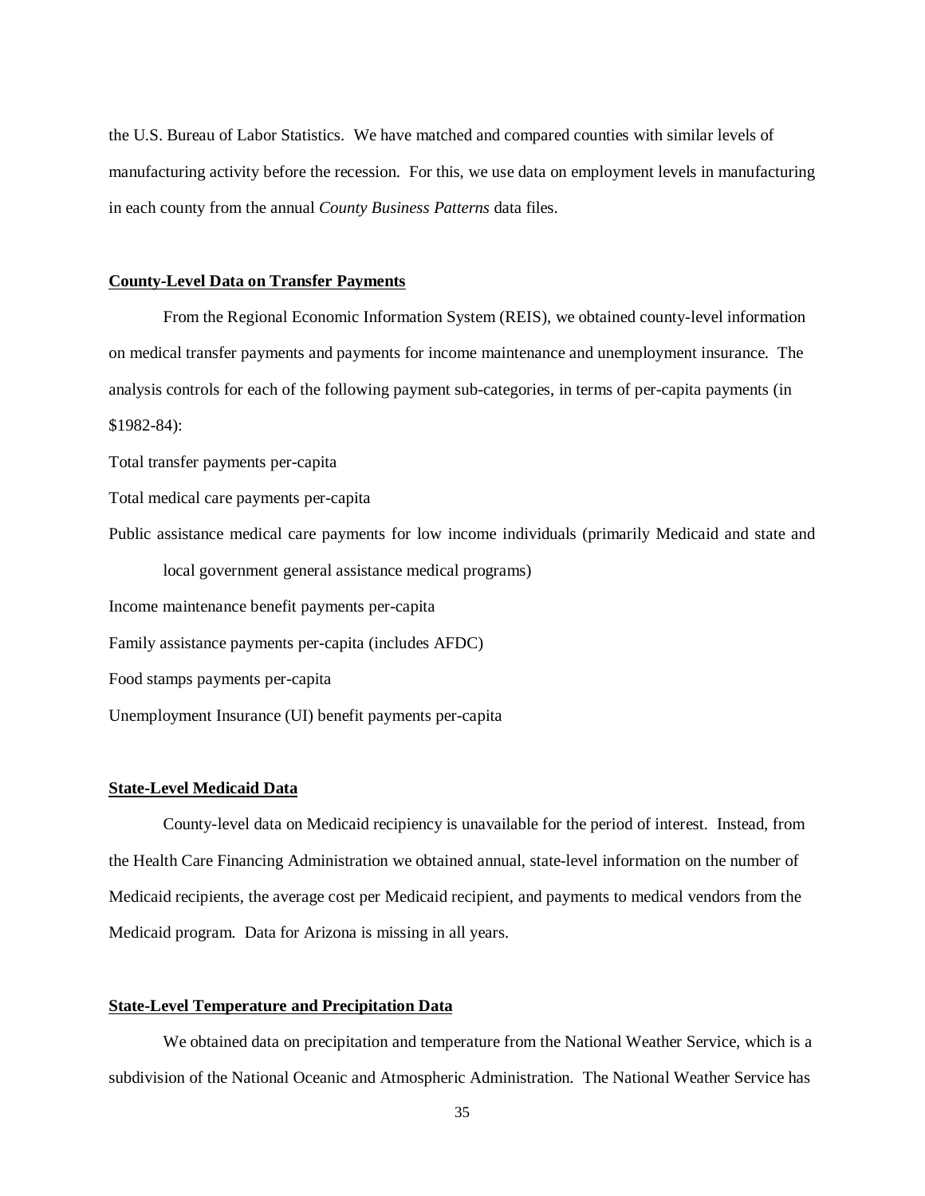the U.S. Bureau of Labor Statistics. We have matched and compared counties with similar levels of manufacturing activity before the recession. For this, we use data on employment levels in manufacturing in each county from the annual *County Business Patterns* data files.

**County-Level Data on Transfer Payments**

From the Regional Economic Information System (REIS), we obtained county-level information on medical transfer payments and payments for income maintenance and unemployment insurance. The analysis controls for each of the following payment sub-categories, in terms of per-capita payments (in $1982-84):

Total transfer payments per-capita

Total medical care payments per-capita

Public assistance medical care payments for low income individuals (primarily Medicaid and state and local government general assistance medical programs)

Income maintenance benefit payments per-capita

Family assistance payments per-capita (includes AFDC)

Food stamps payments per-capita

Unemployment Insurance (UI) benefit payments per-capita

**State-Level Medicaid Data**

County-level data on Medicaid recipiency is unavailable for the period of interest. Instead, from the Health Care Financing Administration we obtained annual, state-level information on the number of Medicaid recipients, the average cost per Medicaid recipient, and payments to medical vendors from the Medicaid program. Data for Arizona is missing in all years.

**State-Level Temperature and Precipitation Data**

We obtained data on precipitation and temperature from the National Weather Service, which is a subdivision of the National Oceanic and Atmospheric Administration. The National Weather Service has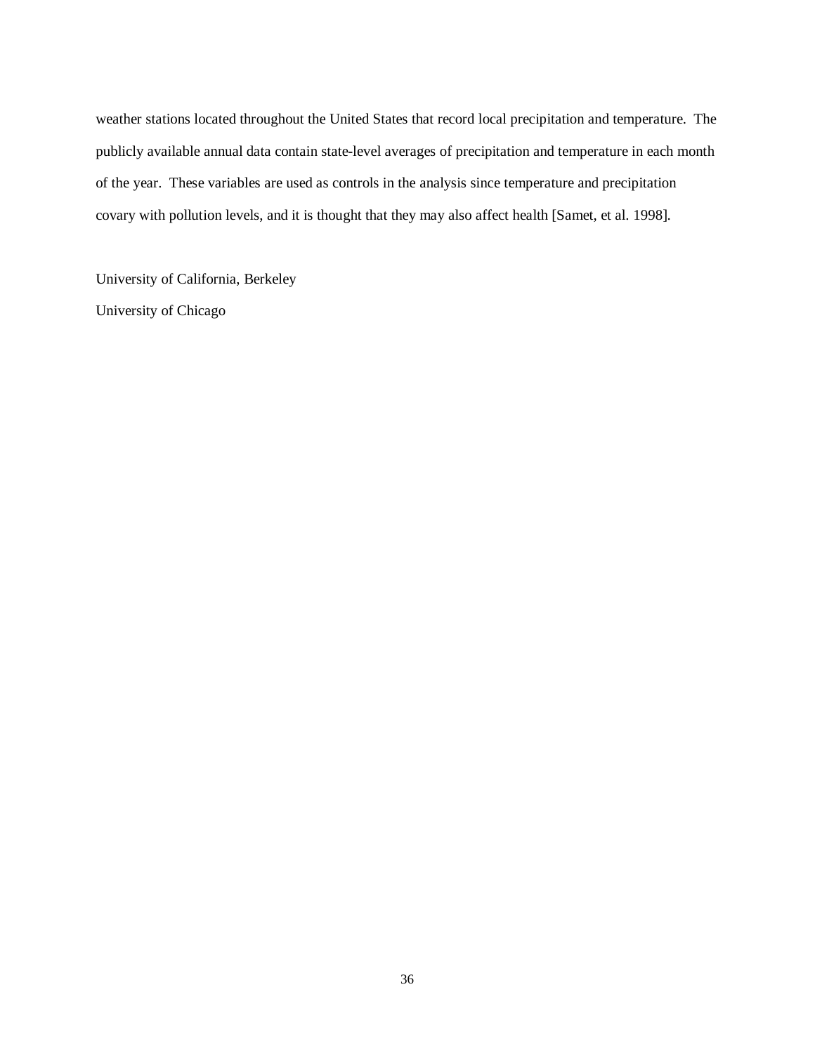weather stations located throughout the United States that record local precipitation and temperature. The publicly available annual data contain state-level averages of precipitation and temperature in each month of the year. These variables are used as controls in the analysis since temperature and precipitation covary with pollution levels, and it is thought that they may also affect health [Samet, et al. 1998].

University of California, Berkeley

University of Chicago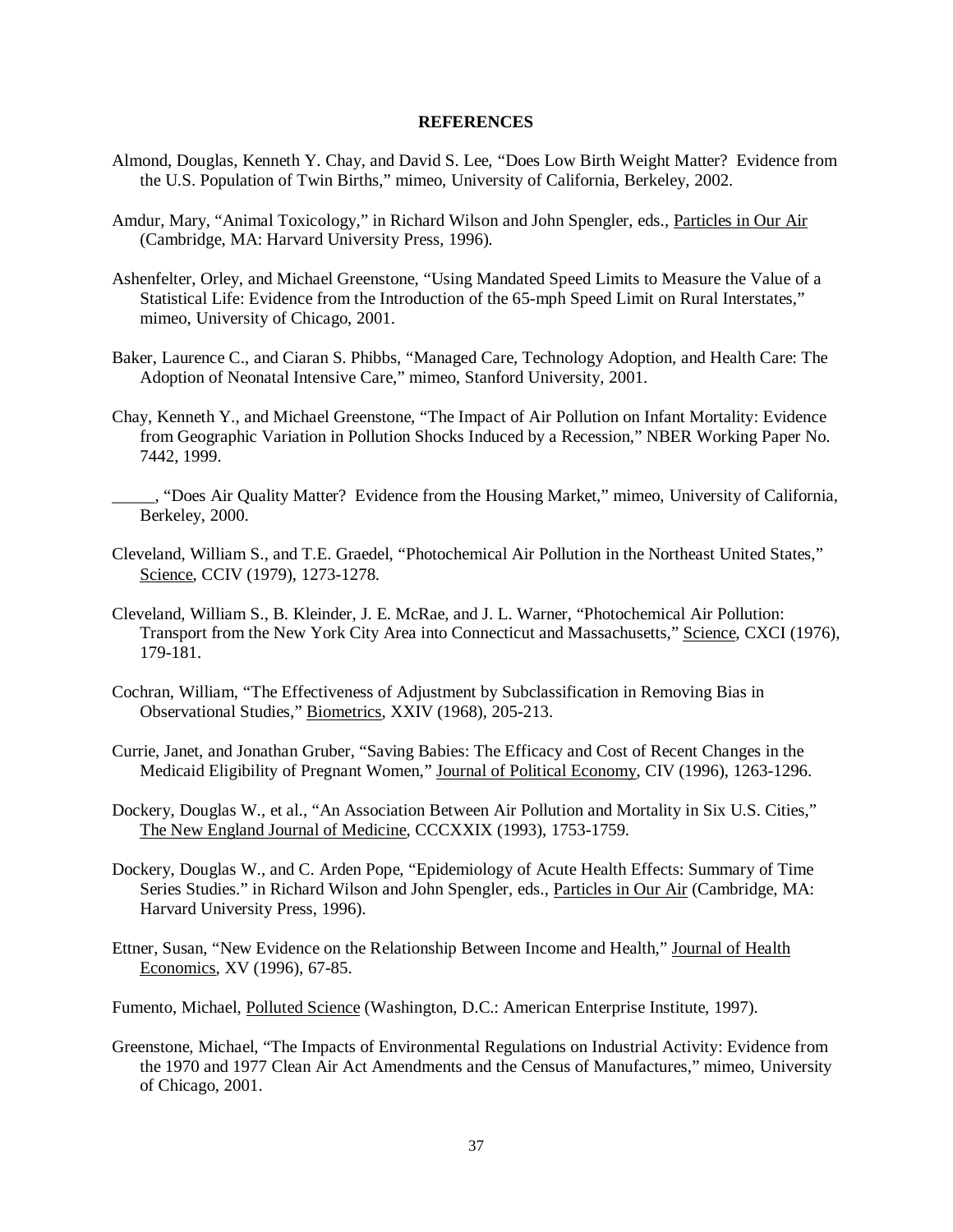## REFERENCES

Almond, Douglas, Kenneth Y. Chay, and David S. Lee, "Does Low Birth Weight Matter? Evidence from the U.S. Population of Twin Births," mimeo, University of California, Berkeley, 2002.

Amdur, Mary, "Animal Toxicology," in Richard Wilson and John Spengler, eds., Particles in Our Air (Cambridge, MA: Harvard University Press, 1996).

Ashenfelter, Orley, and Michael Greenstone, "Using Mandated Speed Limits to Measure the Value of a Statistical Life: Evidence from the Introduction of the 65-mph Speed Limit on Rural Interstates," mimeo, University of Chicago, 2001.

Baker, Laurence C., and Ciaran S. Phibbs, "Managed Care, Technology Adoption, and Health Care: The Adoption of Neonatal Intensive Care," mimeo, Stanford University, 2001.

Chay, Kenneth Y., and Michael Greenstone, "The Impact of Air Pollution on Infant Mortality: Evidence from Geographic Variation in Pollution Shocks Induced by a Recession," NBER Working Paper No. 7442, 1999.

_____, "Does Air Quality Matter? Evidence from the Housing Market," mimeo, University of California, Berkeley, 2000.

Cleveland, William S., and T.E. Graedel, "Photochemical Air Pollution in the Northeast United States," Science, CCIV (1979), 1273-1278.

Cleveland, William S., B. Kleinder, J. E. McRae, and J. L. Warner, "Photochemical Air Pollution: Transport from the New York City Area into Connecticut and Massachusetts," Science, CXCI (1976), 179-181.

Cochran, William, "The Effectiveness of Adjustment by Subclassification in Removing Bias in Observational Studies," Biometrics, XXIV (1968), 205-213.

Currie, Janet, and Jonathan Gruber, "Saving Babies: The Efficacy and Cost of Recent Changes in the Medicaid Eligibility of Pregnant Women," Journal of Political Economy, CIV (1996), 1263-1296.

Dockery, Douglas W., et al., "An Association Between Air Pollution and Mortality in Six U.S. Cities," The New England Journal of Medicine, CCCXXIX (1993), 1753-1759.

Dockery, Douglas W., and C. Arden Pope, "Epidemiology of Acute Health Effects: Summary of Time Series Studies." in Richard Wilson and John Spengler, eds., Particles in Our Air (Cambridge, MA: Harvard University Press, 1996).

Ettner, Susan, "New Evidence on the Relationship Between Income and Health," Journal of Health Economics, XV (1996), 67-85.

Fumento, Michael, Polluted Science (Washington, D.C.: American Enterprise Institute, 1997).

Greenstone, Michael, "The Impacts of Environmental Regulations on Industrial Activity: Evidence from the 1970 and 1977 Clean Air Act Amendments and the Census of Manufactures," mimeo, University of Chicago, 2001.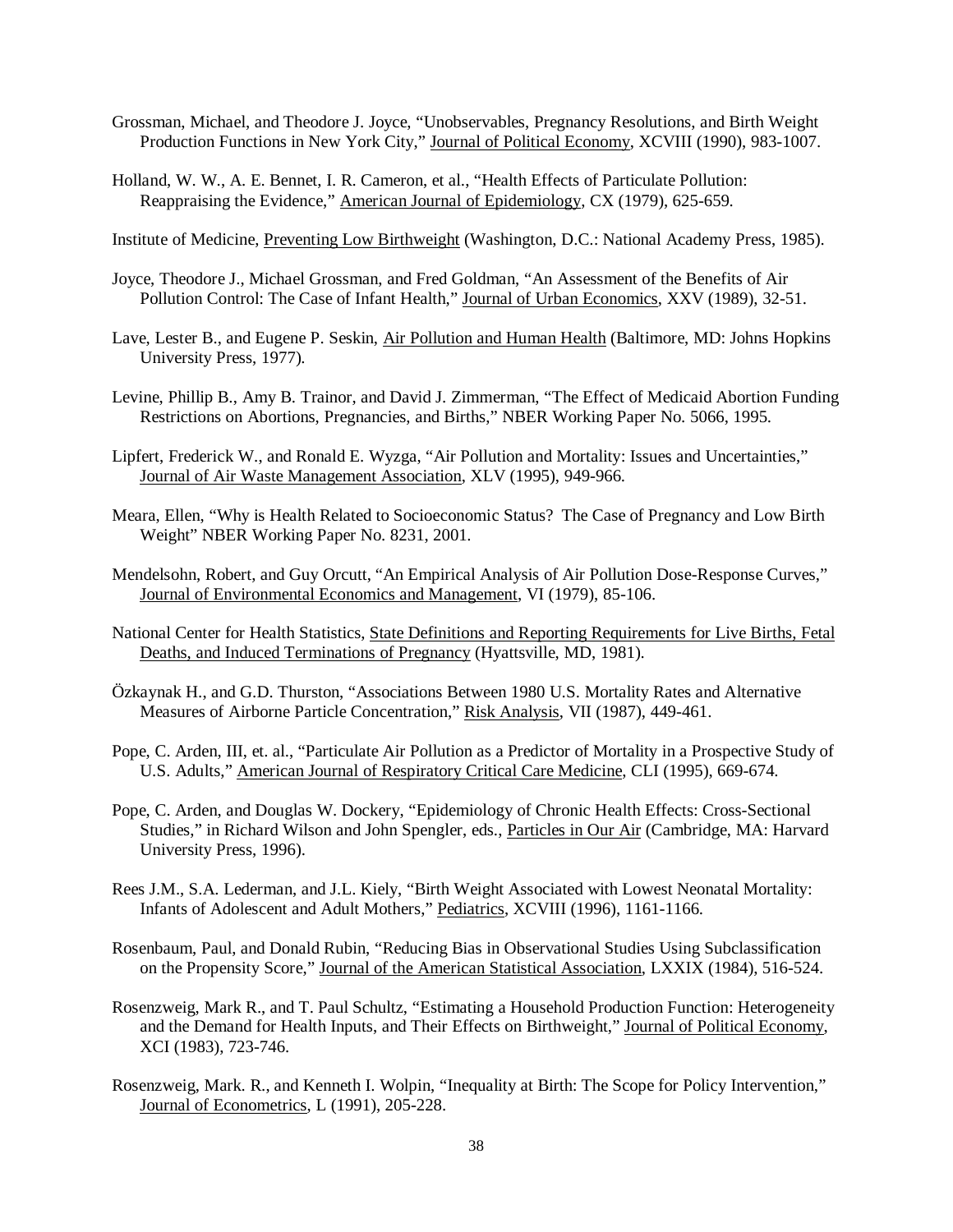Grossman, Michael, and Theodore J. Joyce, "Unobservables, Pregnancy Resolutions, and Birth Weight Production Functions in New York City," Journal of Political Economy, XCVIII (1990), 983-1007.

Holland, W. W., A. E. Bennet, I. R. Cameron, et al., "Health Effects of Particulate Pollution: Reappraising the Evidence," American Journal of Epidemiology, CX (1979), 625-659.

Institute of Medicine, Preventing Low Birthweight (Washington, D.C.: National Academy Press, 1985).

Joyce, Theodore J., Michael Grossman, and Fred Goldman, "An Assessment of the Benefits of Air Pollution Control: The Case of Infant Health," Journal of Urban Economics, XXV (1989), 32-51.

Lave, Lester B., and Eugene P. Seskin, Air Pollution and Human Health (Baltimore, MD: Johns Hopkins University Press, 1977).

Levine, Phillip B., Amy B. Trainor, and David J. Zimmerman, "The Effect of Medicaid Abortion Funding Restrictions on Abortions, Pregnancies, and Births," NBER Working Paper No. 5066, 1995.

Lipfert, Frederick W., and Ronald E. Wyzga, "Air Pollution and Mortality: Issues and Uncertainties," Journal of Air Waste Management Association, XLV (1995), 949-966.

Meara, Ellen, "Why is Health Related to Socioeconomic Status? The Case of Pregnancy and Low Birth Weight" NBER Working Paper No. 8231, 2001.

Mendelsohn, Robert, and Guy Orcutt, "An Empirical Analysis of Air Pollution Dose-Response Curves," Journal of Environmental Economics and Management, VI (1979), 85-106.

National Center for Health Statistics, State Definitions and Reporting Requirements for Live Births, Fetal Deaths, and Induced Terminations of Pregnancy (Hyattsville, MD, 1981).

Özkaynak H., and G.D. Thurston, "Associations Between 1980 U.S. Mortality Rates and Alternative Measures of Airborne Particle Concentration," Risk Analysis, VII (1987), 449-461.

Pope, C. Arden, III, et. al., "Particulate Air Pollution as a Predictor of Mortality in a Prospective Study of U.S. Adults," American Journal of Respiratory Critical Care Medicine, CLI (1995), 669-674.

Pope, C. Arden, and Douglas W. Dockery, "Epidemiology of Chronic Health Effects: Cross-Sectional Studies," in Richard Wilson and John Spengler, eds., Particles in Our Air (Cambridge, MA: Harvard University Press, 1996).

Rees J.M., S.A. Lederman, and J.L. Kiely, "Birth Weight Associated with Lowest Neonatal Mortality: Infants of Adolescent and Adult Mothers," Pediatrics, XCVIII (1996), 1161-1166.

Rosenbaum, Paul, and Donald Rubin, "Reducing Bias in Observational Studies Using Subclassification on the Propensity Score," Journal of the American Statistical Association, LXXIX (1984), 516-524.

Rosenzweig, Mark R., and T. Paul Schultz, "Estimating a Household Production Function: Heterogeneity and the Demand for Health Inputs, and Their Effects on Birthweight," Journal of Political Economy, XCI (1983), 723-746.

Rosenzweig, Mark. R., and Kenneth I. Wolpin, "Inequality at Birth: The Scope for Policy Intervention," Journal of Econometrics, L (1991), 205-228.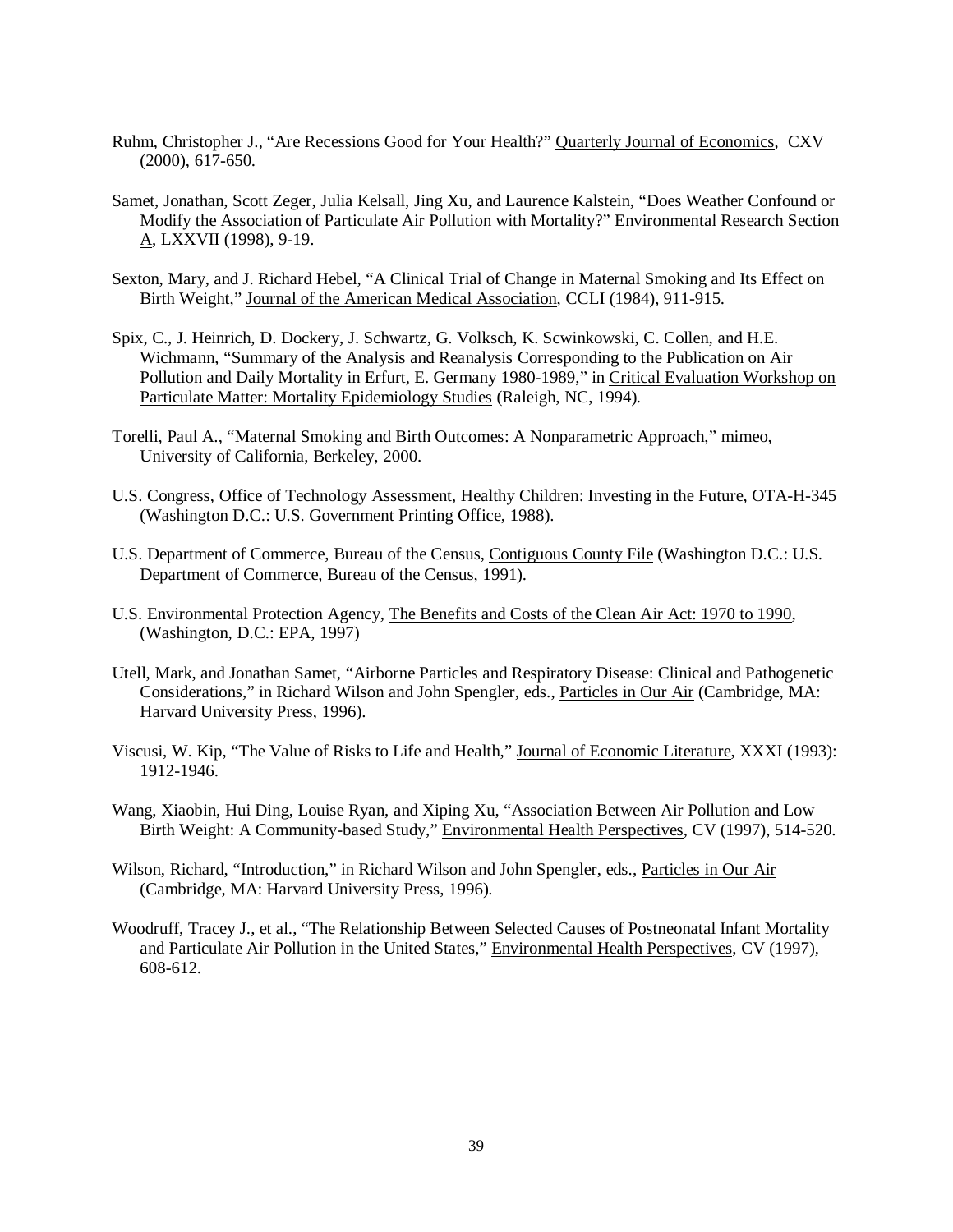Ruhm, Christopher J., "Are Recessions Good for Your Health?" Quarterly Journal of Economics, CXV (2000), 617-650.

Samet, Jonathan, Scott Zeger, Julia Kelsall, Jing Xu, and Laurence Kalstein, "Does Weather Confound or Modify the Association of Particulate Air Pollution with Mortality?" Environmental Research Section A, LXXVII (1998), 9-19.

Sexton, Mary, and J. Richard Hebel, "A Clinical Trial of Change in Maternal Smoking and Its Effect on Birth Weight," Journal of the American Medical Association, CCLI (1984), 911-915.

Spix, C., J. Heinrich, D. Dockery, J. Schwartz, G. Volksch, K. Scwinkowski, C. Collen, and H.E. Wichmann, "Summary of the Analysis and Reanalysis Corresponding to the Publication on Air Pollution and Daily Mortality in Erfurt, E. Germany 1980-1989," in Critical Evaluation Workshop on Particulate Matter: Mortality Epidemiology Studies (Raleigh, NC, 1994).

Torelli, Paul A., "Maternal Smoking and Birth Outcomes: A Nonparametric Approach," mimeo, University of California, Berkeley, 2000.

U.S. Congress, Office of Technology Assessment, Healthy Children: Investing in the Future, OTA-H-345 (Washington D.C.: U.S. Government Printing Office, 1988).

U.S. Department of Commerce, Bureau of the Census, Contiguous County File (Washington D.C.: U.S. Department of Commerce, Bureau of the Census, 1991).

U.S. Environmental Protection Agency, The Benefits and Costs of the Clean Air Act: 1970 to 1990, (Washington, D.C.: EPA, 1997)

Utell, Mark, and Jonathan Samet, "Airborne Particles and Respiratory Disease: Clinical and Pathogenetic Considerations," in Richard Wilson and John Spengler, eds., Particles in Our Air (Cambridge, MA: Harvard University Press, 1996).

Viscusi, W. Kip, "The Value of Risks to Life and Health," Journal of Economic Literature, XXXI (1993): 1912-1946.

Wang, Xiaobin, Hui Ding, Louise Ryan, and Xiping Xu, "Association Between Air Pollution and Low Birth Weight: A Community-based Study," Environmental Health Perspectives, CV (1997), 514-520.

Wilson, Richard, "Introduction," in Richard Wilson and John Spengler, eds., Particles in Our Air (Cambridge, MA: Harvard University Press, 1996).

Woodruff, Tracey J., et al., "The Relationship Between Selected Causes of Postneonatal Infant Mortality and Particulate Air Pollution in the United States," Environmental Health Perspectives, CV (1997), 608-612.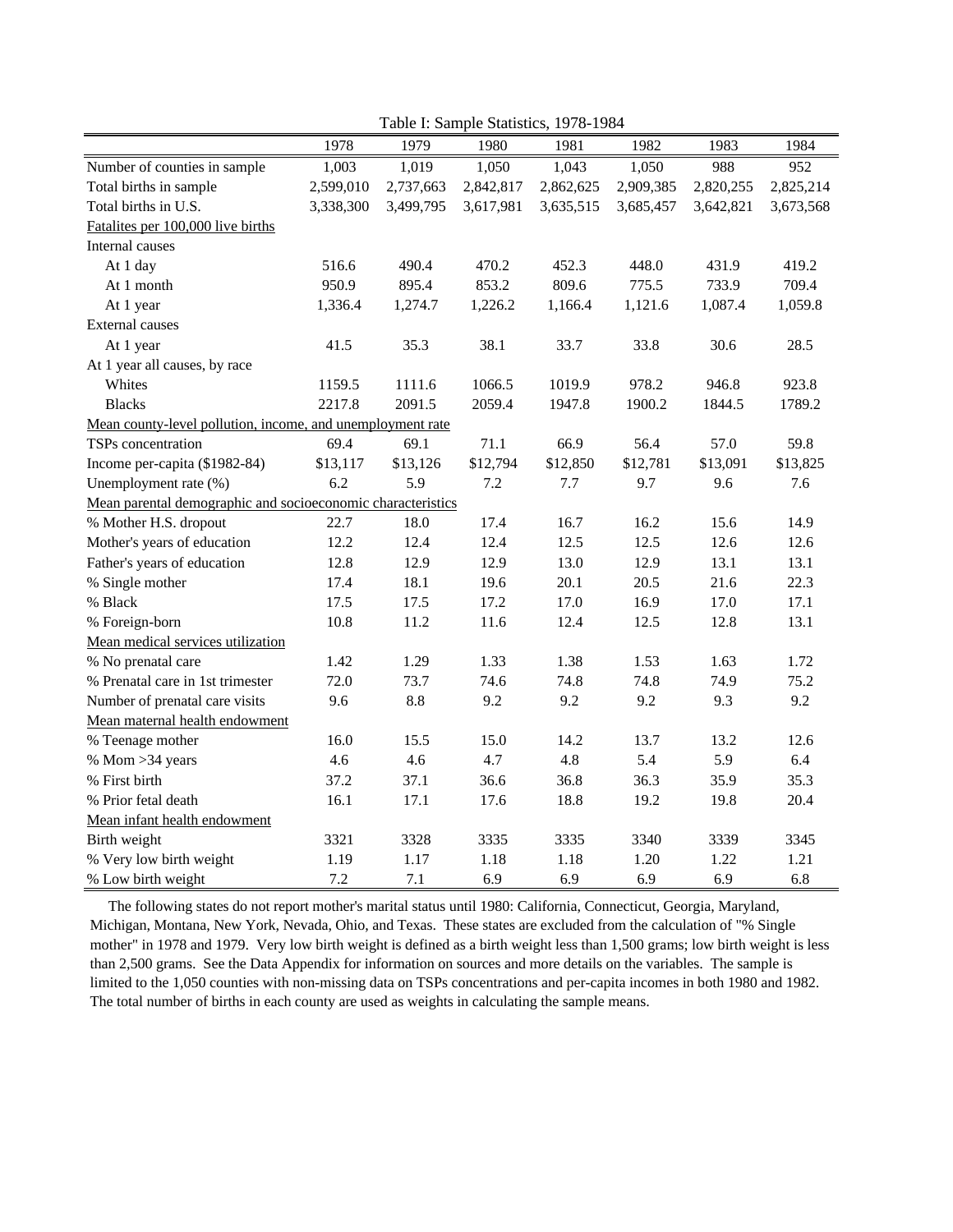Table I: Sample Statistics, 1978-1984

| | 1978 | 1979 | 1980 | 1981 | 1982 | 1983 | 1984 |
|---|---|---|---|---|---|---|---|
| Number of counties in sample | 1,003 | 1,019 | 1,050 | 1,043 | 1,050 | 988 | 952 |
| Total births in sample | 2,599,010 | 2,737,663 | 2,842,817 | 2,862,625 | 2,909,385 | 2,820,255 | 2,825,214 |
| Total births in U.S. | 3,338,300 | 3,499,795 | 3,617,981 | 3,635,515 | 3,685,457 | 3,642,821 | 3,673,568 |
| Fatalites per 100,000 live births | | | | | | | |
| Internal causes | | | | | | | |
| At 1 day | 516.6 | 490.4 | 470.2 | 452.3 | 448.0 | 431.9 | 419.2 |
| At 1 month | 950.9 | 895.4 | 853.2 | 809.6 | 775.5 | 733.9 | 709.4 |
| At 1 year | 1,336.4 | 1,274.7 | 1,226.2 | 1,166.4 | 1,121.6 | 1,087.4 | 1,059.8 |
| External causes | | | | | | | |
| At 1 year | 41.5 | 35.3 | 38.1 | 33.7 | 33.8 | 30.6 | 28.5 |
| At 1 year all causes, by race | | | | | | | |
| Whites | 1159.5 | 1111.6 | 1066.5 | 1019.9 | 978.2 | 946.8 | 923.8 |
| Blacks | 2217.8 | 2091.5 | 2059.4 | 1947.8 | 1900.2 | 1844.5 | 1789.2 |
| Mean county-level pollution, income, and unemployment rate | | | | | | | |
| TSPs concentration | 69.4 | 69.1 | 71.1 | 66.9 | 56.4 | 57.0 | 59.8 |
| Income per-capita ($1982-84) | $13,117 | $13,126 | $12,794 | $12,850 | $12,781 | $13,091 | $13,825 |
| Unemployment rate (%) | 6.2 | 5.9 | 7.2 | 7.7 | 9.7 | 9.6 | 7.6 |
| Mean parental demographic and socioeconomic characteristics | | | | | | | |
| % Mother H.S. dropout | 22.7 | 18.0 | 17.4 | 16.7 | 16.2 | 15.6 | 14.9 |
| Mother's years of education | 12.2 | 12.4 | 12.4 | 12.5 | 12.5 | 12.6 | 12.6 |
| Father's years of education | 12.8 | 12.9 | 12.9 | 13.0 | 12.9 | 13.1 | 13.1 |
| % Single mother | 17.4 | 18.1 | 19.6 | 20.1 | 20.5 | 21.6 | 22.3 |
| % Black | 17.5 | 17.5 | 17.2 | 17.0 | 16.9 | 17.0 | 17.1 |
| % Foreign-born | 10.8 | 11.2 | 11.6 | 12.4 | 12.5 | 12.8 | 13.1 |
| Mean medical services utilization | | | | | | | |
| % No prenatal care | 1.42 | 1.29 | 1.33 | 1.38 | 1.53 | 1.63 | 1.72 |
| % Prenatal care in 1st trimester | 72.0 | 73.7 | 74.6 | 74.8 | 74.8 | 74.9 | 75.2 |
| Number of prenatal care visits | 9.6 | 8.8 | 9.2 | 9.2 | 9.2 | 9.3 | 9.2 |
| Mean maternal health endowment | | | | | | | |
| % Teenage mother | 16.0 | 15.5 | 15.0 | 14.2 | 13.7 | 13.2 | 12.6 |
| % Mom >34 years | 4.6 | 4.6 | 4.7 | 4.8 | 5.4 | 5.9 | 6.4 |
| % First birth | 37.2 | 37.1 | 36.6 | 36.8 | 36.3 | 35.9 | 35.3 |
| % Prior fetal death | 16.1 | 17.1 | 17.6 | 18.8 | 19.2 | 19.8 | 20.4 |
| Mean infant health endowment | | | | | | | |
| Birth weight | 3321 | 3328 | 3335 | 3335 | 3340 | 3339 | 3345 |
| % Very low birth weight | 1.19 | 1.17 | 1.18 | 1.18 | 1.20 | 1.22 | 1.21 |
| % Low birth weight | 7.2 | 7.1 | 6.9 | 6.9 | 6.9 | 6.9 | 6.8 |

The following states do not report mother's marital status until 1980: California, Connecticut, Georgia, Maryland, Michigan, Montana, New York, Nevada, Ohio, and Texas. These states are excluded from the calculation of "% Single mother" in 1978 and 1979. Very low birth weight is defined as a birth weight less than 1,500 grams; low birth weight is less than 2,500 grams. See the Data Appendix for information on sources and more details on the variables. The sample is limited to the 1,050 counties with non-missing data on TSPs concentrations and per-capita incomes in both 1980 and 1982. The total number of births in each county are used as weights in calculating the sample means.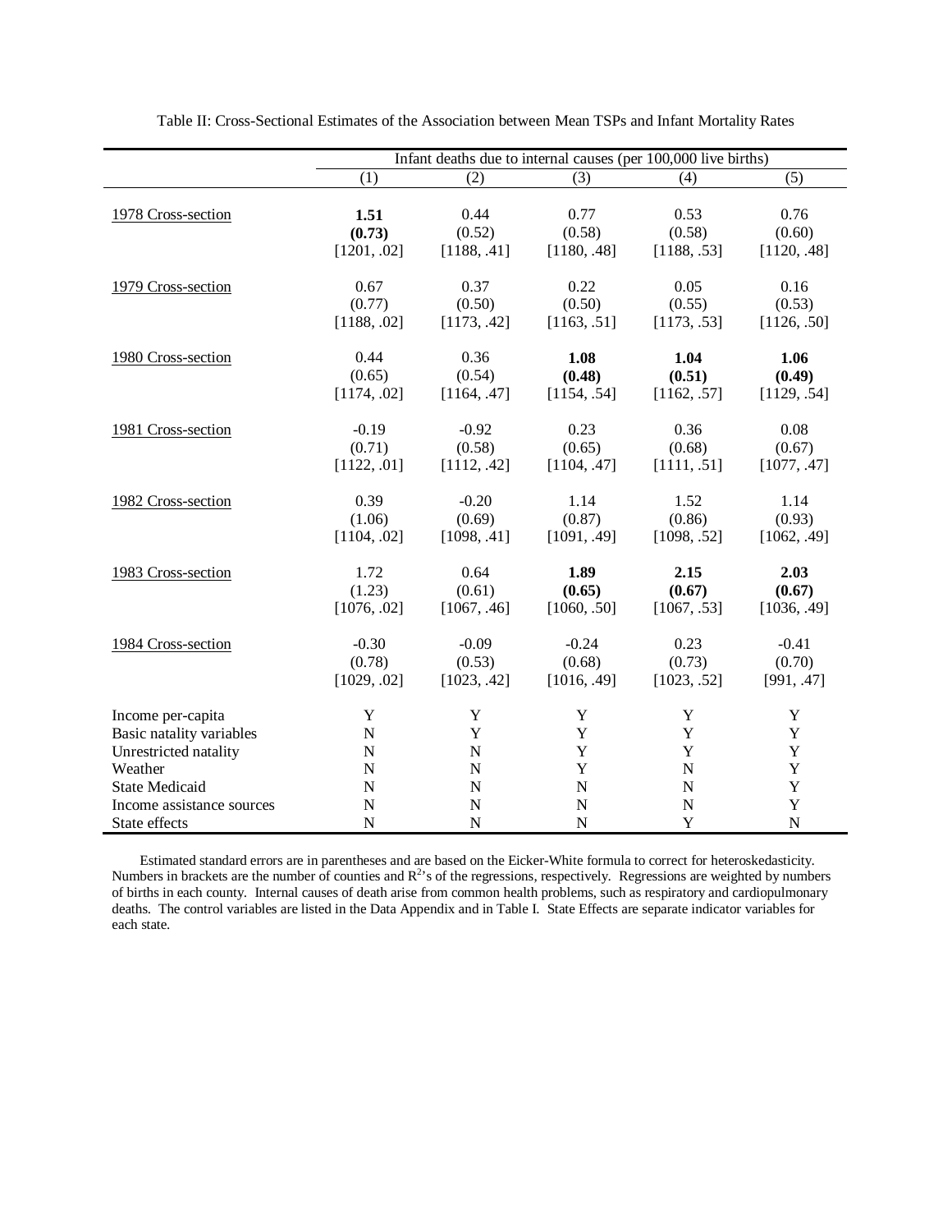Table II: Cross-Sectional Estimates of the Association between Mean TSPs and Infant Mortality Rates

| | Infant deaths due to internal causes (per 100,000 live births) | | | | |
|---|---|---|---|---|---|
| | (1) | (2) | (3) | (4) | (5) |
| 1978 Cross-section | **1.51** | 0.44 | 0.77 | 0.53 | 0.76 |
| | **(0.73)** | (0.52) | (0.58) | (0.58) | (0.60) |
| | [1201, .02] | [1188, .41] | [1180, .48] | [1188, .53] | [1120, .48] |
| 1979 Cross-section | 0.67 | 0.37 | 0.22 | 0.05 | 0.16 |
| | (0.77) | (0.50) | (0.50) | (0.55) | (0.53) |
| | [1188, .02] | [1173, .42] | [1163, .51] | [1173, .53] | [1126, .50] |
| 1980 Cross-section | 0.44 | 0.36 | **1.08** | **1.04** | **1.06** |
| | (0.65) | (0.54) | **(0.48)** | **(0.51)** | **(0.49)** |
| | [1174, .02] | [1164, .47] | [1154, .54] | [1162, .57] | [1129, .54] |
| 1981 Cross-section | -0.19 | -0.92 | 0.23 | 0.36 | 0.08 |
| | (0.71) | (0.58) | (0.65) | (0.68) | (0.67) |
| | [1122, .01] | [1112, .42] | [1104, .47] | [1111, .51] | [1077, .47] |
| 1982 Cross-section | 0.39 | -0.20 | 1.14 | 1.52 | 1.14 |
| | (1.06) | (0.69) | (0.87) | (0.86) | (0.93) |
| | [1104, .02] | [1098, .41] | [1091, .49] | [1098, .52] | [1062, .49] |
| 1983 Cross-section | 1.72 | 0.64 | **1.89** | **2.15** | **2.03** |
| | (1.23) | (0.61) | **(0.65)** | **(0.67)** | **(0.67)** |
| | [1076, .02] | [1067, .46] | [1060, .50] | [1067, .53] | [1036, .49] |
| 1984 Cross-section | -0.30 | -0.09 | -0.24 | 0.23 | -0.41 |
| | (0.78) | (0.53) | (0.68) | (0.73) | (0.70) |
| | [1029, .02] | [1023, .42] | [1016, .49] | [1023, .52] | [991, .47] |
| Income per-capita | Y | Y | Y | Y | Y |
| Basic natality variables | N | Y | Y | Y | Y |
| Unrestricted natality | N | N | Y | Y | Y |
| Weather | N | N | Y | N | Y |
| State Medicaid | N | N | N | N | Y |
| Income assistance sources | N | N | N | N | Y |
| State effects | N | N | N | Y | N |

Estimated standard errors are in parentheses and are based on the Eicker-White formula to correct for heteroskedasticity. Numbers in brackets are the number of counties and $R^2$'s of the regressions, respectively. Regressions are weighted by numbers of births in each county. Internal causes of death arise from common health problems, such as respiratory and cardiopulmonary deaths. The control variables are listed in the Data Appendix and in Table I. State Effects are separate indicator variables for each state.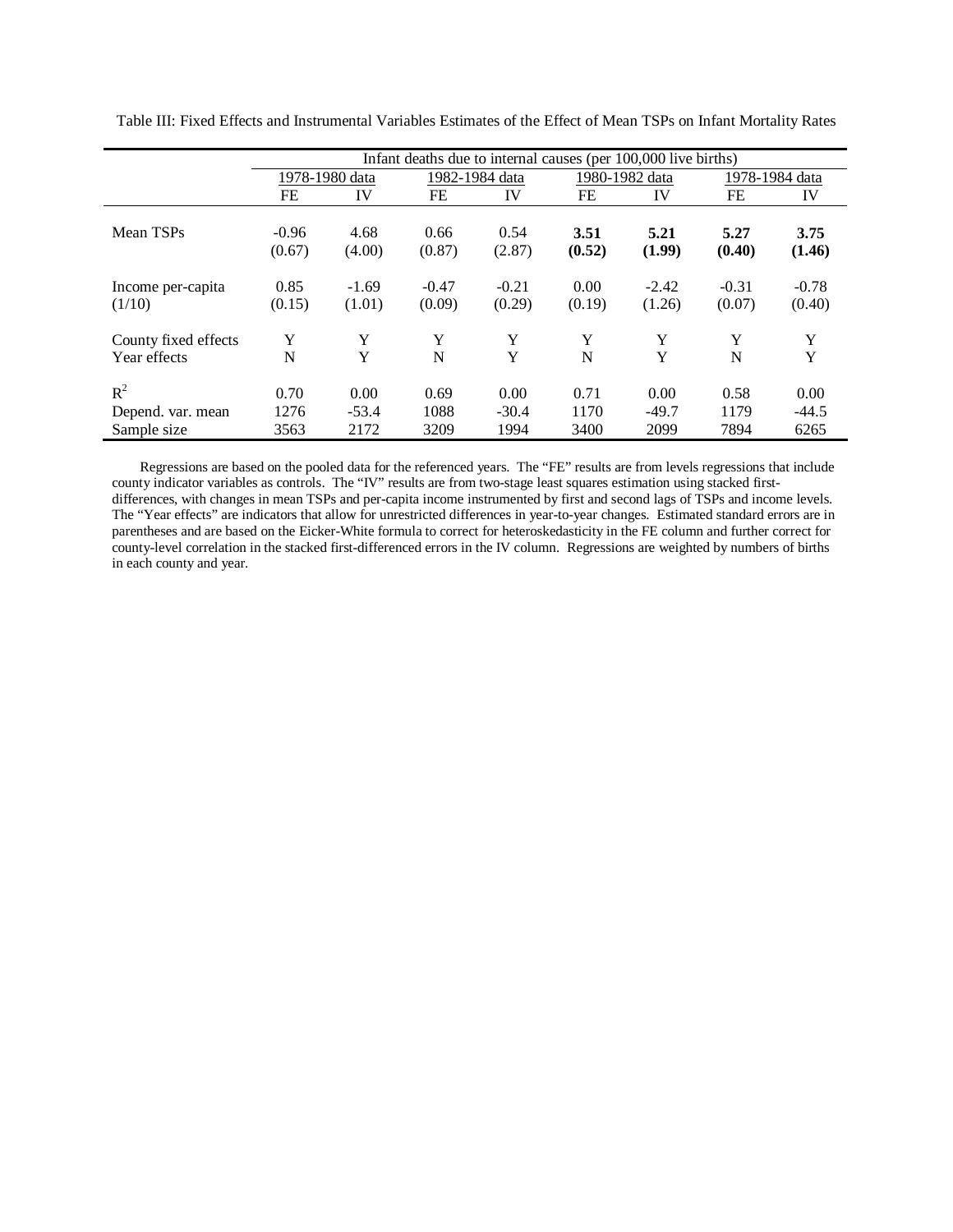Table III: Fixed Effects and Instrumental Variables Estimates of the Effect of Mean TSPs on Infant Mortality Rates

| | Infant deaths due to internal causes (per 100,000 live births) | | | | | | | |
|---|---|---|---|---|---|---|---|---|
| | 1978-1980 data | | 1982-1984 data | | 1980-1982 data | | 1978-1984 data | |
| | FE | IV | FE | IV | FE | IV | FE | IV |
| Mean TSPs | -0.96 | 4.68 | 0.66 | 0.54 | **3.51** | **5.21** | **5.27** | **3.75** |
| | (0.67) | (4.00) | (0.87) | (2.87) | **(0.52)** | **(1.99)** | **(0.40)** | **(1.46)** |
| Income per-capita | 0.85 | -1.69 | -0.47 | -0.21 | 0.00 | -2.42 | -0.31 | -0.78 |
| (1/10) | (0.15) | (1.01) | (0.09) | (0.29) | (0.19) | (1.26) | (0.07) | (0.40) |
| County fixed effects | Y | Y | Y | Y | Y | Y | Y | Y |
| Year effects | N | Y | N | Y | N | Y | N | Y |
| $R^2$ | 0.70 | 0.00 | 0.69 | 0.00 | 0.71 | 0.00 | 0.58 | 0.00 |
| Depend. var. mean | 1276 | -53.4 | 1088 | -30.4 | 1170 | -49.7 | 1179 | -44.5 |
| Sample size | 3563 | 2172 | 3209 | 1994 | 3400 | 2099 | 7894 | 6265 |

Regressions are based on the pooled data for the referenced years. The "FE" results are from levels regressions that include county indicator variables as controls. The "IV" results are from two-stage least squares estimation using stacked first-differences, with changes in mean TSPs and per-capita income instrumented by first and second lags of TSPs and income levels. The "Year effects" are indicators that allow for unrestricted differences in year-to-year changes. Estimated standard errors are in parentheses and are based on the Eicker-White formula to correct for heteroskedasticity in the FE column and further correct for county-level correlation in the stacked first-differenced errors in the IV column. Regressions are weighted by numbers of births in each county and year.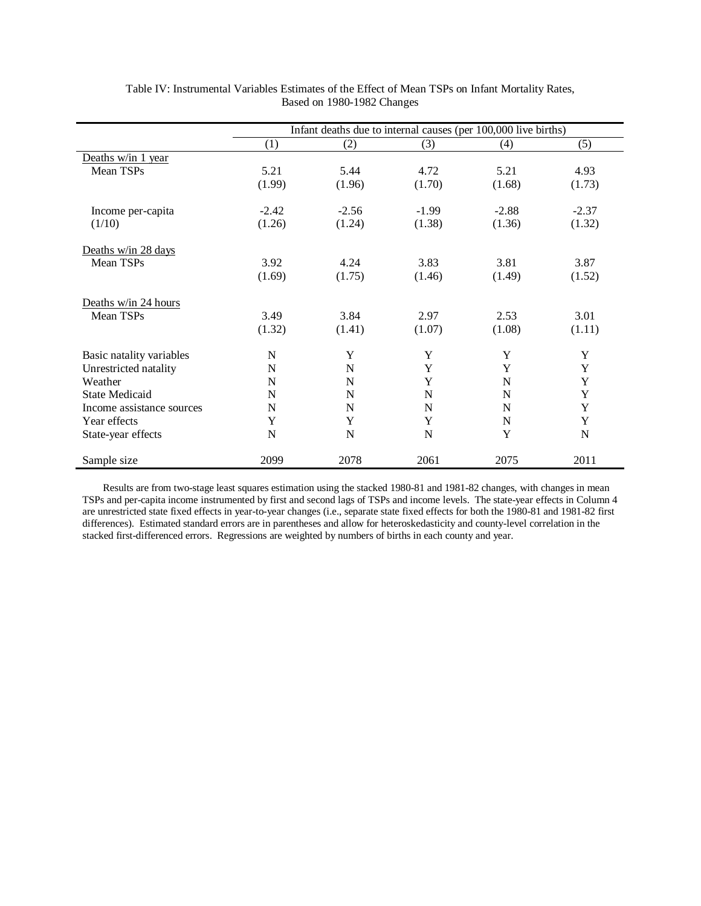Table IV: Instrumental Variables Estimates of the Effect of Mean TSPs on Infant Mortality Rates, Based on 1980-1982 Changes

| | Infant deaths due to internal causes (per 100,000 live births) | | | | |
|---|---|---|---|---|---|
| | (1) | (2) | (3) | (4) | (5) |
| Deaths w/in 1 year | | | | | |
| Mean TSPs | 5.21 | 5.44 | 4.72 | 5.21 | 4.93 |
| | (1.99) | (1.96) | (1.70) | (1.68) | (1.73) |
| Income per-capita (1/10) | -2.42 | -2.56 | -1.99 | -2.88 | -2.37 |
| | (1.26) | (1.24) | (1.38) | (1.36) | (1.32) |
| Deaths w/in 28 days | | | | | |
| Mean TSPs | 3.92 | 4.24 | 3.83 | 3.81 | 3.87 |
| | (1.69) | (1.75) | (1.46) | (1.49) | (1.52) |
| Deaths w/in 24 hours | | | | | |
| Mean TSPs | 3.49 | 3.84 | 2.97 | 2.53 | 3.01 |
| | (1.32) | (1.41) | (1.07) | (1.08) | (1.11) |
| Basic natality variables | N | Y | Y | Y | Y |
| Unrestricted natality | N | N | Y | Y | Y |
| Weather | N | N | Y | N | Y |
| State Medicaid | N | N | N | N | Y |
| Income assistance sources | N | N | N | N | Y |
| Year effects | Y | Y | Y | N | Y |
| State-year effects | N | N | N | Y | N |
| Sample size | 2099 | 2078 | 2061 | 2075 | 2011 |

Results are from two-stage least squares estimation using the stacked 1980-81 and 1981-82 changes, with changes in mean TSPs and per-capita income instrumented by first and second lags of TSPs and income levels. The state-year effects in Column 4 are unrestricted state fixed effects in year-to-year changes (i.e., separate state fixed effects for both the 1980-81 and 1981-82 first differences). Estimated standard errors are in parentheses and allow for heteroskedasticity and county-level correlation in the stacked first-differenced errors. Regressions are weighted by numbers of births in each county and year.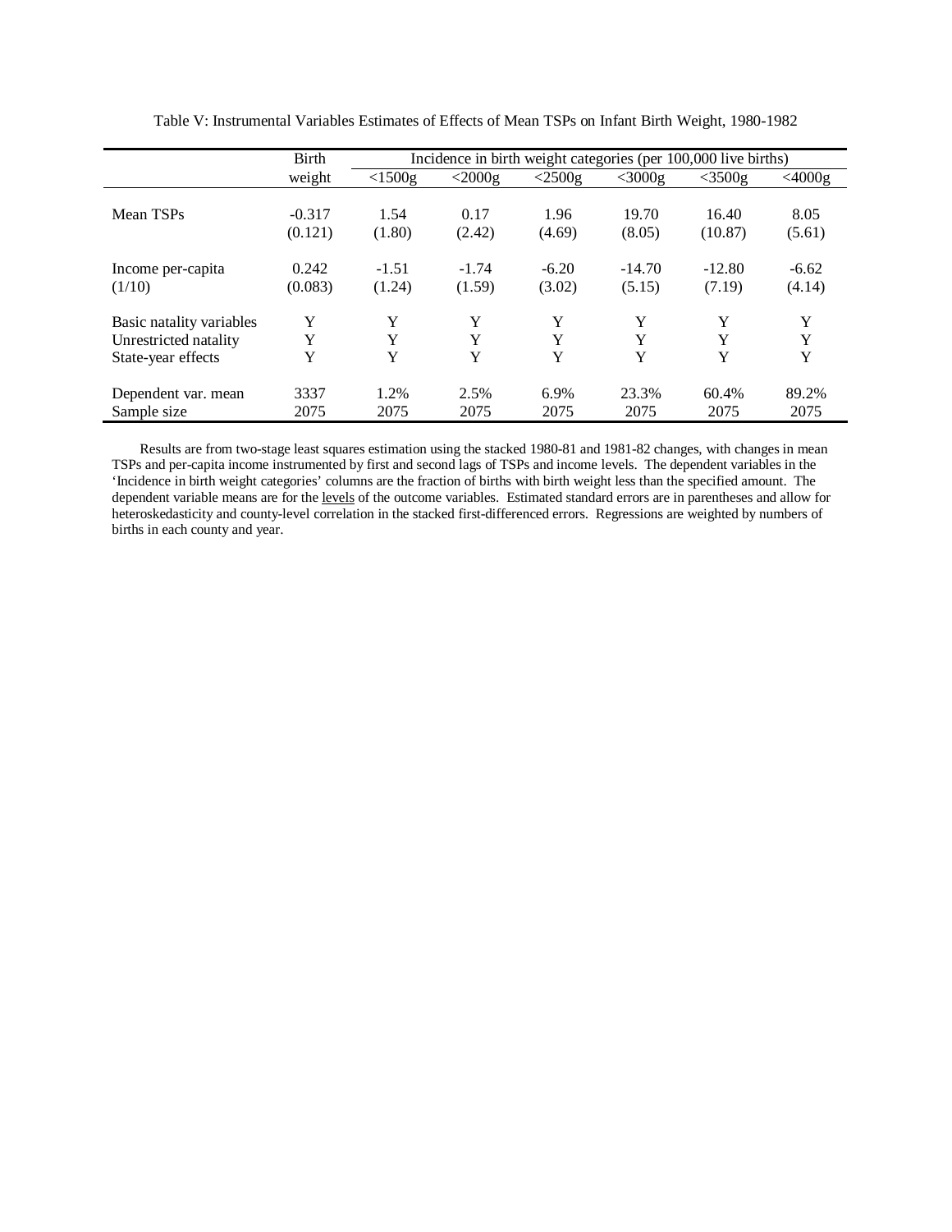Table V: Instrumental Variables Estimates of Effects of Mean TSPs on Infant Birth Weight, 1980-1982

| | Birth weight | Incidence in birth weight categories (per 100,000 live births) | | | | | |
|---|---|---|---|---|---|---|---|
| | | <1500g | <2000g | <2500g | <3000g | <3500g | <4000g |
| Mean TSPs | -0.317 | 1.54 | 0.17 | 1.96 | 19.70 | 16.40 | 8.05 |
| | (0.121) | (1.80) | (2.42) | (4.69) | (8.05) | (10.87) | (5.61) |
| Income per-capita (1/10) | 0.242 | -1.51 | -1.74 | -6.20 | -14.70 | -12.80 | -6.62 |
| | (0.083) | (1.24) | (1.59) | (3.02) | (5.15) | (7.19) | (4.14) |
| Basic natality variables | Y | Y | Y | Y | Y | Y | Y |
| Unrestricted natality | Y | Y | Y | Y | Y | Y | Y |
| State-year effects | Y | Y | Y | Y | Y | Y | Y |
| Dependent var. mean | 3337 | 1.2% | 2.5% | 6.9% | 23.3% | 60.4% | 89.2% |
| Sample size | 2075 | 2075 | 2075 | 2075 | 2075 | 2075 | 2075 |

Results are from two-stage least squares estimation using the stacked 1980-81 and 1981-82 changes, with changes in mean TSPs and per-capita income instrumented by first and second lags of TSPs and income levels. The dependent variables in the 'Incidence in birth weight categories' columns are the fraction of births with birth weight less than the specified amount. The dependent variable means are for the levels of the outcome variables. Estimated standard errors are in parentheses and allow for heteroskedasticity and county-level correlation in the stacked first-differenced errors. Regressions are weighted by numbers of births in each county and year.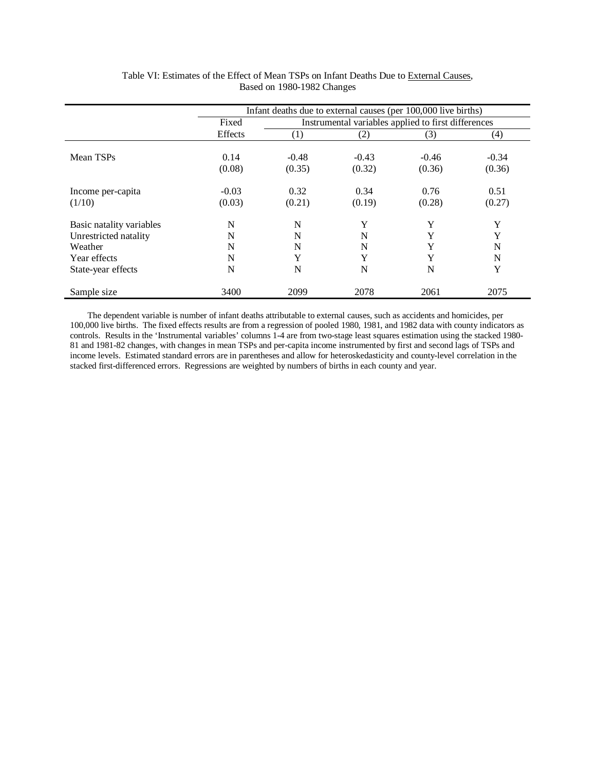Table VI: Estimates of the Effect of Mean TSPs on Infant Deaths Due to External Causes, Based on 1980-1982 Changes

| | Infant deaths due to external causes (per 100,000 live births) | | | | |
|---|---|---|---|---|---|
| | Fixed | Instrumental variables applied to first differences | | | |
| | Effects | (1) | (2) | (3) | (4) |
| Mean TSPs | 0.14 | -0.48 | -0.43 | -0.46 | -0.34 |
| | (0.08) | (0.35) | (0.32) | (0.36) | (0.36) |
| Income per-capita (1/10) | -0.03 | 0.32 | 0.34 | 0.76 | 0.51 |
| | (0.03) | (0.21) | (0.19) | (0.28) | (0.27) |
| Basic natality variables | N | N | Y | Y | Y |
| Unrestricted natality | N | N | N | Y | Y |
| Weather | N | N | N | Y | N |
| Year effects | N | Y | Y | Y | N |
| State-year effects | N | N | N | N | Y |
| Sample size | 3400 | 2099 | 2078 | 2061 | 2075 |

The dependent variable is number of infant deaths attributable to external causes, such as accidents and homicides, per 100,000 live births. The fixed effects results are from a regression of pooled 1980, 1981, and 1982 data with county indicators as controls. Results in the 'Instrumental variables' columns 1-4 are from two-stage least squares estimation using the stacked 1980-81 and 1981-82 changes, with changes in mean TSPs and per-capita income instrumented by first and second lags of TSPs and income levels. Estimated standard errors are in parentheses and allow for heteroskedasticity and county-level correlation in the stacked first-differenced errors. Regressions are weighted by numbers of births in each county and year.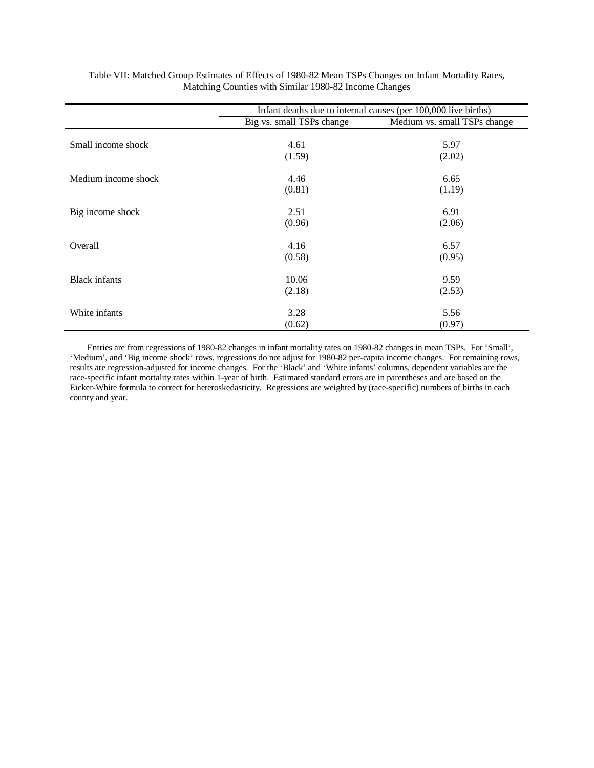Table VII: Matched Group Estimates of Effects of 1980-82 Mean TSPs Changes on Infant Mortality Rates, Matching Counties with Similar 1980-82 Income Changes

| | Infant deaths due to internal causes (per 100,000 live births) | |
|---|---|---|
| | Big vs. small TSPs change | Medium vs. small TSPs change |
| Small income shock | 4.61 | 5.97 |
| | (1.59) | (2.02) |
| Medium income shock | 4.46 | 6.65 |
| | (0.81) | (1.19) |
| Big income shock | 2.51 | 6.91 |
| | (0.96) | (2.06) |
| Overall | 4.16 | 6.57 |
| | (0.58) | (0.95) |
| Black infants | 10.06 | 9.59 |
| | (2.18) | (2.53) |
| White infants | 3.28 | 5.56 |
| | (0.62) | (0.97) |

Entries are from regressions of 1980-82 changes in infant mortality rates on 1980-82 changes in mean TSPs. For 'Small', 'Medium', and 'Big income shock' rows, regressions do not adjust for 1980-82 per-capita income changes. For remaining rows, results are regression-adjusted for income changes. For the 'Black' and 'White infants' columns, dependent variables are the race-specific infant mortality rates within 1-year of birth. Estimated standard errors are in parentheses and are based on the Eicker-White formula to correct for heteroskedasticity. Regressions are weighted by (race-specific) numbers of births in each county and year.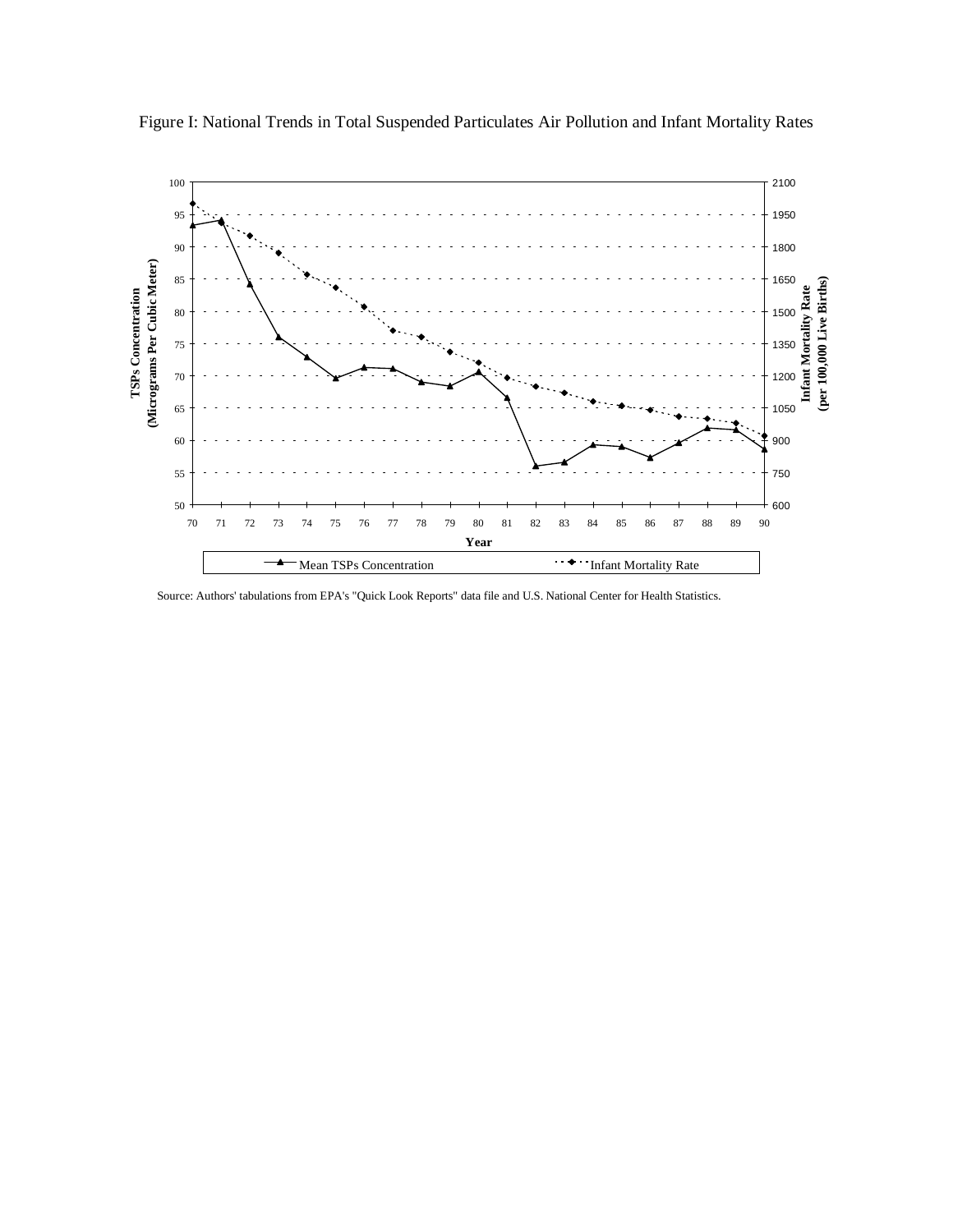Figure I: National Trends in Total Suspended Particulates Air Pollution and Infant Mortality Rates

Source: Authors' tabulations from EPA's "Quick Look Reports" data file and U.S. National Center for Health Statistics.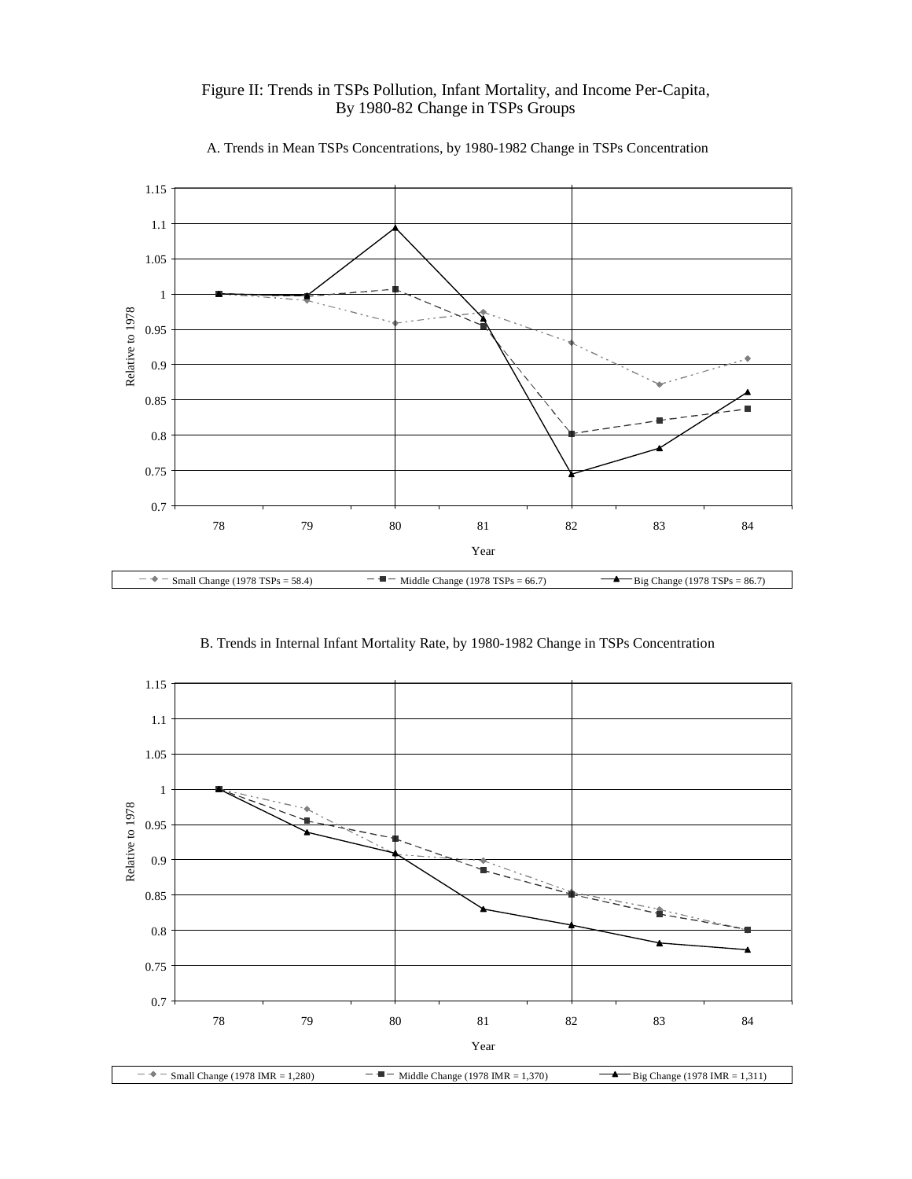Figure II: Trends in TSPs Pollution, Infant Mortality, and Income Per-Capita, By 1980-82 Change in TSPs Groups

A. Trends in Mean TSPs Concentrations, by 1980-1982 Change in TSPs Concentration

Small Change (1978 TSPs = 58.4) — Middle Change (1978 TSPs = 66.7) — Big Change (1978 TSPs = 86.7)

B. Trends in Internal Infant Mortality Rate, by 1980-1982 Change in TSPs Concentration

Small Change (1978 IMR = 1,280) — Middle Change (1978 IMR = 1,370) — Big Change (1978 IMR = 1,311)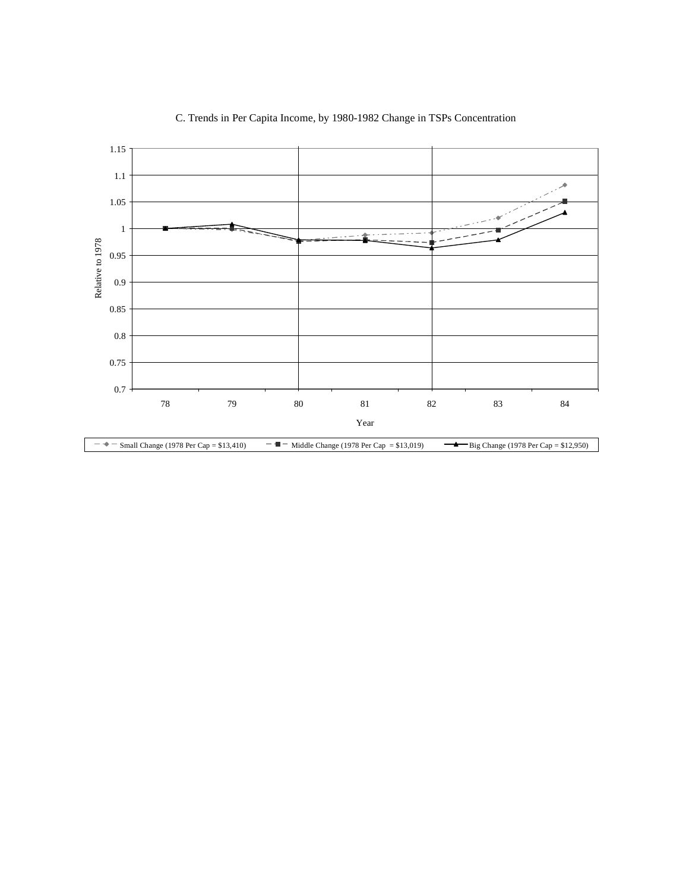C. Trends in Per Capita Income, by 1980-1982 Change in TSPs Concentration

Relative to 1978

Year

Small Change (1978 Per Cap = $13,410) — Middle Change (1978 Per Cap = $13,019) — Big Change (1978 Per Cap = $12,950)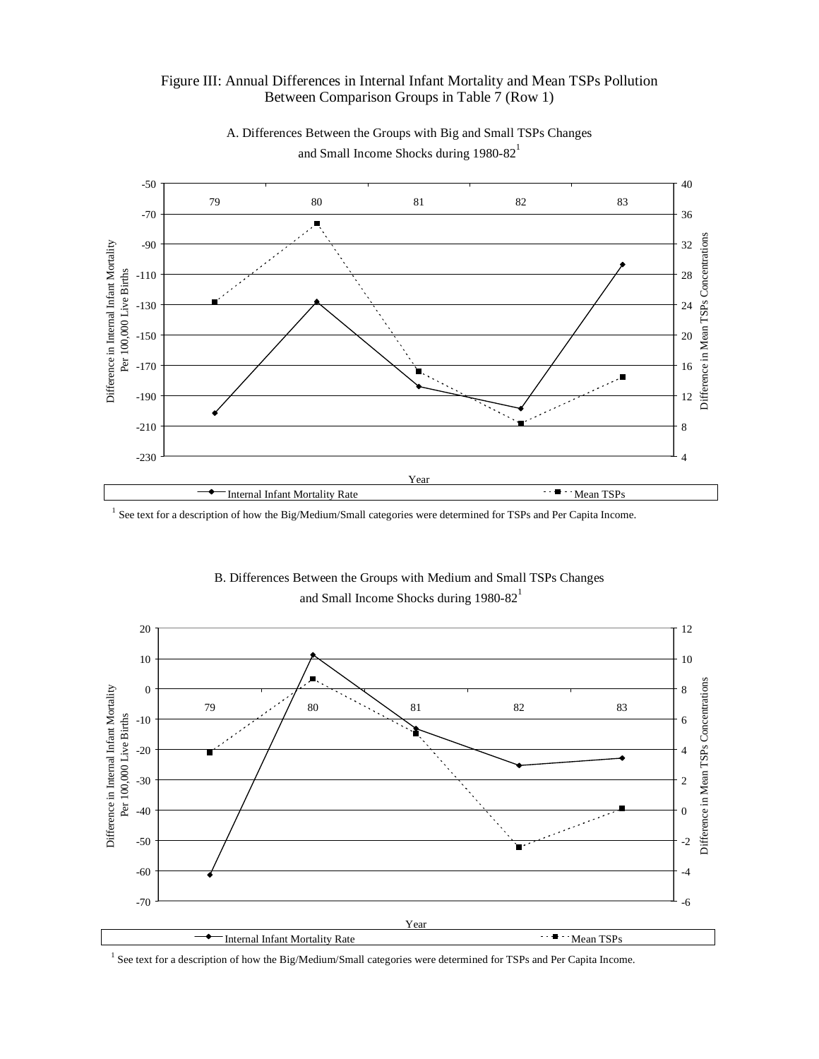Figure III: Annual Differences in Internal Infant Mortality and Mean TSPs Pollution Between Comparison Groups in Table 7 (Row 1)

A. Differences Between the Groups with Big and Small TSPs Changes and Small Income Shocks during 1980-82[1]

-50
-70
-90
-110
-130
-150
-170
-190
-210
-230

40
36
32
28
24
20
16
12
8
4

79 80 81 82 83

Difference in Internal Infant Mortality Per 100,000 Live Births

Difference in Mean TSPs Concentrations

Year

Internal Infant Mortality Rate

Mean TSPs

[1] See text for a description of how the Big/Medium/Small categories were determined for TSPs and Per Capita Income.

B. Differences Between the Groups with Medium and Small TSPs Changes and Small Income Shocks during 1980-82[1]

20
10
0
-10
-20
-30
-40
-50
-60
-70

12
10
8
6
4
2
0
-2
-4
-6

79 80 81 82 83

Difference in Internal Infant Mortality Per 100,000 Live Births

Difference in Mean TSPs Concentrations

Year

Internal Infant Mortality Rate

Mean TSPs

[1] See text for a description of how the Big/Medium/Small categories were determined for TSPs and Per Capita Income.